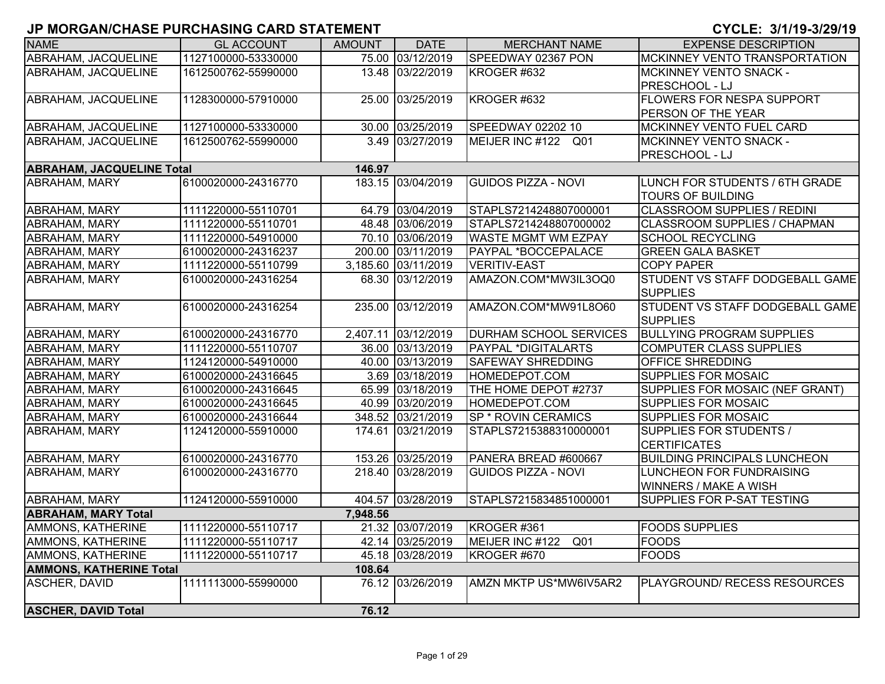# JP MORGAN/CHASE PURCHASING CARD STATEMENT

**CYCLE: 3/1/19-3/29/19**

| NAME | GL ACCOUNT | AMOUNT | DATE | MERCHANT NAME | EXPENSE DESCRIPTION |
|---|---|---|---|---|---|
| ABRAHAM, JACQUELINE | 1127100000-53330000 | 75.00 | 03/12/2019 | SPEEDWAY 02367 PON | MCKINNEY VENTO TRANSPORTATION |
| ABRAHAM, JACQUELINE | 1612500762-55990000 | 13.48 | 03/22/2019 | KROGER #632 | MCKINNEY VENTO SNACK - PRESCHOOL - LJ |
| ABRAHAM, JACQUELINE | 1128300000-57910000 | 25.00 | 03/25/2019 | KROGER #632 | FLOWERS FOR NESPA SUPPORT PERSON OF THE YEAR |
| ABRAHAM, JACQUELINE | 1127100000-53330000 | 30.00 | 03/25/2019 | SPEEDWAY 02202 10 | MCKINNEY VENTO FUEL CARD |
| ABRAHAM, JACQUELINE | 1612500762-55990000 | 3.49 | 03/27/2019 | MEIJER INC #122 Q01 | MCKINNEY VENTO SNACK - PRESCHOOL - LJ |
| **ABRAHAM, JACQUELINE Total** | | **146.97** | | | |
| ABRAHAM, MARY | 6100020000-24316770 | 183.15 | 03/04/2019 | GUIDOS PIZZA - NOVI | LUNCH FOR STUDENTS / 6TH GRADE TOURS OF BUILDING |
| ABRAHAM, MARY | 1111220000-55110701 | 64.79 | 03/04/2019 | STAPLS7214248807000001 | CLASSROOM SUPPLIES / REDINI |
| ABRAHAM, MARY | 1111220000-55110701 | 48.48 | 03/06/2019 | STAPLS7214248807000002 | CLASSROOM SUPPLIES / CHAPMAN |
| ABRAHAM, MARY | 1111220000-54910000 | 70.10 | 03/06/2019 | WASTE MGMT WM EZPAY | SCHOOL RECYCLING |
| ABRAHAM, MARY | 6100020000-24316237 | 200.00 | 03/11/2019 | PAYPAL *BOCCEPALACE | GREEN GALA BASKET |
| ABRAHAM, MARY | 1111220000-55110799 | 3,185.60 | 03/11/2019 | VERITIV-EAST | COPY PAPER |
| ABRAHAM, MARY | 6100020000-24316254 | 68.30 | 03/12/2019 | AMAZON.COM*MW3IL3OQ0 | STUDENT VS STAFF DODGEBALL GAME SUPPLIES |
| ABRAHAM, MARY | 6100020000-24316254 | 235.00 | 03/12/2019 | AMAZON.COM*MW91L8O60 | STUDENT VS STAFF DODGEBALL GAME SUPPLIES |
| ABRAHAM, MARY | 6100020000-24316770 | 2,407.11 | 03/12/2019 | DURHAM SCHOOL SERVICES | BULLYING PROGRAM SUPPLIES |
| ABRAHAM, MARY | 1111220000-55110707 | 36.00 | 03/13/2019 | PAYPAL *DIGITALARTS | COMPUTER CLASS SUPPLIES |
| ABRAHAM, MARY | 1124120000-54910000 | 40.00 | 03/13/2019 | SAFEWAY SHREDDING | OFFICE SHREDDING |
| ABRAHAM, MARY | 6100020000-24316645 | 3.69 | 03/18/2019 | HOMEDEPOT.COM | SUPPLIES FOR MOSAIC |
| ABRAHAM, MARY | 6100020000-24316645 | 65.99 | 03/18/2019 | THE HOME DEPOT #2737 | SUPPLIES FOR MOSAIC (NEF GRANT) |
| ABRAHAM, MARY | 6100020000-24316645 | 40.99 | 03/20/2019 | HOMEDEPOT.COM | SUPPLIES FOR MOSAIC |
| ABRAHAM, MARY | 6100020000-24316644 | 348.52 | 03/21/2019 | SP * ROVIN CERAMICS | SUPPLIES FOR MOSAIC |
| ABRAHAM, MARY | 1124120000-55910000 | 174.61 | 03/21/2019 | STAPLS7215388310000001 | SUPPLIES FOR STUDENTS / CERTIFICATES |
| ABRAHAM, MARY | 6100020000-24316770 | 153.26 | 03/25/2019 | PANERA BREAD #600667 | BUILDING PRINCIPALS LUNCHEON |
| ABRAHAM, MARY | 6100020000-24316770 | 218.40 | 03/28/2019 | GUIDOS PIZZA - NOVI | LUNCHEON FOR FUNDRAISING WINNERS / MAKE A WISH |
| ABRAHAM, MARY | 1124120000-55910000 | 404.57 | 03/28/2019 | STAPLS7215834851000001 | SUPPLIES FOR P-SAT TESTING |
| **ABRAHAM, MARY Total** | | **7,948.56** | | | |
| AMMONS, KATHERINE | 1111220000-55110717 | 21.32 | 03/07/2019 | KROGER #361 | FOODS SUPPLIES |
| AMMONS, KATHERINE | 1111220000-55110717 | 42.14 | 03/25/2019 | MEIJER INC #122 Q01 | FOODS |
| AMMONS, KATHERINE | 1111220000-55110717 | 45.18 | 03/28/2019 | KROGER #670 | FOODS |
| **AMMONS, KATHERINE Total** | | **108.64** | | | |
| ASCHER, DAVID | 1111113000-55990000 | 76.12 | 03/26/2019 | AMZN MKTP US*MW6IV5AR2 | PLAYGROUND/ RECESS RESOURCES |
| **ASCHER, DAVID Total** | | **76.12** | | | |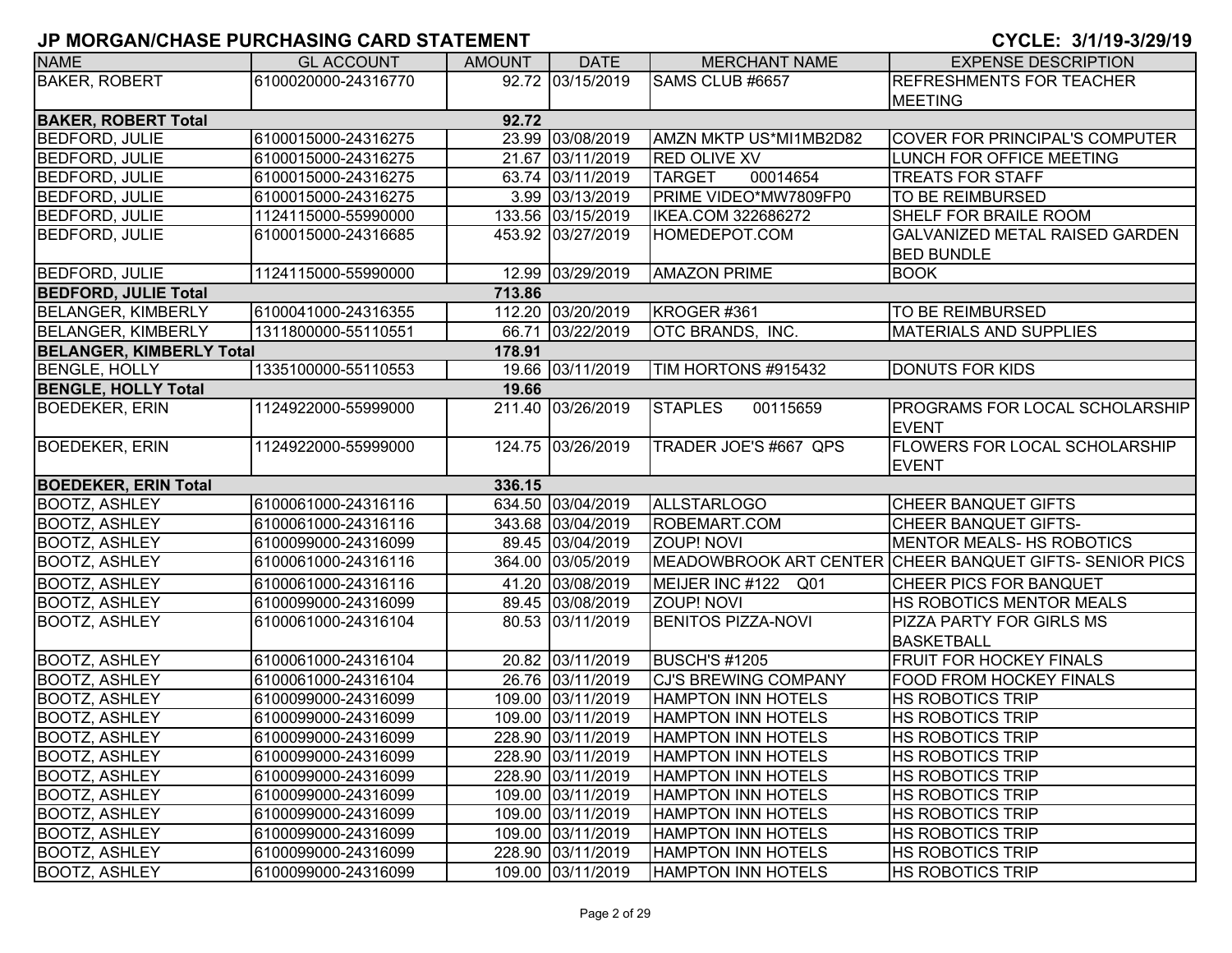## JP MORGAN/CHASE PURCHASING CARD STATEMENT

**CYCLE: 3/1/19-3/29/19**

| NAME | GL ACCOUNT | AMOUNT | DATE | MERCHANT NAME | EXPENSE DESCRIPTION |
|---|---|---|---|---|---|
| BAKER, ROBERT | 6100020000-24316770 | 92.72 | 03/15/2019 | SAMS CLUB #6657 | REFRESHMENTS FOR TEACHER MEETING |
| **BAKER, ROBERT Total** | | **92.72** | | | |
| BEDFORD, JULIE | 6100015000-24316275 | 23.99 | 03/08/2019 | AMZN MKTP US*MI1MB2D82 | COVER FOR PRINCIPAL'S COMPUTER |
| BEDFORD, JULIE | 6100015000-24316275 | 21.67 | 03/11/2019 | RED OLIVE XV | LUNCH FOR OFFICE MEETING |
| BEDFORD, JULIE | 6100015000-24316275 | 63.74 | 03/11/2019 | TARGET 00014654 | TREATS FOR STAFF |
| BEDFORD, JULIE | 6100015000-24316275 | 3.99 | 03/13/2019 | PRIME VIDEO*MW7809FP0 | TO BE REIMBURSED |
| BEDFORD, JULIE | 1124115000-55990000 | 133.56 | 03/15/2019 | IKEA.COM 322686272 | SHELF FOR BRAILE ROOM |
| BEDFORD, JULIE | 6100015000-24316685 | 453.92 | 03/27/2019 | HOMEDEPOT.COM | GALVANIZED METAL RAISED GARDEN BED BUNDLE |
| BEDFORD, JULIE | 1124115000-55990000 | 12.99 | 03/29/2019 | AMAZON PRIME | BOOK |
| **BEDFORD, JULIE Total** | | **713.86** | | | |
| BELANGER, KIMBERLY | 6100041000-24316355 | 112.20 | 03/20/2019 | KROGER #361 | TO BE REIMBURSED |
| BELANGER, KIMBERLY | 1311800000-55110551 | 66.71 | 03/22/2019 | OTC BRANDS, INC. | MATERIALS AND SUPPLIES |
| **BELANGER, KIMBERLY Total** | | **178.91** | | | |
| BENGLE, HOLLY | 1335100000-55110553 | 19.66 | 03/11/2019 | TIM HORTONS #915432 | DONUTS FOR KIDS |
| **BENGLE, HOLLY Total** | | **19.66** | | | |
| BOEDEKER, ERIN | 1124922000-55999000 | 211.40 | 03/26/2019 | STAPLES 00115659 | PROGRAMS FOR LOCAL SCHOLARSHIP EVENT |
| BOEDEKER, ERIN | 1124922000-55999000 | 124.75 | 03/26/2019 | TRADER JOE'S #667 QPS | FLOWERS FOR LOCAL SCHOLARSHIP EVENT |
| **BOEDEKER, ERIN Total** | | **336.15** | | | |
| BOOTZ, ASHLEY | 6100061000-24316116 | 634.50 | 03/04/2019 | ALLSTARLOGO | CHEER BANQUET GIFTS |
| BOOTZ, ASHLEY | 6100061000-24316116 | 343.68 | 03/04/2019 | ROBEMART.COM | CHEER BANQUET GIFTS- |
| BOOTZ, ASHLEY | 6100099000-24316099 | 89.45 | 03/04/2019 | ZOUP! NOVI | MENTOR MEALS- HS ROBOTICS |
| BOOTZ, ASHLEY | 6100061000-24316116 | 364.00 | 03/05/2019 | MEADOWBROOK ART CENTER | CHEER BANQUET GIFTS- SENIOR PICS |
| BOOTZ, ASHLEY | 6100061000-24316116 | 41.20 | 03/08/2019 | MEIJER INC #122 Q01 | CHEER PICS FOR BANQUET |
| BOOTZ, ASHLEY | 6100099000-24316099 | 89.45 | 03/08/2019 | ZOUP! NOVI | HS ROBOTICS MENTOR MEALS |
| BOOTZ, ASHLEY | 6100061000-24316104 | 80.53 | 03/11/2019 | BENITOS PIZZA-NOVI | PIZZA PARTY FOR GIRLS MS BASKETBALL |
| BOOTZ, ASHLEY | 6100061000-24316104 | 20.82 | 03/11/2019 | BUSCH'S #1205 | FRUIT FOR HOCKEY FINALS |
| BOOTZ, ASHLEY | 6100061000-24316104 | 26.76 | 03/11/2019 | CJ'S BREWING COMPANY | FOOD FROM HOCKEY FINALS |
| BOOTZ, ASHLEY | 6100099000-24316099 | 109.00 | 03/11/2019 | HAMPTON INN HOTELS | HS ROBOTICS TRIP |
| BOOTZ, ASHLEY | 6100099000-24316099 | 109.00 | 03/11/2019 | HAMPTON INN HOTELS | HS ROBOTICS TRIP |
| BOOTZ, ASHLEY | 6100099000-24316099 | 228.90 | 03/11/2019 | HAMPTON INN HOTELS | HS ROBOTICS TRIP |
| BOOTZ, ASHLEY | 6100099000-24316099 | 228.90 | 03/11/2019 | HAMPTON INN HOTELS | HS ROBOTICS TRIP |
| BOOTZ, ASHLEY | 6100099000-24316099 | 228.90 | 03/11/2019 | HAMPTON INN HOTELS | HS ROBOTICS TRIP |
| BOOTZ, ASHLEY | 6100099000-24316099 | 109.00 | 03/11/2019 | HAMPTON INN HOTELS | HS ROBOTICS TRIP |
| BOOTZ, ASHLEY | 6100099000-24316099 | 109.00 | 03/11/2019 | HAMPTON INN HOTELS | HS ROBOTICS TRIP |
| BOOTZ, ASHLEY | 6100099000-24316099 | 109.00 | 03/11/2019 | HAMPTON INN HOTELS | HS ROBOTICS TRIP |
| BOOTZ, ASHLEY | 6100099000-24316099 | 228.90 | 03/11/2019 | HAMPTON INN HOTELS | HS ROBOTICS TRIP |
| BOOTZ, ASHLEY | 6100099000-24316099 | 109.00 | 03/11/2019 | HAMPTON INN HOTELS | HS ROBOTICS TRIP |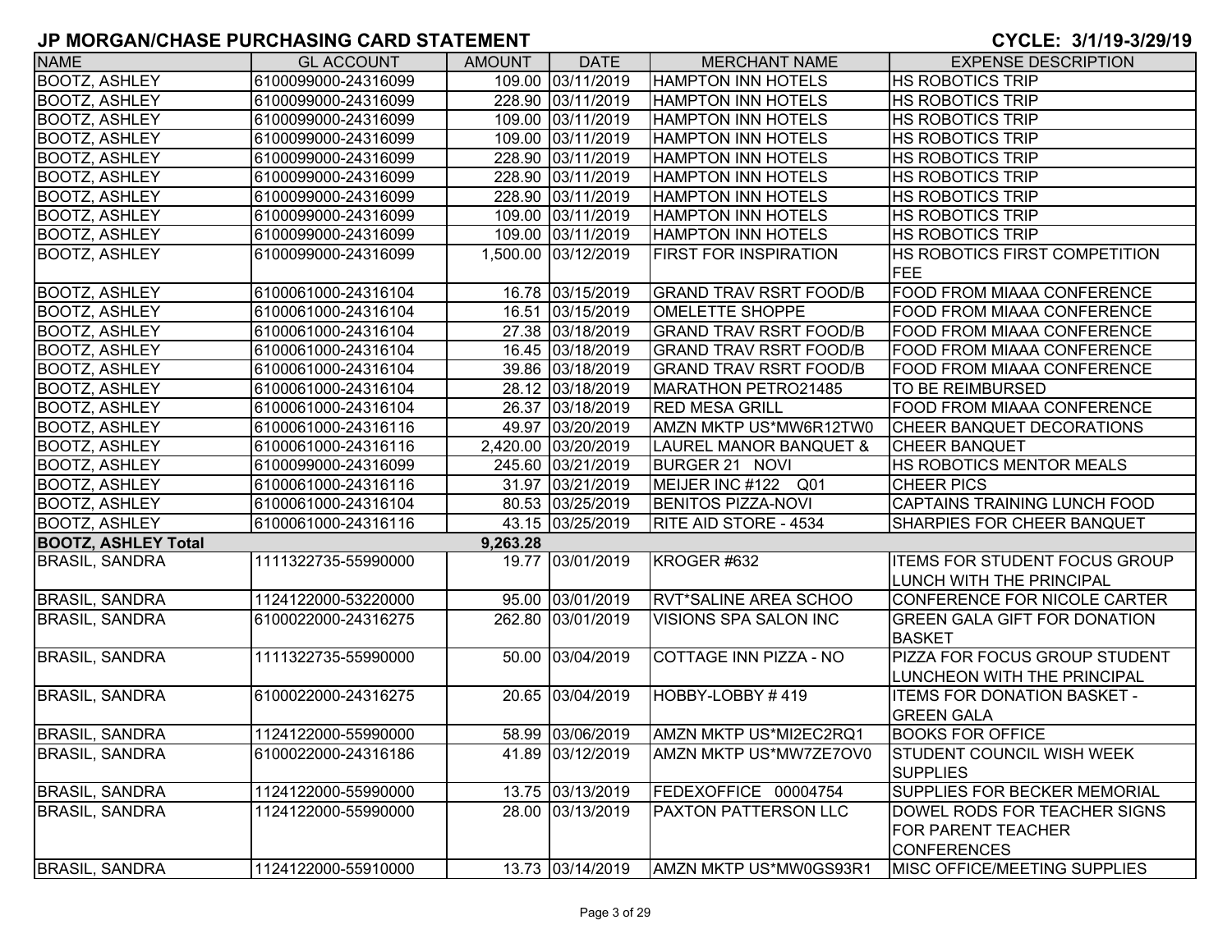## JP MORGAN/CHASE PURCHASING CARD STATEMENT

CYCLE: 3/1/19-3/29/19

| NAME | GL ACCOUNT | AMOUNT | DATE | MERCHANT NAME | EXPENSE DESCRIPTION |
|---|---|---|---|---|---|
| BOOTZ, ASHLEY | 6100099000-24316099 | 109.00 | 03/11/2019 | HAMPTON INN HOTELS | HS ROBOTICS TRIP |
| BOOTZ, ASHLEY | 6100099000-24316099 | 228.90 | 03/11/2019 | HAMPTON INN HOTELS | HS ROBOTICS TRIP |
| BOOTZ, ASHLEY | 6100099000-24316099 | 109.00 | 03/11/2019 | HAMPTON INN HOTELS | HS ROBOTICS TRIP |
| BOOTZ, ASHLEY | 6100099000-24316099 | 109.00 | 03/11/2019 | HAMPTON INN HOTELS | HS ROBOTICS TRIP |
| BOOTZ, ASHLEY | 6100099000-24316099 | 228.90 | 03/11/2019 | HAMPTON INN HOTELS | HS ROBOTICS TRIP |
| BOOTZ, ASHLEY | 6100099000-24316099 | 228.90 | 03/11/2019 | HAMPTON INN HOTELS | HS ROBOTICS TRIP |
| BOOTZ, ASHLEY | 6100099000-24316099 | 228.90 | 03/11/2019 | HAMPTON INN HOTELS | HS ROBOTICS TRIP |
| BOOTZ, ASHLEY | 6100099000-24316099 | 109.00 | 03/11/2019 | HAMPTON INN HOTELS | HS ROBOTICS TRIP |
| BOOTZ, ASHLEY | 6100099000-24316099 | 109.00 | 03/11/2019 | HAMPTON INN HOTELS | HS ROBOTICS TRIP |
| BOOTZ, ASHLEY | 6100099000-24316099 | 1,500.00 | 03/12/2019 | FIRST FOR INSPIRATION | HS ROBOTICS FIRST COMPETITION FEE |
| BOOTZ, ASHLEY | 6100061000-24316104 | 16.78 | 03/15/2019 | GRAND TRAV RSRT FOOD/B | FOOD FROM MIAAA CONFERENCE |
| BOOTZ, ASHLEY | 6100061000-24316104 | 16.51 | 03/15/2019 | OMELETTE SHOPPE | FOOD FROM MIAAA CONFERENCE |
| BOOTZ, ASHLEY | 6100061000-24316104 | 27.38 | 03/18/2019 | GRAND TRAV RSRT FOOD/B | FOOD FROM MIAAA CONFERENCE |
| BOOTZ, ASHLEY | 6100061000-24316104 | 16.45 | 03/18/2019 | GRAND TRAV RSRT FOOD/B | FOOD FROM MIAAA CONFERENCE |
| BOOTZ, ASHLEY | 6100061000-24316104 | 39.86 | 03/18/2019 | GRAND TRAV RSRT FOOD/B | FOOD FROM MIAAA CONFERENCE |
| BOOTZ, ASHLEY | 6100061000-24316104 | 28.12 | 03/18/2019 | MARATHON PETRO21485 | TO BE REIMBURSED |
| BOOTZ, ASHLEY | 6100061000-24316104 | 26.37 | 03/18/2019 | RED MESA GRILL | FOOD FROM MIAAA CONFERENCE |
| BOOTZ, ASHLEY | 6100061000-24316116 | 49.97 | 03/20/2019 | AMZN MKTP US*MW6R12TW0 | CHEER BANQUET DECORATIONS |
| BOOTZ, ASHLEY | 6100061000-24316116 | 2,420.00 | 03/20/2019 | LAUREL MANOR BANQUET & | CHEER BANQUET |
| BOOTZ, ASHLEY | 6100099000-24316099 | 245.60 | 03/21/2019 | BURGER 21 NOVI | HS ROBOTICS MENTOR MEALS |
| BOOTZ, ASHLEY | 6100061000-24316116 | 31.97 | 03/21/2019 | MEIJER INC #122 Q01 | CHEER PICS |
| BOOTZ, ASHLEY | 6100061000-24316104 | 80.53 | 03/25/2019 | BENITOS PIZZA-NOVI | CAPTAINS TRAINING LUNCH FOOD |
| BOOTZ, ASHLEY | 6100061000-24316116 | 43.15 | 03/25/2019 | RITE AID STORE - 4534 | SHARPIES FOR CHEER BANQUET |
| **BOOTZ, ASHLEY Total** | | **9,263.28** | | | |
| BRASIL, SANDRA | 1111322735-55990000 | 19.77 | 03/01/2019 | KROGER #632 | ITEMS FOR STUDENT FOCUS GROUP LUNCH WITH THE PRINCIPAL |
| BRASIL, SANDRA | 1124122000-53220000 | 95.00 | 03/01/2019 | RVT*SALINE AREA SCHOO | CONFERENCE FOR NICOLE CARTER |
| BRASIL, SANDRA | 6100022000-24316275 | 262.80 | 03/01/2019 | VISIONS SPA SALON INC | GREEN GALA GIFT FOR DONATION BASKET |
| BRASIL, SANDRA | 1111322735-55990000 | 50.00 | 03/04/2019 | COTTAGE INN PIZZA - NO | PIZZA FOR FOCUS GROUP STUDENT LUNCHEON WITH THE PRINCIPAL |
| BRASIL, SANDRA | 6100022000-24316275 | 20.65 | 03/04/2019 | HOBBY-LOBBY # 419 | ITEMS FOR DONATION BASKET - GREEN GALA |
| BRASIL, SANDRA | 1124122000-55990000 | 58.99 | 03/06/2019 | AMZN MKTP US*MI2EC2RQ1 | BOOKS FOR OFFICE |
| BRASIL, SANDRA | 6100022000-24316186 | 41.89 | 03/12/2019 | AMZN MKTP US*MW7ZE7OV0 | STUDENT COUNCIL WISH WEEK SUPPLIES |
| BRASIL, SANDRA | 1124122000-55990000 | 13.75 | 03/13/2019 | FEDEXOFFICE 00004754 | SUPPLIES FOR BECKER MEMORIAL |
| BRASIL, SANDRA | 1124122000-55990000 | 28.00 | 03/13/2019 | PAXTON PATTERSON LLC | DOWEL RODS FOR TEACHER SIGNS FOR PARENT TEACHER CONFERENCES |
| BRASIL, SANDRA | 1124122000-55910000 | 13.73 | 03/14/2019 | AMZN MKTP US*MW0GS93R1 | MISC OFFICE/MEETING SUPPLIES |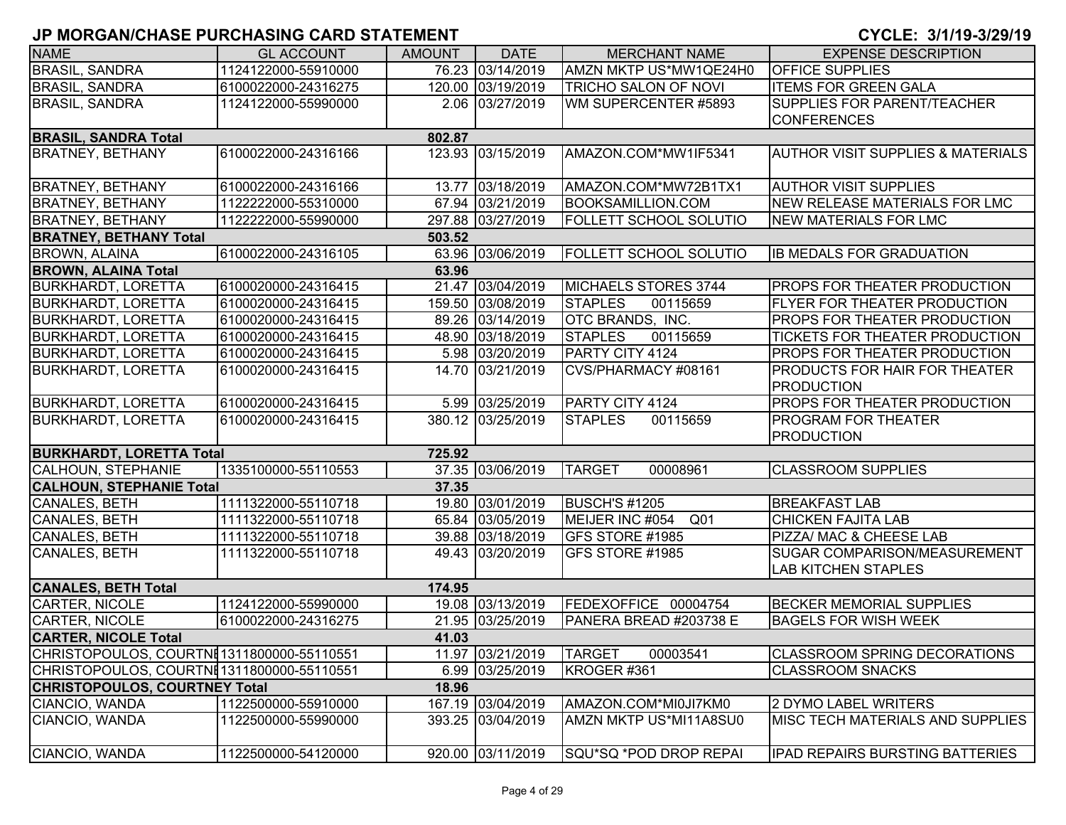## JP MORGAN/CHASE PURCHASING CARD STATEMENT

**CYCLE: 3/1/19-3/29/19**

| NAME | GL ACCOUNT | AMOUNT | DATE | MERCHANT NAME | EXPENSE DESCRIPTION |
|---|---|---|---|---|---|
| BRASIL, SANDRA | 1124122000-55910000 | 76.23 | 03/14/2019 | AMZN MKTP US*MW1QE24H0 | OFFICE SUPPLIES |
| BRASIL, SANDRA | 6100022000-24316275 | 120.00 | 03/19/2019 | TRICHO SALON OF NOVI | ITEMS FOR GREEN GALA |
| BRASIL, SANDRA | 1124122000-55990000 | 2.06 | 03/27/2019 | WM SUPERCENTER #5893 | SUPPLIES FOR PARENT/TEACHER CONFERENCES |
| **BRASIL, SANDRA Total** | | **802.87** | | | |
| BRATNEY, BETHANY | 6100022000-24316166 | 123.93 | 03/15/2019 | AMAZON.COM*MW1IF5341 | AUTHOR VISIT SUPPLIES & MATERIALS |
| BRATNEY, BETHANY | 6100022000-24316166 | 13.77 | 03/18/2019 | AMAZON.COM*MW72B1TX1 | AUTHOR VISIT SUPPLIES |
| BRATNEY, BETHANY | 1122222000-55310000 | 67.94 | 03/21/2019 | BOOKSAMILLION.COM | NEW RELEASE MATERIALS FOR LMC |
| BRATNEY, BETHANY | 1122222000-55990000 | 297.88 | 03/27/2019 | FOLLETT SCHOOL SOLUTIO | NEW MATERIALS FOR LMC |
| **BRATNEY, BETHANY Total** | | **503.52** | | | |
| BROWN, ALAINA | 6100022000-24316105 | 63.96 | 03/06/2019 | FOLLETT SCHOOL SOLUTIO | IB MEDALS FOR GRADUATION |
| **BROWN, ALAINA Total** | | **63.96** | | | |
| BURKHARDT, LORETTA | 6100020000-24316415 | 21.47 | 03/04/2019 | MICHAELS STORES 3744 | PROPS FOR THEATER PRODUCTION |
| BURKHARDT, LORETTA | 6100020000-24316415 | 159.50 | 03/08/2019 | STAPLES 00115659 | FLYER FOR THEATER PRODUCTION |
| BURKHARDT, LORETTA | 6100020000-24316415 | 89.26 | 03/14/2019 | OTC BRANDS, INC. | PROPS FOR THEATER PRODUCTION |
| BURKHARDT, LORETTA | 6100020000-24316415 | 48.90 | 03/18/2019 | STAPLES 00115659 | TICKETS FOR THEATER PRODUCTION |
| BURKHARDT, LORETTA | 6100020000-24316415 | 5.98 | 03/20/2019 | PARTY CITY 4124 | PROPS FOR THEATER PRODUCTION |
| BURKHARDT, LORETTA | 6100020000-24316415 | 14.70 | 03/21/2019 | CVS/PHARMACY #08161 | PRODUCTS FOR HAIR FOR THEATER PRODUCTION |
| BURKHARDT, LORETTA | 6100020000-24316415 | 5.99 | 03/25/2019 | PARTY CITY 4124 | PROPS FOR THEATER PRODUCTION |
| BURKHARDT, LORETTA | 6100020000-24316415 | 380.12 | 03/25/2019 | STAPLES 00115659 | PROGRAM FOR THEATER PRODUCTION |
| **BURKHARDT, LORETTA Total** | | **725.92** | | | |
| CALHOUN, STEPHANIE | 1335100000-55110553 | 37.35 | 03/06/2019 | TARGET 00008961 | CLASSROOM SUPPLIES |
| **CALHOUN, STEPHANIE Total** | | **37.35** | | | |
| CANALES, BETH | 1111322000-55110718 | 19.80 | 03/01/2019 | BUSCH'S #1205 | BREAKFAST LAB |
| CANALES, BETH | 1111322000-55110718 | 65.84 | 03/05/2019 | MEIJER INC #054 Q01 | CHICKEN FAJITA LAB |
| CANALES, BETH | 1111322000-55110718 | 39.88 | 03/18/2019 | GFS STORE #1985 | PIZZA/ MAC & CHEESE LAB |
| CANALES, BETH | 1111322000-55110718 | 49.43 | 03/20/2019 | GFS STORE #1985 | SUGAR COMPARISON/MEASUREMENT LAB KITCHEN STAPLES |
| **CANALES, BETH Total** | | **174.95** | | | |
| CARTER, NICOLE | 1124122000-55990000 | 19.08 | 03/13/2019 | FEDEXOFFICE 00004754 | BECKER MEMORIAL SUPPLIES |
| CARTER, NICOLE | 6100022000-24316275 | 21.95 | 03/25/2019 | PANERA BREAD #203738 E | BAGELS FOR WISH WEEK |
| **CARTER, NICOLE Total** | | **41.03** | | | |
| CHRISTOPOULOS, COURTNE | 1311800000-55110551 | 11.97 | 03/21/2019 | TARGET 00003541 | CLASSROOM SPRING DECORATIONS |
| CHRISTOPOULOS, COURTNE | 1311800000-55110551 | 6.99 | 03/25/2019 | KROGER #361 | CLASSROOM SNACKS |
| **CHRISTOPOULOS, COURTNEY Total** | | **18.96** | | | |
| CIANCIO, WANDA | 1122500000-55910000 | 167.19 | 03/04/2019 | AMAZON.COM*MI0JI7KM0 | 2 DYMO LABEL WRITERS |
| CIANCIO, WANDA | 1122500000-55990000 | 393.25 | 03/04/2019 | AMZN MKTP US*MI11A8SU0 | MISC TECH MATERIALS AND SUPPLIES |
| CIANCIO, WANDA | 1122500000-54120000 | 920.00 | 03/11/2019 | SQU*SQ *POD DROP REPAI | IPAD REPAIRS BURSTING BATTERIES |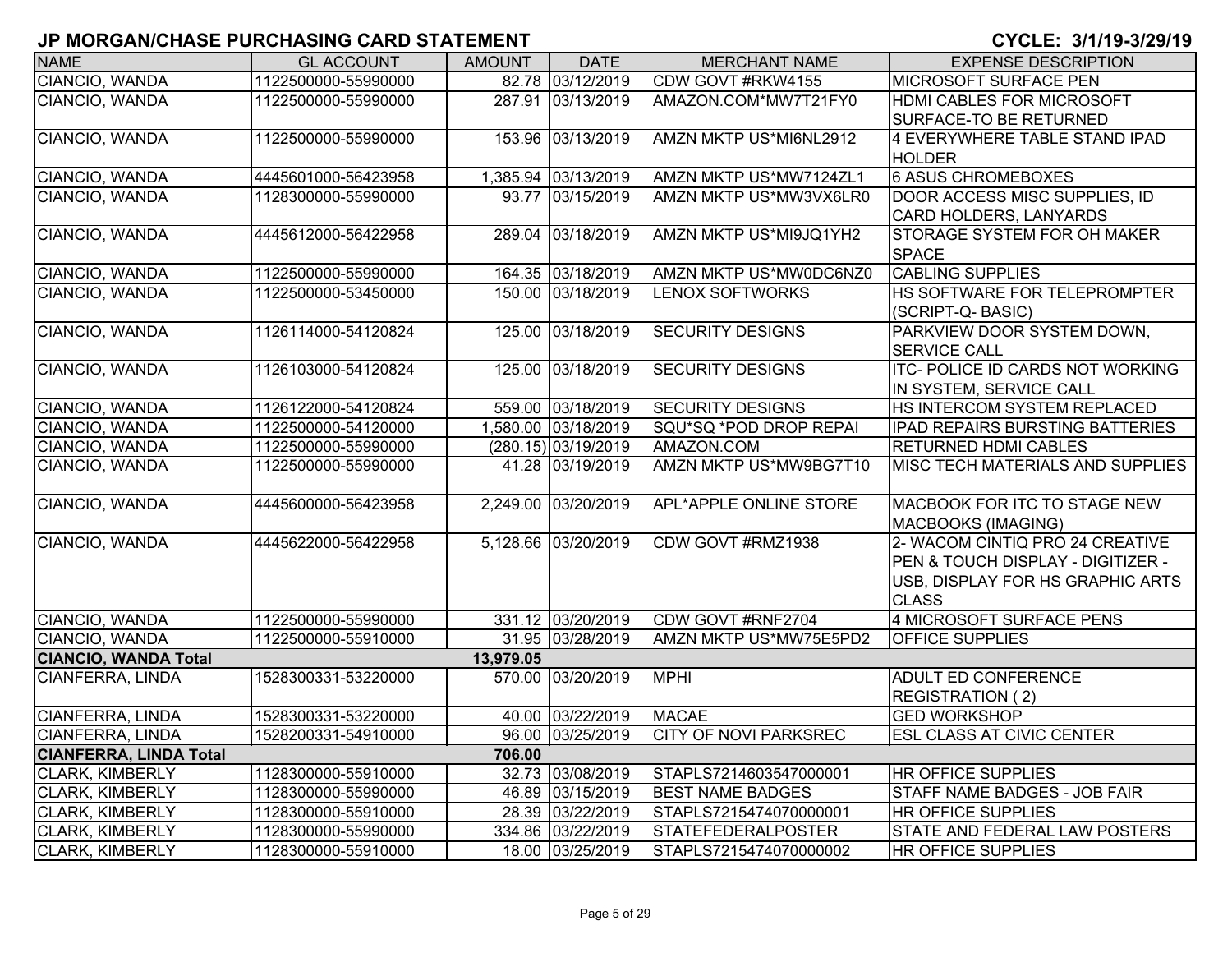## JP MORGAN/CHASE PURCHASING CARD STATEMENT

**CYCLE: 3/1/19-3/29/19**

| NAME | GL ACCOUNT | AMOUNT | DATE | MERCHANT NAME | EXPENSE DESCRIPTION |
|---|---|---|---|---|---|
| CIANCIO, WANDA | 1122500000-55990000 | 82.78 | 03/12/2019 | CDW GOVT #RKW4155 | MICROSOFT SURFACE PEN |
| CIANCIO, WANDA | 1122500000-55990000 | 287.91 | 03/13/2019 | AMAZON.COM*MW7T21FY0 | HDMI CABLES FOR MICROSOFT SURFACE-TO BE RETURNED |
| CIANCIO, WANDA | 1122500000-55990000 | 153.96 | 03/13/2019 | AMZN MKTP US*MI6NL2912 | 4 EVERYWHERE TABLE STAND IPAD HOLDER |
| CIANCIO, WANDA | 4445601000-56423958 | 1,385.94 | 03/13/2019 | AMZN MKTP US*MW7124ZL1 | 6 ASUS CHROMEBOXES |
| CIANCIO, WANDA | 1128300000-55990000 | 93.77 | 03/15/2019 | AMZN MKTP US*MW3VX6LR0 | DOOR ACCESS MISC SUPPLIES, ID CARD HOLDERS, LANYARDS |
| CIANCIO, WANDA | 4445612000-56422958 | 289.04 | 03/18/2019 | AMZN MKTP US*MI9JQ1YH2 | STORAGE SYSTEM FOR OH MAKER SPACE |
| CIANCIO, WANDA | 1122500000-55990000 | 164.35 | 03/18/2019 | AMZN MKTP US*MW0DC6NZ0 | CABLING SUPPLIES |
| CIANCIO, WANDA | 1122500000-53450000 | 150.00 | 03/18/2019 | LENOX SOFTWORKS | HS SOFTWARE FOR TELEPROMPTER (SCRIPT-Q- BASIC) |
| CIANCIO, WANDA | 1126114000-54120824 | 125.00 | 03/18/2019 | SECURITY DESIGNS | PARKVIEW DOOR SYSTEM DOWN, SERVICE CALL |
| CIANCIO, WANDA | 1126103000-54120824 | 125.00 | 03/18/2019 | SECURITY DESIGNS | ITC- POLICE ID CARDS NOT WORKING IN SYSTEM, SERVICE CALL |
| CIANCIO, WANDA | 1126122000-54120824 | 559.00 | 03/18/2019 | SECURITY DESIGNS | HS INTERCOM SYSTEM REPLACED |
| CIANCIO, WANDA | 1122500000-54120000 | 1,580.00 | 03/18/2019 | SQU*SQ *POD DROP REPAI | IPAD REPAIRS BURSTING BATTERIES |
| CIANCIO, WANDA | 1122500000-55990000 | (280.15) | 03/19/2019 | AMAZON.COM | RETURNED HDMI CABLES |
| CIANCIO, WANDA | 1122500000-55990000 | 41.28 | 03/19/2019 | AMZN MKTP US*MW9BG7T10 | MISC TECH MATERIALS AND SUPPLIES |
| CIANCIO, WANDA | 4445600000-56423958 | 2,249.00 | 03/20/2019 | APL*APPLE ONLINE STORE | MACBOOK FOR ITC TO STAGE NEW MACBOOKS (IMAGING) |
| CIANCIO, WANDA | 4445622000-56422958 | 5,128.66 | 03/20/2019 | CDW GOVT #RMZ1938 | 2- WACOM CINTIQ PRO 24 CREATIVE PEN & TOUCH DISPLAY - DIGITIZER - USB, DISPLAY FOR HS GRAPHIC ARTS CLASS |
| CIANCIO, WANDA | 1122500000-55990000 | 331.12 | 03/20/2019 | CDW GOVT #RNF2704 | 4 MICROSOFT SURFACE PENS |
| CIANCIO, WANDA | 1122500000-55910000 | 31.95 | 03/28/2019 | AMZN MKTP US*MW75E5PD2 | OFFICE SUPPLIES |
| **CIANCIO, WANDA Total** | | **13,979.05** | | | |
| CIANFERRA, LINDA | 1528300331-53220000 | 570.00 | 03/20/2019 | MPHI | ADULT ED CONFERENCE REGISTRATION ( 2) |
| CIANFERRA, LINDA | 1528300331-53220000 | 40.00 | 03/22/2019 | MACAE | GED WORKSHOP |
| CIANFERRA, LINDA | 1528200331-54910000 | 96.00 | 03/25/2019 | CITY OF NOVI PARKSREC | ESL CLASS AT CIVIC CENTER |
| **CIANFERRA, LINDA Total** | | **706.00** | | | |
| CLARK, KIMBERLY | 1128300000-55910000 | 32.73 | 03/08/2019 | STAPLS7214603547000001 | HR OFFICE SUPPLIES |
| CLARK, KIMBERLY | 1128300000-55990000 | 46.89 | 03/15/2019 | BEST NAME BADGES | STAFF NAME BADGES - JOB FAIR |
| CLARK, KIMBERLY | 1128300000-55910000 | 28.39 | 03/22/2019 | STAPLS7215474070000001 | HR OFFICE SUPPLIES |
| CLARK, KIMBERLY | 1128300000-55990000 | 334.86 | 03/22/2019 | STATEFEDERALPOSTER | STATE AND FEDERAL LAW POSTERS |
| CLARK, KIMBERLY | 1128300000-55910000 | 18.00 | 03/25/2019 | STAPLS7215474070000002 | HR OFFICE SUPPLIES |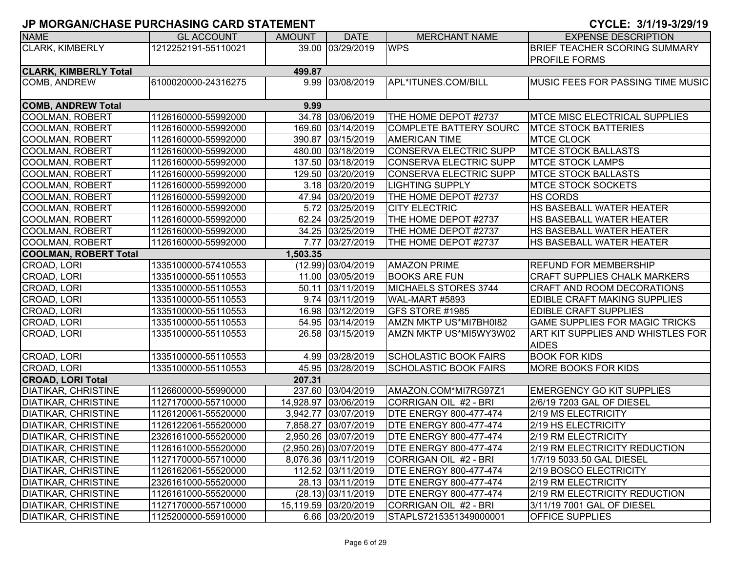# JP MORGAN/CHASE PURCHASING CARD STATEMENT

**CYCLE: 3/1/19-3/29/19**

| NAME | GL ACCOUNT | AMOUNT | DATE | MERCHANT NAME | EXPENSE DESCRIPTION |
|---|---|---|---|---|---|
| CLARK, KIMBERLY | 1212252191-55110021 | 39.00 | 03/29/2019 | WPS | BRIEF TEACHER SCORING SUMMARY PROFILE FORMS |
| **CLARK, KIMBERLY Total** | | **499.87** | | | |
| COMB, ANDREW | 6100020000-24316275 | 9.99 | 03/08/2019 | APL*ITUNES.COM/BILL | MUSIC FEES FOR PASSING TIME MUSIC |
| **COMB, ANDREW Total** | | **9.99** | | | |
| COOLMAN, ROBERT | 1126160000-55992000 | 34.78 | 03/06/2019 | THE HOME DEPOT #2737 | MTCE MISC ELECTRICAL SUPPLIES |
| COOLMAN, ROBERT | 1126160000-55992000 | 169.60 | 03/14/2019 | COMPLETE BATTERY SOURC | MTCE STOCK BATTERIES |
| COOLMAN, ROBERT | 1126160000-55992000 | 390.87 | 03/15/2019 | AMERICAN TIME | MTCE CLOCK |
| COOLMAN, ROBERT | 1126160000-55992000 | 480.00 | 03/18/2019 | CONSERVA ELECTRIC SUPP | MTCE STOCK BALLASTS |
| COOLMAN, ROBERT | 1126160000-55992000 | 137.50 | 03/18/2019 | CONSERVA ELECTRIC SUPP | MTCE STOCK LAMPS |
| COOLMAN, ROBERT | 1126160000-55992000 | 129.50 | 03/20/2019 | CONSERVA ELECTRIC SUPP | MTCE STOCK BALLASTS |
| COOLMAN, ROBERT | 1126160000-55992000 | 3.18 | 03/20/2019 | LIGHTING SUPPLY | MTCE STOCK SOCKETS |
| COOLMAN, ROBERT | 1126160000-55992000 | 47.94 | 03/20/2019 | THE HOME DEPOT #2737 | HS CORDS |
| COOLMAN, ROBERT | 1126160000-55992000 | 5.72 | 03/25/2019 | CITY ELECTRIC | HS BASEBALL WATER HEATER |
| COOLMAN, ROBERT | 1126160000-55992000 | 62.24 | 03/25/2019 | THE HOME DEPOT #2737 | HS BASEBALL WATER HEATER |
| COOLMAN, ROBERT | 1126160000-55992000 | 34.25 | 03/25/2019 | THE HOME DEPOT #2737 | HS BASEBALL WATER HEATER |
| COOLMAN, ROBERT | 1126160000-55992000 | 7.77 | 03/27/2019 | THE HOME DEPOT #2737 | HS BASEBALL WATER HEATER |
| **COOLMAN, ROBERT Total** | | **1,503.35** | | | |
| CROAD, LORI | 1335100000-57410553 | (12.99) | 03/04/2019 | AMAZON PRIME | REFUND FOR MEMBERSHIP |
| CROAD, LORI | 1335100000-55110553 | 11.00 | 03/05/2019 | BOOKS ARE FUN | CRAFT SUPPLIES CHALK MARKERS |
| CROAD, LORI | 1335100000-55110553 | 50.11 | 03/11/2019 | MICHAELS STORES 3744 | CRAFT AND ROOM DECORATIONS |
| CROAD, LORI | 1335100000-55110553 | 9.74 | 03/11/2019 | WAL-MART #5893 | EDIBLE CRAFT MAKING SUPPLIES |
| CROAD, LORI | 1335100000-55110553 | 16.98 | 03/12/2019 | GFS STORE #1985 | EDIBLE CRAFT SUPPLIES |
| CROAD, LORI | 1335100000-55110553 | 54.95 | 03/14/2019 | AMZN MKTP US*MI7BH0I82 | GAME SUPPLIES FOR MAGIC TRICKS |
| CROAD, LORI | 1335100000-55110553 | 26.58 | 03/15/2019 | AMZN MKTP US*MI5WY3W02 | ART KIT SUPPLIES AND WHISTLES FOR AIDES |
| CROAD, LORI | 1335100000-55110553 | 4.99 | 03/28/2019 | SCHOLASTIC BOOK FAIRS | BOOK FOR KIDS |
| CROAD, LORI | 1335100000-55110553 | 45.95 | 03/28/2019 | SCHOLASTIC BOOK FAIRS | MORE BOOKS FOR KIDS |
| **CROAD, LORI Total** | | **207.31** | | | |
| DIATIKAR, CHRISTINE | 1126600000-55990000 | 237.60 | 03/04/2019 | AMAZON.COM*MI7RG97Z1 | EMERGENCY GO KIT SUPPLIES |
| DIATIKAR, CHRISTINE | 1127170000-55710000 | 14,928.97 | 03/06/2019 | CORRIGAN OIL #2 - BRI | 2/6/19 7203 GAL OF DIESEL |
| DIATIKAR, CHRISTINE | 1126120061-55520000 | 3,942.77 | 03/07/2019 | DTE ENERGY 800-477-474 | 2/19 MS ELECTRICITY |
| DIATIKAR, CHRISTINE | 1126122061-55520000 | 7,858.27 | 03/07/2019 | DTE ENERGY 800-477-474 | 2/19 HS ELECTRICITY |
| DIATIKAR, CHRISTINE | 2326161000-55520000 | 2,950.26 | 03/07/2019 | DTE ENERGY 800-477-474 | 2/19 RM ELECTRICITY |
| DIATIKAR, CHRISTINE | 1126161000-55520000 | (2,950.26) | 03/07/2019 | DTE ENERGY 800-477-474 | 2/19 RM ELECTRICITY REDUCTION |
| DIATIKAR, CHRISTINE | 1127170000-55710000 | 8,076.36 | 03/11/2019 | CORRIGAN OIL #2 - BRI | 1/7/19 5033.50 GAL DIESEL |
| DIATIKAR, CHRISTINE | 1126162061-55520000 | 112.52 | 03/11/2019 | DTE ENERGY 800-477-474 | 2/19 BOSCO ELECTRICITY |
| DIATIKAR, CHRISTINE | 2326161000-55520000 | 28.13 | 03/11/2019 | DTE ENERGY 800-477-474 | 2/19 RM ELECTRICITY |
| DIATIKAR, CHRISTINE | 1126161000-55520000 | (28.13) | 03/11/2019 | DTE ENERGY 800-477-474 | 2/19 RM ELECTRICITY REDUCTION |
| DIATIKAR, CHRISTINE | 1127170000-55710000 | 15,119.59 | 03/20/2019 | CORRIGAN OIL #2 - BRI | 3/11/19 7001 GAL OF DIESEL |
| DIATIKAR, CHRISTINE | 1125200000-55910000 | 6.66 | 03/20/2019 | STAPLS7215351349000001 | OFFICE SUPPLIES |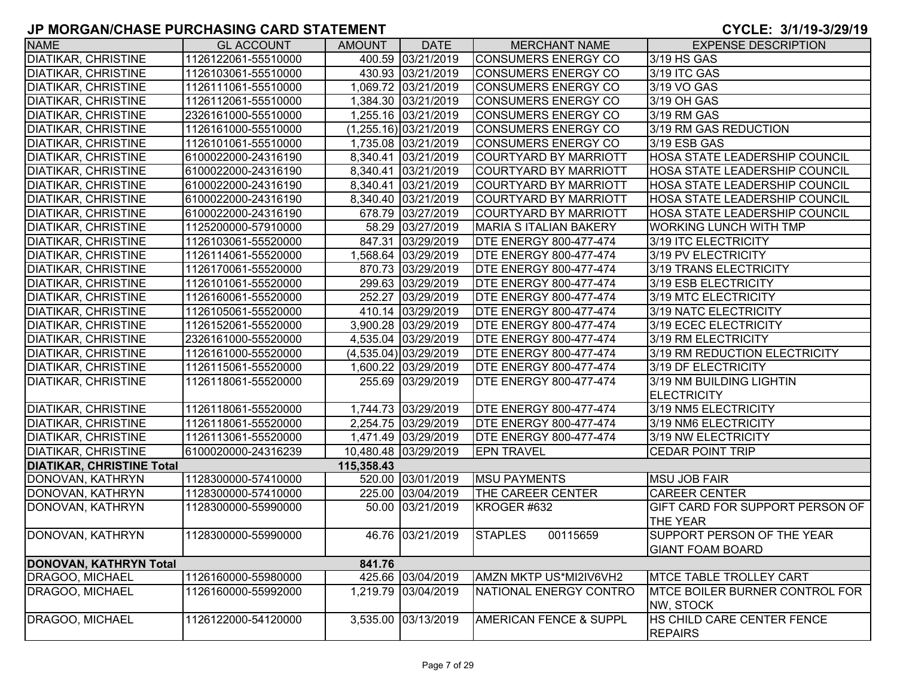# JP MORGAN/CHASE PURCHASING CARD STATEMENT

**CYCLE: 3/1/19-3/29/19**

| NAME | GL ACCOUNT | AMOUNT | DATE | MERCHANT NAME | EXPENSE DESCRIPTION |
|---|---|---|---|---|---|
| DIATIKAR, CHRISTINE | 1126122061-55510000 | 400.59 | 03/21/2019 | CONSUMERS ENERGY CO | 3/19 HS GAS |
| DIATIKAR, CHRISTINE | 1126103061-55510000 | 430.93 | 03/21/2019 | CONSUMERS ENERGY CO | 3/19 ITC GAS |
| DIATIKAR, CHRISTINE | 1126111061-55510000 | 1,069.72 | 03/21/2019 | CONSUMERS ENERGY CO | 3/19 VO GAS |
| DIATIKAR, CHRISTINE | 1126112061-55510000 | 1,384.30 | 03/21/2019 | CONSUMERS ENERGY CO | 3/19 OH GAS |
| DIATIKAR, CHRISTINE | 2326161000-55510000 | 1,255.16 | 03/21/2019 | CONSUMERS ENERGY CO | 3/19 RM GAS |
| DIATIKAR, CHRISTINE | 1126161000-55510000 | (1,255.16) | 03/21/2019 | CONSUMERS ENERGY CO | 3/19 RM GAS REDUCTION |
| DIATIKAR, CHRISTINE | 1126101061-55510000 | 1,735.08 | 03/21/2019 | CONSUMERS ENERGY CO | 3/19 ESB GAS |
| DIATIKAR, CHRISTINE | 6100022000-24316190 | 8,340.41 | 03/21/2019 | COURTYARD BY MARRIOTT | HOSA STATE LEADERSHIP COUNCIL |
| DIATIKAR, CHRISTINE | 6100022000-24316190 | 8,340.41 | 03/21/2019 | COURTYARD BY MARRIOTT | HOSA STATE LEADERSHIP COUNCIL |
| DIATIKAR, CHRISTINE | 6100022000-24316190 | 8,340.41 | 03/21/2019 | COURTYARD BY MARRIOTT | HOSA STATE LEADERSHIP COUNCIL |
| DIATIKAR, CHRISTINE | 6100022000-24316190 | 8,340.40 | 03/21/2019 | COURTYARD BY MARRIOTT | HOSA STATE LEADERSHIP COUNCIL |
| DIATIKAR, CHRISTINE | 6100022000-24316190 | 678.79 | 03/27/2019 | COURTYARD BY MARRIOTT | HOSA STATE LEADERSHIP COUNCIL |
| DIATIKAR, CHRISTINE | 1125200000-57910000 | 58.29 | 03/27/2019 | MARIA S ITALIAN BAKERY | WORKING LUNCH WITH TMP |
| DIATIKAR, CHRISTINE | 1126103061-55520000 | 847.31 | 03/29/2019 | DTE ENERGY 800-477-474 | 3/19 ITC ELECTRICITY |
| DIATIKAR, CHRISTINE | 1126114061-55520000 | 1,568.64 | 03/29/2019 | DTE ENERGY 800-477-474 | 3/19 PV ELECTRICITY |
| DIATIKAR, CHRISTINE | 1126170061-55520000 | 870.73 | 03/29/2019 | DTE ENERGY 800-477-474 | 3/19 TRANS ELECTRICITY |
| DIATIKAR, CHRISTINE | 1126101061-55520000 | 299.63 | 03/29/2019 | DTE ENERGY 800-477-474 | 3/19 ESB ELECTRICITY |
| DIATIKAR, CHRISTINE | 1126160061-55520000 | 252.27 | 03/29/2019 | DTE ENERGY 800-477-474 | 3/19 MTC ELECTRICITY |
| DIATIKAR, CHRISTINE | 1126105061-55520000 | 410.14 | 03/29/2019 | DTE ENERGY 800-477-474 | 3/19 NATC ELECTRICITY |
| DIATIKAR, CHRISTINE | 1126152061-55520000 | 3,900.28 | 03/29/2019 | DTE ENERGY 800-477-474 | 3/19 ECEC ELECTRICITY |
| DIATIKAR, CHRISTINE | 2326161000-55520000 | 4,535.04 | 03/29/2019 | DTE ENERGY 800-477-474 | 3/19 RM ELECTRICITY |
| DIATIKAR, CHRISTINE | 1126161000-55520000 | (4,535.04) | 03/29/2019 | DTE ENERGY 800-477-474 | 3/19 RM REDUCTION ELECTRICITY |
| DIATIKAR, CHRISTINE | 1126115061-55520000 | 1,600.22 | 03/29/2019 | DTE ENERGY 800-477-474 | 3/19 DF ELECTRICITY |
| DIATIKAR, CHRISTINE | 1126118061-55520000 | 255.69 | 03/29/2019 | DTE ENERGY 800-477-474 | 3/19 NM BUILDING LIGHTIN ELECTRICITY |
| DIATIKAR, CHRISTINE | 1126118061-55520000 | 1,744.73 | 03/29/2019 | DTE ENERGY 800-477-474 | 3/19 NM5 ELECTRICITY |
| DIATIKAR, CHRISTINE | 1126118061-55520000 | 2,254.75 | 03/29/2019 | DTE ENERGY 800-477-474 | 3/19 NM6 ELECTRICITY |
| DIATIKAR, CHRISTINE | 1126113061-55520000 | 1,471.49 | 03/29/2019 | DTE ENERGY 800-477-474 | 3/19 NW ELECTRICITY |
| DIATIKAR, CHRISTINE | 6100020000-24316239 | 10,480.48 | 03/29/2019 | EPN TRAVEL | CEDAR POINT TRIP |
| **DIATIKAR, CHRISTINE Total** | | **115,358.43** | | | |
| DONOVAN, KATHRYN | 1128300000-57410000 | 520.00 | 03/01/2019 | MSU PAYMENTS | MSU JOB FAIR |
| DONOVAN, KATHRYN | 1128300000-57410000 | 225.00 | 03/04/2019 | THE CAREER CENTER | CAREER CENTER |
| DONOVAN, KATHRYN | 1128300000-55990000 | 50.00 | 03/21/2019 | KROGER #632 | GIFT CARD FOR SUPPORT PERSON OF THE YEAR |
| DONOVAN, KATHRYN | 1128300000-55990000 | 46.76 | 03/21/2019 | STAPLES 00115659 | SUPPORT PERSON OF THE YEAR GIANT FOAM BOARD |
| **DONOVAN, KATHRYN Total** | | **841.76** | | | |
| DRAGOO, MICHAEL | 1126160000-55980000 | 425.66 | 03/04/2019 | AMZN MKTP US*MI2IV6VH2 | MTCE TABLE TROLLEY CART |
| DRAGOO, MICHAEL | 1126160000-55992000 | 1,219.79 | 03/04/2019 | NATIONAL ENERGY CONTRO | MTCE BOILER BURNER CONTROL FOR NW, STOCK |
| DRAGOO, MICHAEL | 1126122000-54120000 | 3,535.00 | 03/13/2019 | AMERICAN FENCE & SUPPL | HS CHILD CARE CENTER FENCE REPAIRS |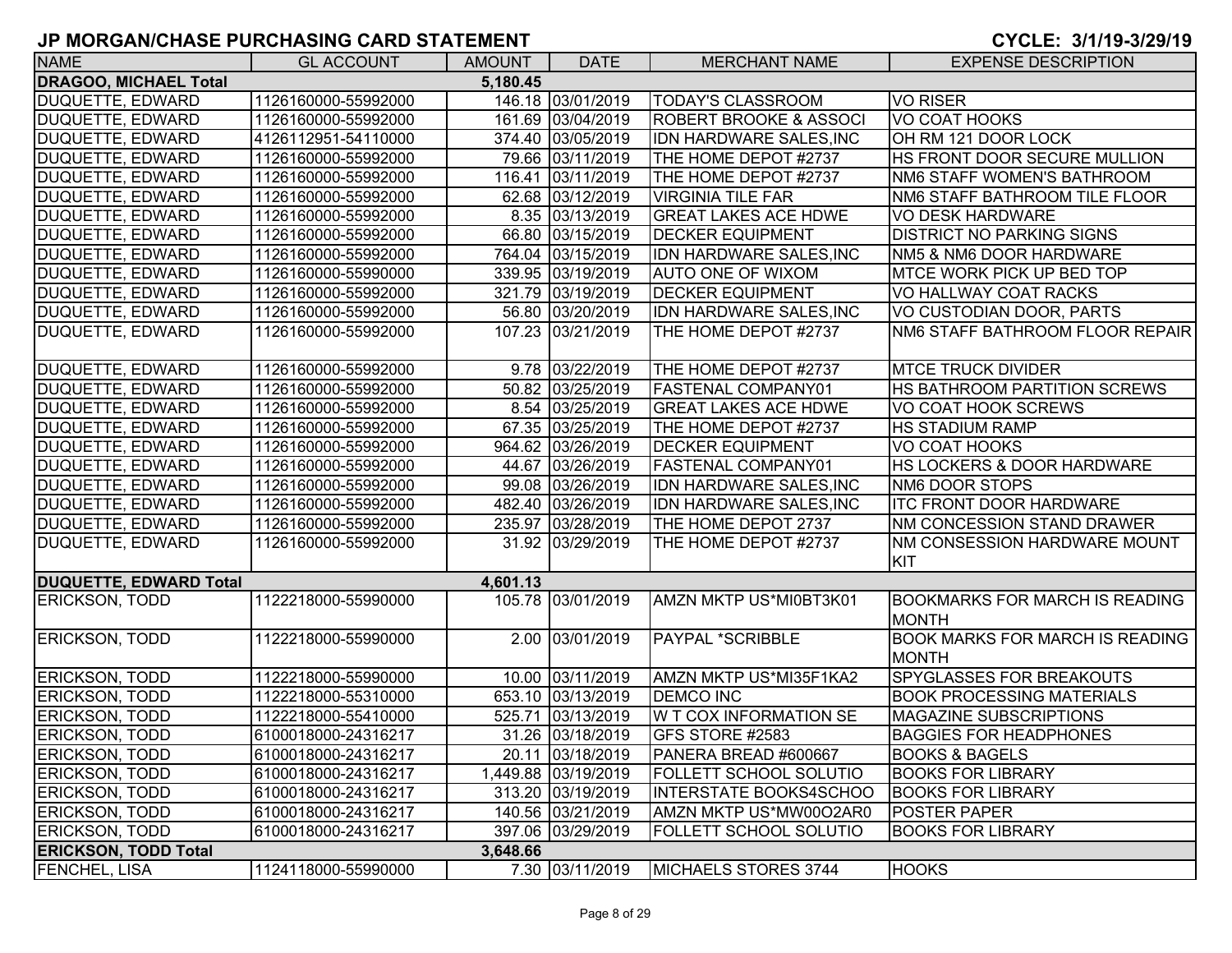# JP MORGAN/CHASE PURCHASING CARD STATEMENT

**CYCLE: 3/1/19-3/29/19**

| NAME | GL ACCOUNT | AMOUNT | DATE | MERCHANT NAME | EXPENSE DESCRIPTION |
|---|---|---|---|---|---|
| **DRAGOO, MICHAEL Total** | | **5,180.45** | | | |
| DUQUETTE, EDWARD | 1126160000-55992000 | 146.18 | 03/01/2019 | TODAY'S CLASSROOM | VO RISER |
| DUQUETTE, EDWARD | 1126160000-55992000 | 161.69 | 03/04/2019 | ROBERT BROOKE & ASSOCI | VO COAT HOOKS |
| DUQUETTE, EDWARD | 4126112951-54110000 | 374.40 | 03/05/2019 | IDN HARDWARE SALES,INC | OH RM 121 DOOR LOCK |
| DUQUETTE, EDWARD | 1126160000-55992000 | 79.66 | 03/11/2019 | THE HOME DEPOT #2737 | HS FRONT DOOR SECURE MULLION |
| DUQUETTE, EDWARD | 1126160000-55992000 | 116.41 | 03/11/2019 | THE HOME DEPOT #2737 | NM6 STAFF WOMEN'S BATHROOM |
| DUQUETTE, EDWARD | 1126160000-55992000 | 62.68 | 03/12/2019 | VIRGINIA TILE FAR | NM6 STAFF BATHROOM TILE FLOOR |
| DUQUETTE, EDWARD | 1126160000-55992000 | 8.35 | 03/13/2019 | GREAT LAKES ACE HDWE | VO DESK HARDWARE |
| DUQUETTE, EDWARD | 1126160000-55992000 | 66.80 | 03/15/2019 | DECKER EQUIPMENT | DISTRICT NO PARKING SIGNS |
| DUQUETTE, EDWARD | 1126160000-55992000 | 764.04 | 03/15/2019 | IDN HARDWARE SALES,INC | NM5 & NM6 DOOR HARDWARE |
| DUQUETTE, EDWARD | 1126160000-55990000 | 339.95 | 03/19/2019 | AUTO ONE OF WIXOM | MTCE WORK PICK UP BED TOP |
| DUQUETTE, EDWARD | 1126160000-55992000 | 321.79 | 03/19/2019 | DECKER EQUIPMENT | VO HALLWAY COAT RACKS |
| DUQUETTE, EDWARD | 1126160000-55992000 | 56.80 | 03/20/2019 | IDN HARDWARE SALES,INC | VO CUSTODIAN DOOR, PARTS |
| DUQUETTE, EDWARD | 1126160000-55992000 | 107.23 | 03/21/2019 | THE HOME DEPOT #2737 | NM6 STAFF BATHROOM FLOOR REPAIR |
| DUQUETTE, EDWARD | 1126160000-55992000 | 9.78 | 03/22/2019 | THE HOME DEPOT #2737 | MTCE TRUCK DIVIDER |
| DUQUETTE, EDWARD | 1126160000-55992000 | 50.82 | 03/25/2019 | FASTENAL COMPANY01 | HS BATHROOM PARTITION SCREWS |
| DUQUETTE, EDWARD | 1126160000-55992000 | 8.54 | 03/25/2019 | GREAT LAKES ACE HDWE | VO COAT HOOK SCREWS |
| DUQUETTE, EDWARD | 1126160000-55992000 | 67.35 | 03/25/2019 | THE HOME DEPOT #2737 | HS STADIUM RAMP |
| DUQUETTE, EDWARD | 1126160000-55992000 | 964.62 | 03/26/2019 | DECKER EQUIPMENT | VO COAT HOOKS |
| DUQUETTE, EDWARD | 1126160000-55992000 | 44.67 | 03/26/2019 | FASTENAL COMPANY01 | HS LOCKERS & DOOR HARDWARE |
| DUQUETTE, EDWARD | 1126160000-55992000 | 99.08 | 03/26/2019 | IDN HARDWARE SALES,INC | NM6 DOOR STOPS |
| DUQUETTE, EDWARD | 1126160000-55992000 | 482.40 | 03/26/2019 | IDN HARDWARE SALES,INC | ITC FRONT DOOR HARDWARE |
| DUQUETTE, EDWARD | 1126160000-55992000 | 235.97 | 03/28/2019 | THE HOME DEPOT 2737 | NM CONCESSION STAND DRAWER |
| DUQUETTE, EDWARD | 1126160000-55992000 | 31.92 | 03/29/2019 | THE HOME DEPOT #2737 | NM CONSESSION HARDWARE MOUNT KIT |
| **DUQUETTE, EDWARD Total** | | **4,601.13** | | | |
| ERICKSON, TODD | 1122218000-55990000 | 105.78 | 03/01/2019 | AMZN MKTP US*MI0BT3K01 | BOOKMARKS FOR MARCH IS READING MONTH |
| ERICKSON, TODD | 1122218000-55990000 | 2.00 | 03/01/2019 | PAYPAL *SCRIBBLE | BOOK MARKS FOR MARCH IS READING MONTH |
| ERICKSON, TODD | 1122218000-55990000 | 10.00 | 03/11/2019 | AMZN MKTP US*MI35F1KA2 | SPYGLASSES FOR BREAKOUTS |
| ERICKSON, TODD | 1122218000-55310000 | 653.10 | 03/13/2019 | DEMCO INC | BOOK PROCESSING MATERIALS |
| ERICKSON, TODD | 1122218000-55410000 | 525.71 | 03/13/2019 | W T COX INFORMATION SE | MAGAZINE SUBSCRIPTIONS |
| ERICKSON, TODD | 6100018000-24316217 | 31.26 | 03/18/2019 | GFS STORE #2583 | BAGGIES FOR HEADPHONES |
| ERICKSON, TODD | 6100018000-24316217 | 20.11 | 03/18/2019 | PANERA BREAD #600667 | BOOKS & BAGELS |
| ERICKSON, TODD | 6100018000-24316217 | 1,449.88 | 03/19/2019 | FOLLETT SCHOOL SOLUTIO | BOOKS FOR LIBRARY |
| ERICKSON, TODD | 6100018000-24316217 | 313.20 | 03/19/2019 | INTERSTATE BOOKS4SCHOO | BOOKS FOR LIBRARY |
| ERICKSON, TODD | 6100018000-24316217 | 140.56 | 03/21/2019 | AMZN MKTP US*MW00O2AR0 | POSTER PAPER |
| ERICKSON, TODD | 6100018000-24316217 | 397.06 | 03/29/2019 | FOLLETT SCHOOL SOLUTIO | BOOKS FOR LIBRARY |
| **ERICKSON, TODD Total** | | **3,648.66** | | | |
| FENCHEL, LISA | 1124118000-55990000 | 7.30 | 03/11/2019 | MICHAELS STORES 3744 | HOOKS |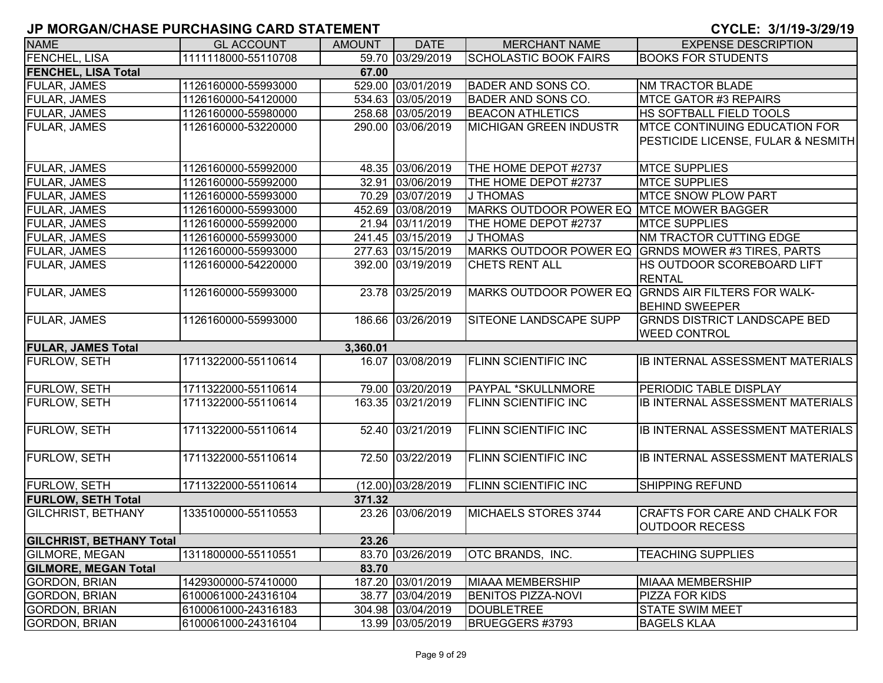# JP MORGAN/CHASE PURCHASING CARD STATEMENT

**CYCLE: 3/1/19-3/29/19**

| NAME | GL ACCOUNT | AMOUNT | DATE | MERCHANT NAME | EXPENSE DESCRIPTION |
|---|---|---|---|---|---|
| FENCHEL, LISA | 1111118000-55110708 | 59.70 | 03/29/2019 | SCHOLASTIC BOOK FAIRS | BOOKS FOR STUDENTS |
| **FENCHEL, LISA Total** | | **67.00** | | | |
| FULAR, JAMES | 1126160000-55993000 | 529.00 | 03/01/2019 | BADER AND SONS CO. | NM TRACTOR BLADE |
| FULAR, JAMES | 1126160000-54120000 | 534.63 | 03/05/2019 | BADER AND SONS CO. | MTCE GATOR #3 REPAIRS |
| FULAR, JAMES | 1126160000-55980000 | 258.68 | 03/05/2019 | BEACON ATHLETICS | HS SOFTBALL FIELD TOOLS |
| FULAR, JAMES | 1126160000-53220000 | 290.00 | 03/06/2019 | MICHIGAN GREEN INDUSTR | MTCE CONTINUING EDUCATION FOR PESTICIDE LICENSE, FULAR & NESMITH |
| FULAR, JAMES | 1126160000-55992000 | 48.35 | 03/06/2019 | THE HOME DEPOT #2737 | MTCE SUPPLIES |
| FULAR, JAMES | 1126160000-55992000 | 32.91 | 03/06/2019 | THE HOME DEPOT #2737 | MTCE SUPPLIES |
| FULAR, JAMES | 1126160000-55993000 | 70.29 | 03/07/2019 | J THOMAS | MTCE SNOW PLOW PART |
| FULAR, JAMES | 1126160000-55993000 | 452.69 | 03/08/2019 | MARKS OUTDOOR POWER EQ | MTCE MOWER BAGGER |
| FULAR, JAMES | 1126160000-55992000 | 21.94 | 03/11/2019 | THE HOME DEPOT #2737 | MTCE SUPPLIES |
| FULAR, JAMES | 1126160000-55993000 | 241.45 | 03/15/2019 | J THOMAS | NM TRACTOR CUTTING EDGE |
| FULAR, JAMES | 1126160000-55993000 | 277.63 | 03/15/2019 | MARKS OUTDOOR POWER EQ | GRNDS MOWER #3 TIRES, PARTS |
| FULAR, JAMES | 1126160000-54220000 | 392.00 | 03/19/2019 | CHETS RENT ALL | HS OUTDOOR SCOREBOARD LIFT RENTAL |
| FULAR, JAMES | 1126160000-55993000 | 23.78 | 03/25/2019 | MARKS OUTDOOR POWER EQ | GRNDS AIR FILTERS FOR WALK-BEHIND SWEEPER |
| FULAR, JAMES | 1126160000-55993000 | 186.66 | 03/26/2019 | SITEONE LANDSCAPE SUPP | GRNDS DISTRICT LANDSCAPE BED WEED CONTROL |
| **FULAR, JAMES Total** | | **3,360.01** | | | |
| FURLOW, SETH | 1711322000-55110614 | 16.07 | 03/08/2019 | FLINN SCIENTIFIC INC | IB INTERNAL ASSESSMENT MATERIALS |
| FURLOW, SETH | 1711322000-55110614 | 79.00 | 03/20/2019 | PAYPAL *SKULLNMORE | PERIODIC TABLE DISPLAY |
| FURLOW, SETH | 1711322000-55110614 | 163.35 | 03/21/2019 | FLINN SCIENTIFIC INC | IB INTERNAL ASSESSMENT MATERIALS |
| FURLOW, SETH | 1711322000-55110614 | 52.40 | 03/21/2019 | FLINN SCIENTIFIC INC | IB INTERNAL ASSESSMENT MATERIALS |
| FURLOW, SETH | 1711322000-55110614 | 72.50 | 03/22/2019 | FLINN SCIENTIFIC INC | IB INTERNAL ASSESSMENT MATERIALS |
| FURLOW, SETH | 1711322000-55110614 | (12.00) | 03/28/2019 | FLINN SCIENTIFIC INC | SHIPPING REFUND |
| **FURLOW, SETH Total** | | **371.32** | | | |
| GILCHRIST, BETHANY | 1335100000-55110553 | 23.26 | 03/06/2019 | MICHAELS STORES 3744 | CRAFTS FOR CARE AND CHALK FOR OUTDOOR RECESS |
| **GILCHRIST, BETHANY Total** | | **23.26** | | | |
| GILMORE, MEGAN | 1311800000-55110551 | 83.70 | 03/26/2019 | OTC BRANDS, INC. | TEACHING SUPPLIES |
| **GILMORE, MEGAN Total** | | **83.70** | | | |
| GORDON, BRIAN | 1429300000-57410000 | 187.20 | 03/01/2019 | MIAAA MEMBERSHIP | MIAAA MEMBERSHIP |
| GORDON, BRIAN | 6100061000-24316104 | 38.77 | 03/04/2019 | BENITOS PIZZA-NOVI | PIZZA FOR KIDS |
| GORDON, BRIAN | 6100061000-24316183 | 304.98 | 03/04/2019 | DOUBLETREE | STATE SWIM MEET |
| GORDON, BRIAN | 6100061000-24316104 | 13.99 | 03/05/2019 | BRUEGGERS #3793 | BAGELS KLAA |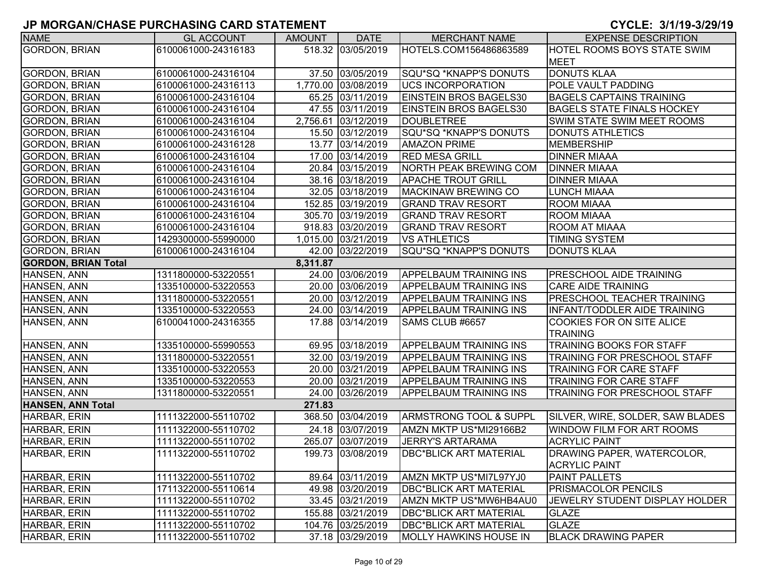# JP MORGAN/CHASE PURCHASING CARD STATEMENT

**CYCLE: 3/1/19-3/29/19**

| NAME | GL ACCOUNT | AMOUNT | DATE | MERCHANT NAME | EXPENSE DESCRIPTION |
|---|---|---|---|---|---|
| GORDON, BRIAN | 6100061000-24316183 | 518.32 | 03/05/2019 | HOTELS.COM156486863589 | HOTEL ROOMS BOYS STATE SWIM MEET |
| GORDON, BRIAN | 6100061000-24316104 | 37.50 | 03/05/2019 | SQU*SQ *KNAPP'S DONUTS | DONUTS KLAA |
| GORDON, BRIAN | 6100061000-24316113 | 1,770.00 | 03/08/2019 | UCS INCORPORATION | POLE VAULT PADDING |
| GORDON, BRIAN | 6100061000-24316104 | 65.25 | 03/11/2019 | EINSTEIN BROS BAGELS30 | BAGELS CAPTAINS TRAINING |
| GORDON, BRIAN | 6100061000-24316104 | 47.55 | 03/11/2019 | EINSTEIN BROS BAGELS30 | BAGELS STATE FINALS HOCKEY |
| GORDON, BRIAN | 6100061000-24316104 | 2,756.61 | 03/12/2019 | DOUBLETREE | SWIM STATE SWIM MEET ROOMS |
| GORDON, BRIAN | 6100061000-24316104 | 15.50 | 03/12/2019 | SQU*SQ *KNAPP'S DONUTS | DONUTS ATHLETICS |
| GORDON, BRIAN | 6100061000-24316128 | 13.77 | 03/14/2019 | AMAZON PRIME | MEMBERSHIP |
| GORDON, BRIAN | 6100061000-24316104 | 17.00 | 03/14/2019 | RED MESA GRILL | DINNER MIAAA |
| GORDON, BRIAN | 6100061000-24316104 | 20.84 | 03/15/2019 | NORTH PEAK BREWING COM | DINNER MIAAA |
| GORDON, BRIAN | 6100061000-24316104 | 38.16 | 03/18/2019 | APACHE TROUT GRILL | DINNER MIAAA |
| GORDON, BRIAN | 6100061000-24316104 | 32.05 | 03/18/2019 | MACKINAW BREWING CO | LUNCH MIAAA |
| GORDON, BRIAN | 6100061000-24316104 | 152.85 | 03/19/2019 | GRAND TRAV RESORT | ROOM MIAAA |
| GORDON, BRIAN | 6100061000-24316104 | 305.70 | 03/19/2019 | GRAND TRAV RESORT | ROOM MIAAA |
| GORDON, BRIAN | 6100061000-24316104 | 918.83 | 03/20/2019 | GRAND TRAV RESORT | ROOM AT MIAAA |
| GORDON, BRIAN | 1429300000-55990000 | 1,015.00 | 03/21/2019 | VS ATHLETICS | TIMING SYSTEM |
| GORDON, BRIAN | 6100061000-24316104 | 42.00 | 03/22/2019 | SQU*SQ *KNAPP'S DONUTS | DONUTS KLAA |
| **GORDON, BRIAN Total** | | **8,311.87** | | | |
| HANSEN, ANN | 1311800000-53220551 | 24.00 | 03/06/2019 | APPELBAUM TRAINING INS | PRESCHOOL AIDE TRAINING |
| HANSEN, ANN | 1335100000-53220553 | 20.00 | 03/06/2019 | APPELBAUM TRAINING INS | CARE AIDE TRAINING |
| HANSEN, ANN | 1311800000-53220551 | 20.00 | 03/12/2019 | APPELBAUM TRAINING INS | PRESCHOOL TEACHER TRAINING |
| HANSEN, ANN | 1335100000-53220553 | 24.00 | 03/14/2019 | APPELBAUM TRAINING INS | INFANT/TODDLER AIDE TRAINING |
| HANSEN, ANN | 6100041000-24316355 | 17.88 | 03/14/2019 | SAMS CLUB #6657 | COOKIES FOR ON SITE ALICE TRAINING |
| HANSEN, ANN | 1335100000-55990553 | 69.95 | 03/18/2019 | APPELBAUM TRAINING INS | TRAINING BOOKS FOR STAFF |
| HANSEN, ANN | 1311800000-53220551 | 32.00 | 03/19/2019 | APPELBAUM TRAINING INS | TRAINING FOR PRESCHOOL STAFF |
| HANSEN, ANN | 1335100000-53220553 | 20.00 | 03/21/2019 | APPELBAUM TRAINING INS | TRAINING FOR CARE STAFF |
| HANSEN, ANN | 1335100000-53220553 | 20.00 | 03/21/2019 | APPELBAUM TRAINING INS | TRAINING FOR CARE STAFF |
| HANSEN, ANN | 1311800000-53220551 | 24.00 | 03/26/2019 | APPELBAUM TRAINING INS | TRAINING FOR PRESCHOOL STAFF |
| **HANSEN, ANN Total** | | **271.83** | | | |
| HARBAR, ERIN | 1111322000-55110702 | 368.50 | 03/04/2019 | ARMSTRONG TOOL & SUPPL | SILVER, WIRE, SOLDER, SAW BLADES |
| HARBAR, ERIN | 1111322000-55110702 | 24.18 | 03/07/2019 | AMZN MKTP US*MI29166B2 | WINDOW FILM FOR ART ROOMS |
| HARBAR, ERIN | 1111322000-55110702 | 265.07 | 03/07/2019 | JERRY'S ARTARAMA | ACRYLIC PAINT |
| HARBAR, ERIN | 1111322000-55110702 | 199.73 | 03/08/2019 | DBC*BLICK ART MATERIAL | DRAWING PAPER, WATERCOLOR, ACRYLIC PAINT |
| HARBAR, ERIN | 1111322000-55110702 | 89.64 | 03/11/2019 | AMZN MKTP US*MI7L97YJ0 | PAINT PALLETS |
| HARBAR, ERIN | 1711322000-55110614 | 49.98 | 03/20/2019 | DBC*BLICK ART MATERIAL | PRISMACOLOR PENCILS |
| HARBAR, ERIN | 1111322000-55110702 | 33.45 | 03/21/2019 | AMZN MKTP US*MW6HB4AU0 | JEWELRY STUDENT DISPLAY HOLDER |
| HARBAR, ERIN | 1111322000-55110702 | 155.88 | 03/21/2019 | DBC*BLICK ART MATERIAL | GLAZE |
| HARBAR, ERIN | 1111322000-55110702 | 104.76 | 03/25/2019 | DBC*BLICK ART MATERIAL | GLAZE |
| HARBAR, ERIN | 1111322000-55110702 | 37.18 | 03/29/2019 | MOLLY HAWKINS HOUSE IN | BLACK DRAWING PAPER |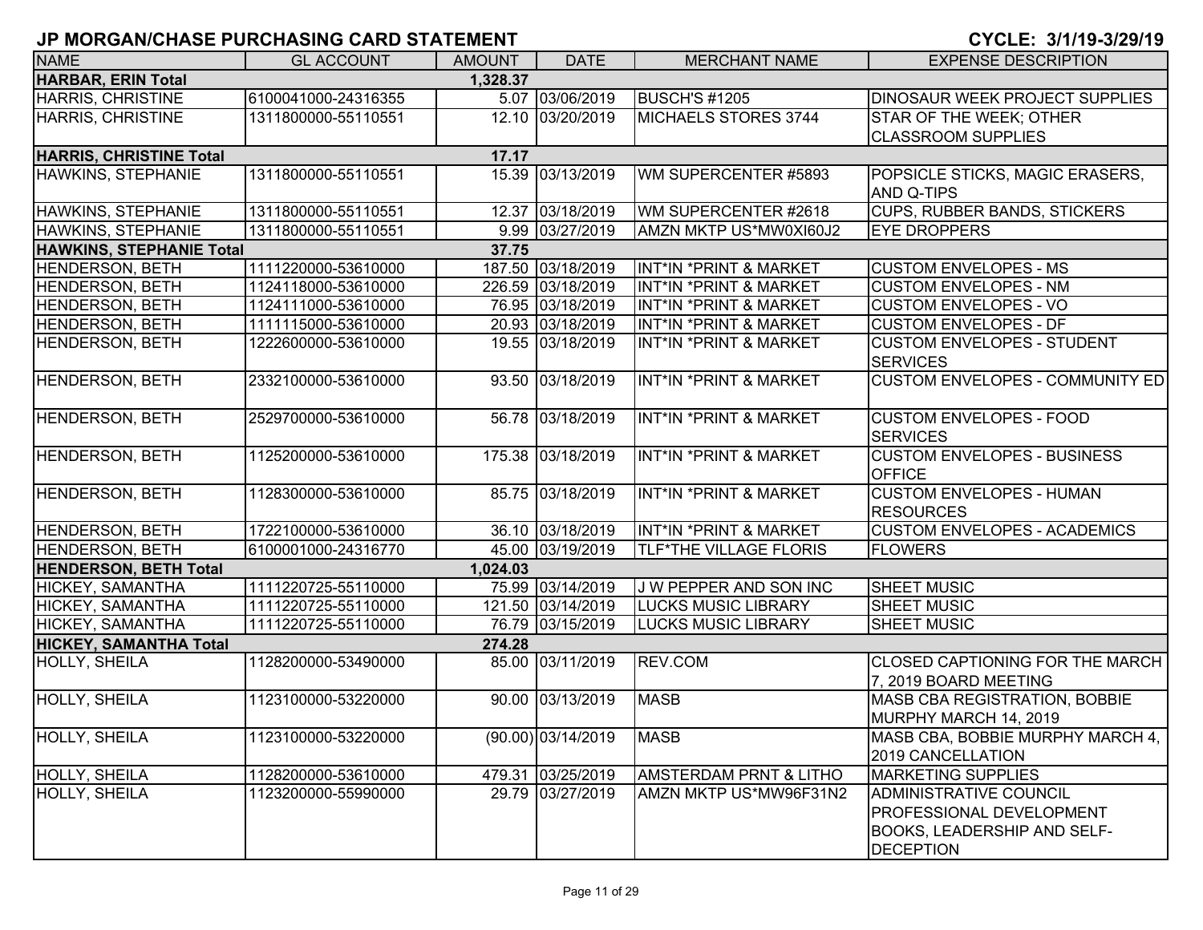# JP MORGAN/CHASE PURCHASING CARD STATEMENT

CYCLE: 3/1/19-3/29/19

| NAME | GL ACCOUNT | AMOUNT | DATE | MERCHANT NAME | EXPENSE DESCRIPTION |
|---|---|---|---|---|---|
| **HARBAR, ERIN Total** | | **1,328.37** | | | |
| HARRIS, CHRISTINE | 6100041000-24316355 | 5.07 | 03/06/2019 | BUSCH'S #1205 | DINOSAUR WEEK PROJECT SUPPLIES |
| HARRIS, CHRISTINE | 1311800000-55110551 | 12.10 | 03/20/2019 | MICHAELS STORES 3744 | STAR OF THE WEEK; OTHER CLASSROOM SUPPLIES |
| **HARRIS, CHRISTINE Total** | | **17.17** | | | |
| HAWKINS, STEPHANIE | 1311800000-55110551 | 15.39 | 03/13/2019 | WM SUPERCENTER #5893 | POPSICLE STICKS, MAGIC ERASERS, AND Q-TIPS |
| HAWKINS, STEPHANIE | 1311800000-55110551 | 12.37 | 03/18/2019 | WM SUPERCENTER #2618 | CUPS, RUBBER BANDS, STICKERS |
| HAWKINS, STEPHANIE | 1311800000-55110551 | 9.99 | 03/27/2019 | AMZN MKTP US*MW0XI60J2 | EYE DROPPERS |
| **HAWKINS, STEPHANIE Total** | | **37.75** | | | |
| HENDERSON, BETH | 1111220000-53610000 | 187.50 | 03/18/2019 | INT*IN *PRINT & MARKET | CUSTOM ENVELOPES - MS |
| HENDERSON, BETH | 1124118000-53610000 | 226.59 | 03/18/2019 | INT*IN *PRINT & MARKET | CUSTOM ENVELOPES - NM |
| HENDERSON, BETH | 1124111000-53610000 | 76.95 | 03/18/2019 | INT*IN *PRINT & MARKET | CUSTOM ENVELOPES - VO |
| HENDERSON, BETH | 1111115000-53610000 | 20.93 | 03/18/2019 | INT*IN *PRINT & MARKET | CUSTOM ENVELOPES - DF |
| HENDERSON, BETH | 1222600000-53610000 | 19.55 | 03/18/2019 | INT*IN *PRINT & MARKET | CUSTOM ENVELOPES - STUDENT SERVICES |
| HENDERSON, BETH | 2332100000-53610000 | 93.50 | 03/18/2019 | INT*IN *PRINT & MARKET | CUSTOM ENVELOPES - COMMUNITY ED |
| HENDERSON, BETH | 2529700000-53610000 | 56.78 | 03/18/2019 | INT*IN *PRINT & MARKET | CUSTOM ENVELOPES - FOOD SERVICES |
| HENDERSON, BETH | 1125200000-53610000 | 175.38 | 03/18/2019 | INT*IN *PRINT & MARKET | CUSTOM ENVELOPES - BUSINESS OFFICE |
| HENDERSON, BETH | 1128300000-53610000 | 85.75 | 03/18/2019 | INT*IN *PRINT & MARKET | CUSTOM ENVELOPES - HUMAN RESOURCES |
| HENDERSON, BETH | 1722100000-53610000 | 36.10 | 03/18/2019 | INT*IN *PRINT & MARKET | CUSTOM ENVELOPES - ACADEMICS |
| HENDERSON, BETH | 6100001000-24316770 | 45.00 | 03/19/2019 | TLF*THE VILLAGE FLORIS | FLOWERS |
| **HENDERSON, BETH Total** | | **1,024.03** | | | |
| HICKEY, SAMANTHA | 1111220725-55110000 | 75.99 | 03/14/2019 | J W PEPPER AND SON INC | SHEET MUSIC |
| HICKEY, SAMANTHA | 1111220725-55110000 | 121.50 | 03/14/2019 | LUCKS MUSIC LIBRARY | SHEET MUSIC |
| HICKEY, SAMANTHA | 1111220725-55110000 | 76.79 | 03/15/2019 | LUCKS MUSIC LIBRARY | SHEET MUSIC |
| **HICKEY, SAMANTHA Total** | | **274.28** | | | |
| HOLLY, SHEILA | 1128200000-53490000 | 85.00 | 03/11/2019 | REV.COM | CLOSED CAPTIONING FOR THE MARCH 7, 2019 BOARD MEETING |
| HOLLY, SHEILA | 1123100000-53220000 | 90.00 | 03/13/2019 | MASB | MASB CBA REGISTRATION, BOBBIE MURPHY MARCH 14, 2019 |
| HOLLY, SHEILA | 1123100000-53220000 | (90.00) | 03/14/2019 | MASB | MASB CBA, BOBBIE MURPHY MARCH 4, 2019 CANCELLATION |
| HOLLY, SHEILA | 1128200000-53610000 | 479.31 | 03/25/2019 | AMSTERDAM PRNT & LITHO | MARKETING SUPPLIES |
| HOLLY, SHEILA | 1123200000-55990000 | 29.79 | 03/27/2019 | AMZN MKTP US*MW96F31N2 | ADMINISTRATIVE COUNCIL PROFESSIONAL DEVELOPMENT BOOKS, LEADERSHIP AND SELF-DECEPTION |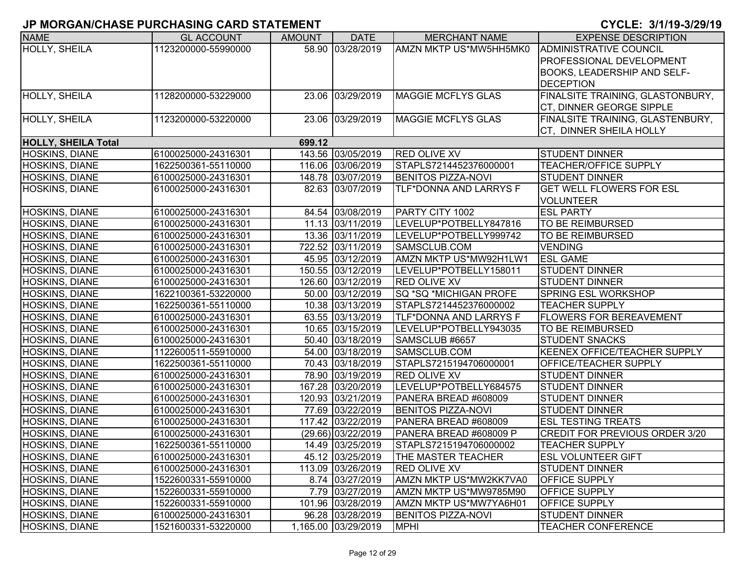# JP MORGAN/CHASE PURCHASING CARD STATEMENT

**CYCLE: 3/1/19-3/29/19**

| NAME | GL ACCOUNT | AMOUNT | DATE | MERCHANT NAME | EXPENSE DESCRIPTION |
|---|---|---|---|---|---|
| HOLLY, SHEILA | 1123200000-55990000 | 58.90 | 03/28/2019 | AMZN MKTP US*MW5HH5MK0 | ADMINISTRATIVE COUNCIL PROFESSIONAL DEVELOPMENT BOOKS, LEADERSHIP AND SELF-DECEPTION |
| HOLLY, SHEILA | 1128200000-53229000 | 23.06 | 03/29/2019 | MAGGIE MCFLYS GLAS | FINALSITE TRAINING, GLASTONBURY, CT, DINNER GEORGE SIPPLE |
| HOLLY, SHEILA | 1123200000-53220000 | 23.06 | 03/29/2019 | MAGGIE MCFLYS GLAS | FINALSITE TRAINING, GLASTENBURY, CT, DINNER SHEILA HOLLY |
| **HOLLY, SHEILA Total** | | **699.12** | | | |
| HOSKINS, DIANE | 6100025000-24316301 | 143.56 | 03/05/2019 | RED OLIVE XV | STUDENT DINNER |
| HOSKINS, DIANE | 1622500361-55110000 | 116.06 | 03/06/2019 | STAPLS7214452376000001 | TEACHER/OFFICE SUPPLY |
| HOSKINS, DIANE | 6100025000-24316301 | 148.78 | 03/07/2019 | BENITOS PIZZA-NOVI | STUDENT DINNER |
| HOSKINS, DIANE | 6100025000-24316301 | 82.63 | 03/07/2019 | TLF*DONNA AND LARRYS F | GET WELL FLOWERS FOR ESL VOLUNTEER |
| HOSKINS, DIANE | 6100025000-24316301 | 84.54 | 03/08/2019 | PARTY CITY 1002 | ESL PARTY |
| HOSKINS, DIANE | 6100025000-24316301 | 11.13 | 03/11/2019 | LEVELUP*POTBELLY847816 | TO BE REIMBURSED |
| HOSKINS, DIANE | 6100025000-24316301 | 13.36 | 03/11/2019 | LEVELUP*POTBELLY999742 | TO BE REIMBURSED |
| HOSKINS, DIANE | 6100025000-24316301 | 722.52 | 03/11/2019 | SAMSCLUB.COM | VENDING |
| HOSKINS, DIANE | 6100025000-24316301 | 45.95 | 03/12/2019 | AMZN MKTP US*MW92H1LW1 | ESL GAME |
| HOSKINS, DIANE | 6100025000-24316301 | 150.55 | 03/12/2019 | LEVELUP*POTBELLY158011 | STUDENT DINNER |
| HOSKINS, DIANE | 6100025000-24316301 | 126.60 | 03/12/2019 | RED OLIVE XV | STUDENT DINNER |
| HOSKINS, DIANE | 1622100361-53220000 | 50.00 | 03/12/2019 | SQ *SQ *MICHIGAN PROFE | SPRING ESL WORKSHOP |
| HOSKINS, DIANE | 1622500361-55110000 | 10.38 | 03/13/2019 | STAPLS7214452376000002 | TEACHER SUPPLY |
| HOSKINS, DIANE | 6100025000-24316301 | 63.55 | 03/13/2019 | TLF*DONNA AND LARRYS F | FLOWERS FOR BEREAVEMENT |
| HOSKINS, DIANE | 6100025000-24316301 | 10.65 | 03/15/2019 | LEVELUP*POTBELLY943035 | TO BE REIMBURSED |
| HOSKINS, DIANE | 6100025000-24316301 | 50.40 | 03/18/2019 | SAMSCLUB #6657 | STUDENT SNACKS |
| HOSKINS, DIANE | 1122600511-55910000 | 54.00 | 03/18/2019 | SAMSCLUB.COM | KEENEX OFFICE/TEACHER SUPPLY |
| HOSKINS, DIANE | 1622500361-55110000 | 70.43 | 03/18/2019 | STAPLS7215194706000001 | OFFICE/TEACHER SUPPLY |
| HOSKINS, DIANE | 6100025000-24316301 | 78.90 | 03/19/2019 | RED OLIVE XV | STUDENT DINNER |
| HOSKINS, DIANE | 6100025000-24316301 | 167.28 | 03/20/2019 | LEVELUP*POTBELLY684575 | STUDENT DINNER |
| HOSKINS, DIANE | 6100025000-24316301 | 120.93 | 03/21/2019 | PANERA BREAD #608009 | STUDENT DINNER |
| HOSKINS, DIANE | 6100025000-24316301 | 77.69 | 03/22/2019 | BENITOS PIZZA-NOVI | STUDENT DINNER |
| HOSKINS, DIANE | 6100025000-24316301 | 117.42 | 03/22/2019 | PANERA BREAD #608009 | ESL TESTING TREATS |
| HOSKINS, DIANE | 6100025000-24316301 | (29.66) | 03/22/2019 | PANERA BREAD #608009 P | CREDIT FOR PREVIOUS ORDER 3/20 |
| HOSKINS, DIANE | 1622500361-55110000 | 14.49 | 03/25/2019 | STAPLS7215194706000002 | TEACHER SUPPLY |
| HOSKINS, DIANE | 6100025000-24316301 | 45.12 | 03/25/2019 | THE MASTER TEACHER | ESL VOLUNTEER GIFT |
| HOSKINS, DIANE | 6100025000-24316301 | 113.09 | 03/26/2019 | RED OLIVE XV | STUDENT DINNER |
| HOSKINS, DIANE | 1522600331-55910000 | 8.74 | 03/27/2019 | AMZN MKTP US*MW2KK7VA0 | OFFICE SUPPLY |
| HOSKINS, DIANE | 1522600331-55910000 | 7.79 | 03/27/2019 | AMZN MKTP US*MW9785M90 | OFFICE SUPPLY |
| HOSKINS, DIANE | 1522600331-55910000 | 101.96 | 03/28/2019 | AMZN MKTP US*MW7YA6H01 | OFFICE SUPPLY |
| HOSKINS, DIANE | 6100025000-24316301 | 96.28 | 03/28/2019 | BENITOS PIZZA-NOVI | STUDENT DINNER |
| HOSKINS, DIANE | 1521600331-53220000 | 1,165.00 | 03/29/2019 | MPHI | TEACHER CONFERENCE |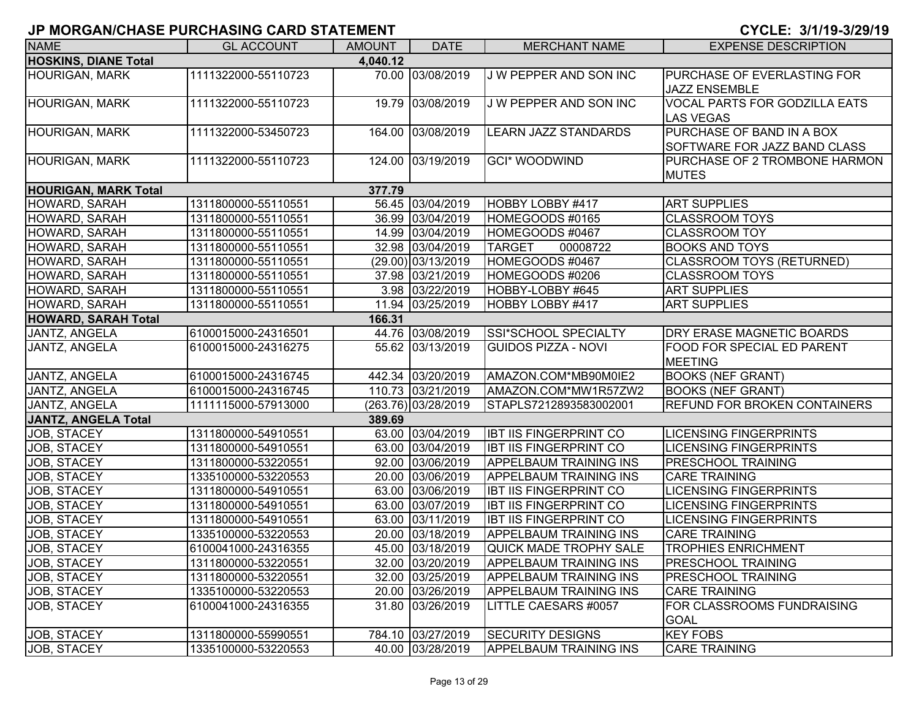## JP MORGAN/CHASE PURCHASING CARD STATEMENT

**CYCLE: 3/1/19-3/29/19**

| NAME | GL ACCOUNT | AMOUNT | DATE | MERCHANT NAME | EXPENSE DESCRIPTION |
|---|---|---|---|---|---|
| **HOSKINS, DIANE Total** | | **4,040.12** | | | |
| HOURIGAN, MARK | 1111322000-55110723 | 70.00 | 03/08/2019 | J W PEPPER AND SON INC | PURCHASE OF EVERLASTING FOR JAZZ ENSEMBLE |
| HOURIGAN, MARK | 1111322000-55110723 | 19.79 | 03/08/2019 | J W PEPPER AND SON INC | VOCAL PARTS FOR GODZILLA EATS LAS VEGAS |
| HOURIGAN, MARK | 1111322000-53450723 | 164.00 | 03/08/2019 | LEARN JAZZ STANDARDS | PURCHASE OF BAND IN A BOX SOFTWARE FOR JAZZ BAND CLASS |
| HOURIGAN, MARK | 1111322000-55110723 | 124.00 | 03/19/2019 | GCI* WOODWIND | PURCHASE OF 2 TROMBONE HARMON MUTES |
| **HOURIGAN, MARK Total** | | **377.79** | | | |
| HOWARD, SARAH | 1311800000-55110551 | 56.45 | 03/04/2019 | HOBBY LOBBY #417 | ART SUPPLIES |
| HOWARD, SARAH | 1311800000-55110551 | 36.99 | 03/04/2019 | HOMEGOODS #0165 | CLASSROOM TOYS |
| HOWARD, SARAH | 1311800000-55110551 | 14.99 | 03/04/2019 | HOMEGOODS #0467 | CLASSROOM TOY |
| HOWARD, SARAH | 1311800000-55110551 | 32.98 | 03/04/2019 | TARGET 00008722 | BOOKS AND TOYS |
| HOWARD, SARAH | 1311800000-55110551 | (29.00) | 03/13/2019 | HOMEGOODS #0467 | CLASSROOM TOYS (RETURNED) |
| HOWARD, SARAH | 1311800000-55110551 | 37.98 | 03/21/2019 | HOMEGOODS #0206 | CLASSROOM TOYS |
| HOWARD, SARAH | 1311800000-55110551 | 3.98 | 03/22/2019 | HOBBY-LOBBY #645 | ART SUPPLIES |
| HOWARD, SARAH | 1311800000-55110551 | 11.94 | 03/25/2019 | HOBBY LOBBY #417 | ART SUPPLIES |
| **HOWARD, SARAH Total** | | **166.31** | | | |
| JANTZ, ANGELA | 6100015000-24316501 | 44.76 | 03/08/2019 | SSI*SCHOOL SPECIALTY | DRY ERASE MAGNETIC BOARDS |
| JANTZ, ANGELA | 6100015000-24316275 | 55.62 | 03/13/2019 | GUIDOS PIZZA - NOVI | FOOD FOR SPECIAL ED PARENT MEETING |
| JANTZ, ANGELA | 6100015000-24316745 | 442.34 | 03/20/2019 | AMAZON.COM*MB90M0IE2 | BOOKS (NEF GRANT) |
| JANTZ, ANGELA | 6100015000-24316745 | 110.73 | 03/21/2019 | AMAZON.COM*MW1R57ZW2 | BOOKS (NEF GRANT) |
| JANTZ, ANGELA | 1111115000-57913000 | (263.76) | 03/28/2019 | STAPLS7212893583002001 | REFUND FOR BROKEN CONTAINERS |
| **JANTZ, ANGELA Total** | | **389.69** | | | |
| JOB, STACEY | 1311800000-54910551 | 63.00 | 03/04/2019 | IBT IIS FINGERPRINT CO | LICENSING FINGERPRINTS |
| JOB, STACEY | 1311800000-54910551 | 63.00 | 03/04/2019 | IBT IIS FINGERPRINT CO | LICENSING FINGERPRINTS |
| JOB, STACEY | 1311800000-53220551 | 92.00 | 03/06/2019 | APPELBAUM TRAINING INS | PRESCHOOL TRAINING |
| JOB, STACEY | 1335100000-53220553 | 20.00 | 03/06/2019 | APPELBAUM TRAINING INS | CARE TRAINING |
| JOB, STACEY | 1311800000-54910551 | 63.00 | 03/06/2019 | IBT IIS FINGERPRINT CO | LICENSING FINGERPRINTS |
| JOB, STACEY | 1311800000-54910551 | 63.00 | 03/07/2019 | IBT IIS FINGERPRINT CO | LICENSING FINGERPRINTS |
| JOB, STACEY | 1311800000-54910551 | 63.00 | 03/11/2019 | IBT IIS FINGERPRINT CO | LICENSING FINGERPRINTS |
| JOB, STACEY | 1335100000-53220553 | 20.00 | 03/18/2019 | APPELBAUM TRAINING INS | CARE TRAINING |
| JOB, STACEY | 6100041000-24316355 | 45.00 | 03/18/2019 | QUICK MADE TROPHY SALE | TROPHIES ENRICHMENT |
| JOB, STACEY | 1311800000-53220551 | 32.00 | 03/20/2019 | APPELBAUM TRAINING INS | PRESCHOOL TRAINING |
| JOB, STACEY | 1311800000-53220551 | 32.00 | 03/25/2019 | APPELBAUM TRAINING INS | PRESCHOOL TRAINING |
| JOB, STACEY | 1335100000-53220553 | 20.00 | 03/26/2019 | APPELBAUM TRAINING INS | CARE TRAINING |
| JOB, STACEY | 6100041000-24316355 | 31.80 | 03/26/2019 | LITTLE CAESARS #0057 | FOR CLASSROOMS FUNDRAISING GOAL |
| JOB, STACEY | 1311800000-55990551 | 784.10 | 03/27/2019 | SECURITY DESIGNS | KEY FOBS |
| JOB, STACEY | 1335100000-53220553 | 40.00 | 03/28/2019 | APPELBAUM TRAINING INS | CARE TRAINING |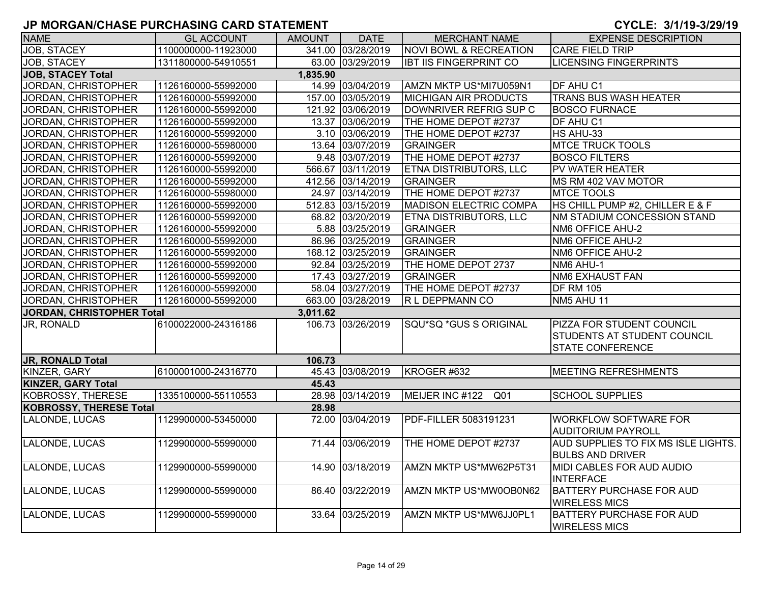# JP MORGAN/CHASE PURCHASING CARD STATEMENT

CYCLE: 3/1/19-3/29/19

| NAME | GL ACCOUNT | AMOUNT | DATE | MERCHANT NAME | EXPENSE DESCRIPTION |
|---|---|---|---|---|---|
| JOB, STACEY | 1100000000-11923000 | 341.00 | 03/28/2019 | NOVI BOWL & RECREATION | CARE FIELD TRIP |
| JOB, STACEY | 1311800000-54910551 | 63.00 | 03/29/2019 | IBT IIS FINGERPRINT CO | LICENSING FINGERPRINTS |
| **JOB, STACEY Total** | | **1,835.90** | | | |
| JORDAN, CHRISTOPHER | 1126160000-55992000 | 14.99 | 03/04/2019 | AMZN MKTP US*MI7U059N1 | DF AHU C1 |
| JORDAN, CHRISTOPHER | 1126160000-55992000 | 157.00 | 03/05/2019 | MICHIGAN AIR PRODUCTS | TRANS BUS WASH HEATER |
| JORDAN, CHRISTOPHER | 1126160000-55992000 | 121.92 | 03/06/2019 | DOWNRIVER REFRIG SUP C | BOSCO FURNACE |
| JORDAN, CHRISTOPHER | 1126160000-55992000 | 13.37 | 03/06/2019 | THE HOME DEPOT #2737 | DF AHU C1 |
| JORDAN, CHRISTOPHER | 1126160000-55992000 | 3.10 | 03/06/2019 | THE HOME DEPOT #2737 | HS AHU-33 |
| JORDAN, CHRISTOPHER | 1126160000-55980000 | 13.64 | 03/07/2019 | GRAINGER | MTCE TRUCK TOOLS |
| JORDAN, CHRISTOPHER | 1126160000-55992000 | 9.48 | 03/07/2019 | THE HOME DEPOT #2737 | BOSCO FILTERS |
| JORDAN, CHRISTOPHER | 1126160000-55992000 | 566.67 | 03/11/2019 | ETNA DISTRIBUTORS, LLC | PV WATER HEATER |
| JORDAN, CHRISTOPHER | 1126160000-55992000 | 412.56 | 03/14/2019 | GRAINGER | MS RM 402 VAV MOTOR |
| JORDAN, CHRISTOPHER | 1126160000-55980000 | 24.97 | 03/14/2019 | THE HOME DEPOT #2737 | MTCE TOOLS |
| JORDAN, CHRISTOPHER | 1126160000-55992000 | 512.83 | 03/15/2019 | MADISON ELECTRIC COMPA | HS CHILL PUMP #2, CHILLER E & F |
| JORDAN, CHRISTOPHER | 1126160000-55992000 | 68.82 | 03/20/2019 | ETNA DISTRIBUTORS, LLC | NM STADIUM CONCESSION STAND |
| JORDAN, CHRISTOPHER | 1126160000-55992000 | 5.88 | 03/25/2019 | GRAINGER | NM6 OFFICE AHU-2 |
| JORDAN, CHRISTOPHER | 1126160000-55992000 | 86.96 | 03/25/2019 | GRAINGER | NM6 OFFICE AHU-2 |
| JORDAN, CHRISTOPHER | 1126160000-55992000 | 168.12 | 03/25/2019 | GRAINGER | NM6 OFFICE AHU-2 |
| JORDAN, CHRISTOPHER | 1126160000-55992000 | 92.84 | 03/25/2019 | THE HOME DEPOT 2737 | NM6 AHU-1 |
| JORDAN, CHRISTOPHER | 1126160000-55992000 | 17.43 | 03/27/2019 | GRAINGER | NM6 EXHAUST FAN |
| JORDAN, CHRISTOPHER | 1126160000-55992000 | 58.04 | 03/27/2019 | THE HOME DEPOT #2737 | DF RM 105 |
| JORDAN, CHRISTOPHER | 1126160000-55992000 | 663.00 | 03/28/2019 | R L DEPPMANN CO | NM5 AHU 11 |
| **JORDAN, CHRISTOPHER Total** | | **3,011.62** | | | |
| JR, RONALD | 6100022000-24316186 | 106.73 | 03/26/2019 | SQU*SQ *GUS S ORIGINAL | PIZZA FOR STUDENT COUNCIL STUDENTS AT STUDENT COUNCIL STATE CONFERENCE |
| **JR, RONALD Total** | | **106.73** | | | |
| KINZER, GARY | 6100001000-24316770 | 45.43 | 03/08/2019 | KROGER #632 | MEETING REFRESHMENTS |
| **KINZER, GARY Total** | | **45.43** | | | |
| KOBROSSY, THERESE | 1335100000-55110553 | 28.98 | 03/14/2019 | MEIJER INC #122 Q01 | SCHOOL SUPPLIES |
| **KOBROSSY, THERESE Total** | | **28.98** | | | |
| LALONDE, LUCAS | 1129900000-53450000 | 72.00 | 03/04/2019 | PDF-FILLER 5083191231 | WORKFLOW SOFTWARE FOR AUDITORIUM PAYROLL |
| LALONDE, LUCAS | 1129900000-55990000 | 71.44 | 03/06/2019 | THE HOME DEPOT #2737 | AUD SUPPLIES TO FIX MS ISLE LIGHTS. BULBS AND DRIVER |
| LALONDE, LUCAS | 1129900000-55990000 | 14.90 | 03/18/2019 | AMZN MKTP US*MW62P5T31 | MIDI CABLES FOR AUD AUDIO INTERFACE |
| LALONDE, LUCAS | 1129900000-55990000 | 86.40 | 03/22/2019 | AMZN MKTP US*MW0OB0N62 | BATTERY PURCHASE FOR AUD WIRELESS MICS |
| LALONDE, LUCAS | 1129900000-55990000 | 33.64 | 03/25/2019 | AMZN MKTP US*MW6JJ0PL1 | BATTERY PURCHASE FOR AUD WIRELESS MICS |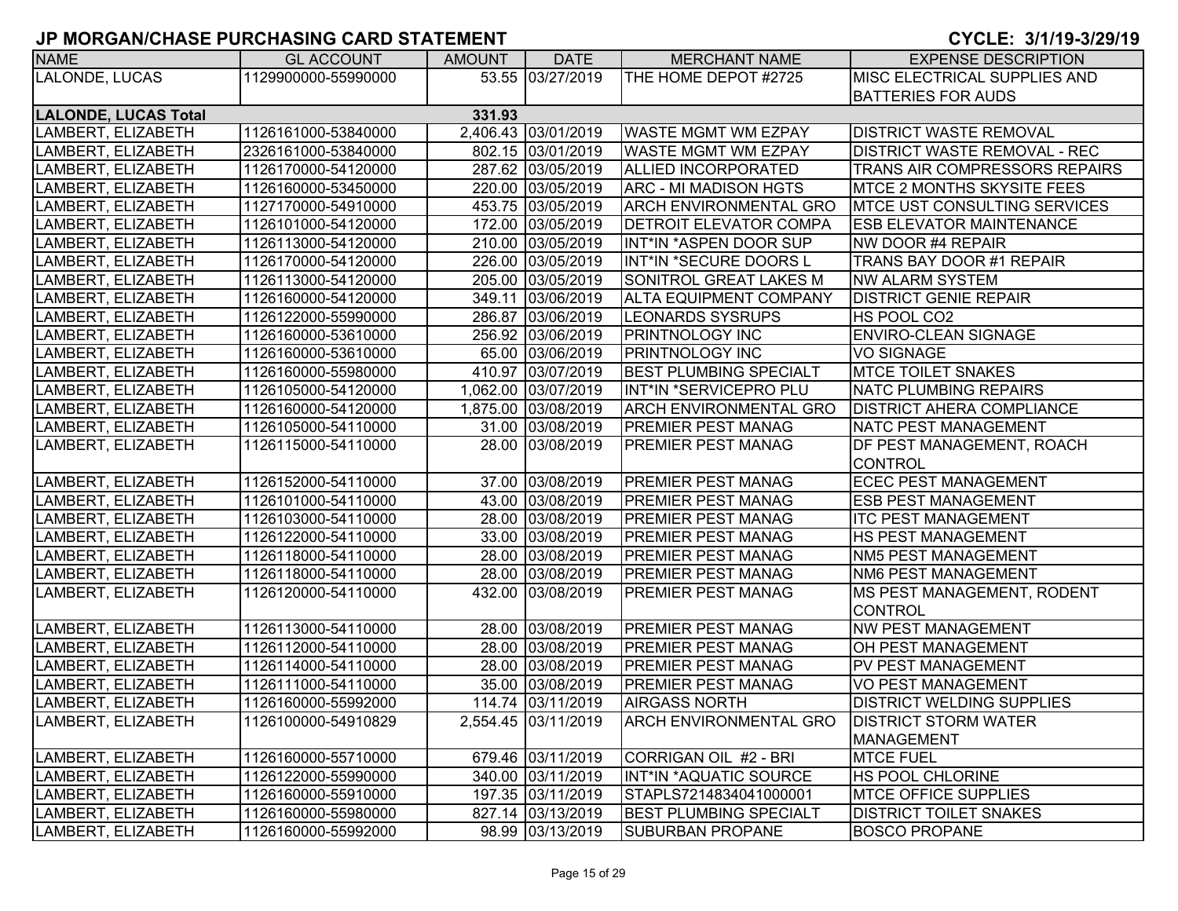## JP MORGAN/CHASE PURCHASING CARD STATEMENT

**CYCLE: 3/1/19-3/29/19**

| NAME | GL ACCOUNT | AMOUNT | DATE | MERCHANT NAME | EXPENSE DESCRIPTION |
|---|---|---|---|---|---|
| LALONDE, LUCAS | 1129900000-55990000 | 53.55 | 03/27/2019 | THE HOME DEPOT #2725 | MISC ELECTRICAL SUPPLIES AND BATTERIES FOR AUDS |
| **LALONDE, LUCAS Total** | | **331.93** | | | |
| LAMBERT, ELIZABETH | 1126161000-53840000 | 2,406.43 | 03/01/2019 | WASTE MGMT WM EZPAY | DISTRICT WASTE REMOVAL |
| LAMBERT, ELIZABETH | 2326161000-53840000 | 802.15 | 03/01/2019 | WASTE MGMT WM EZPAY | DISTRICT WASTE REMOVAL - REC |
| LAMBERT, ELIZABETH | 1126170000-54120000 | 287.62 | 03/05/2019 | ALLIED INCORPORATED | TRANS AIR COMPRESSORS REPAIRS |
| LAMBERT, ELIZABETH | 1126160000-53450000 | 220.00 | 03/05/2019 | ARC - MI MADISON HGTS | MTCE 2 MONTHS SKYSITE FEES |
| LAMBERT, ELIZABETH | 1127170000-54910000 | 453.75 | 03/05/2019 | ARCH ENVIRONMENTAL GRO | MTCE UST CONSULTING SERVICES |
| LAMBERT, ELIZABETH | 1126101000-54120000 | 172.00 | 03/05/2019 | DETROIT ELEVATOR COMPA | ESB ELEVATOR MAINTENANCE |
| LAMBERT, ELIZABETH | 1126113000-54120000 | 210.00 | 03/05/2019 | INT*IN *ASPEN DOOR SUP | NW DOOR #4 REPAIR |
| LAMBERT, ELIZABETH | 1126170000-54120000 | 226.00 | 03/05/2019 | INT*IN *SECURE DOORS L | TRANS BAY DOOR #1 REPAIR |
| LAMBERT, ELIZABETH | 1126113000-54120000 | 205.00 | 03/05/2019 | SONITROL GREAT LAKES M | NW ALARM SYSTEM |
| LAMBERT, ELIZABETH | 1126160000-54120000 | 349.11 | 03/06/2019 | ALTA EQUIPMENT COMPANY | DISTRICT GENIE REPAIR |
| LAMBERT, ELIZABETH | 1126122000-55990000 | 286.87 | 03/06/2019 | LEONARDS SYSRUPS | HS POOL CO2 |
| LAMBERT, ELIZABETH | 1126160000-53610000 | 256.92 | 03/06/2019 | PRINTNOLOGY INC | ENVIRO-CLEAN SIGNAGE |
| LAMBERT, ELIZABETH | 1126160000-53610000 | 65.00 | 03/06/2019 | PRINTNOLOGY INC | VO SIGNAGE |
| LAMBERT, ELIZABETH | 1126160000-55980000 | 410.97 | 03/07/2019 | BEST PLUMBING SPECIALT | MTCE TOILET SNAKES |
| LAMBERT, ELIZABETH | 1126105000-54120000 | 1,062.00 | 03/07/2019 | INT*IN *SERVICEPRO PLU | NATC PLUMBING REPAIRS |
| LAMBERT, ELIZABETH | 1126160000-54120000 | 1,875.00 | 03/08/2019 | ARCH ENVIRONMENTAL GRO | DISTRICT AHERA COMPLIANCE |
| LAMBERT, ELIZABETH | 1126105000-54110000 | 31.00 | 03/08/2019 | PREMIER PEST MANAG | NATC PEST MANAGEMENT |
| LAMBERT, ELIZABETH | 1126115000-54110000 | 28.00 | 03/08/2019 | PREMIER PEST MANAG | DF PEST MANAGEMENT, ROACH CONTROL |
| LAMBERT, ELIZABETH | 1126152000-54110000 | 37.00 | 03/08/2019 | PREMIER PEST MANAG | ECEC PEST MANAGEMENT |
| LAMBERT, ELIZABETH | 1126101000-54110000 | 43.00 | 03/08/2019 | PREMIER PEST MANAG | ESB PEST MANAGEMENT |
| LAMBERT, ELIZABETH | 1126103000-54110000 | 28.00 | 03/08/2019 | PREMIER PEST MANAG | ITC PEST MANAGEMENT |
| LAMBERT, ELIZABETH | 1126122000-54110000 | 33.00 | 03/08/2019 | PREMIER PEST MANAG | HS PEST MANAGEMENT |
| LAMBERT, ELIZABETH | 1126118000-54110000 | 28.00 | 03/08/2019 | PREMIER PEST MANAG | NM5 PEST MANAGEMENT |
| LAMBERT, ELIZABETH | 1126118000-54110000 | 28.00 | 03/08/2019 | PREMIER PEST MANAG | NM6 PEST MANAGEMENT |
| LAMBERT, ELIZABETH | 1126120000-54110000 | 432.00 | 03/08/2019 | PREMIER PEST MANAG | MS PEST MANAGEMENT, RODENT CONTROL |
| LAMBERT, ELIZABETH | 1126113000-54110000 | 28.00 | 03/08/2019 | PREMIER PEST MANAG | NW PEST MANAGEMENT |
| LAMBERT, ELIZABETH | 1126112000-54110000 | 28.00 | 03/08/2019 | PREMIER PEST MANAG | OH PEST MANAGEMENT |
| LAMBERT, ELIZABETH | 1126114000-54110000 | 28.00 | 03/08/2019 | PREMIER PEST MANAG | PV PEST MANAGEMENT |
| LAMBERT, ELIZABETH | 1126111000-54110000 | 35.00 | 03/08/2019 | PREMIER PEST MANAG | VO PEST MANAGEMENT |
| LAMBERT, ELIZABETH | 1126160000-55992000 | 114.74 | 03/11/2019 | AIRGASS NORTH | DISTRICT WELDING SUPPLIES |
| LAMBERT, ELIZABETH | 1126100000-54910829 | 2,554.45 | 03/11/2019 | ARCH ENVIRONMENTAL GRO | DISTRICT STORM WATER MANAGEMENT |
| LAMBERT, ELIZABETH | 1126160000-55710000 | 679.46 | 03/11/2019 | CORRIGAN OIL #2 - BRI | MTCE FUEL |
| LAMBERT, ELIZABETH | 1126122000-55990000 | 340.00 | 03/11/2019 | INT*IN *AQUATIC SOURCE | HS POOL CHLORINE |
| LAMBERT, ELIZABETH | 1126160000-55910000 | 197.35 | 03/11/2019 | STAPLS7214834041000001 | MTCE OFFICE SUPPLIES |
| LAMBERT, ELIZABETH | 1126160000-55980000 | 827.14 | 03/13/2019 | BEST PLUMBING SPECIALT | DISTRICT TOILET SNAKES |
| LAMBERT, ELIZABETH | 1126160000-55992000 | 98.99 | 03/13/2019 | SUBURBAN PROPANE | BOSCO PROPANE |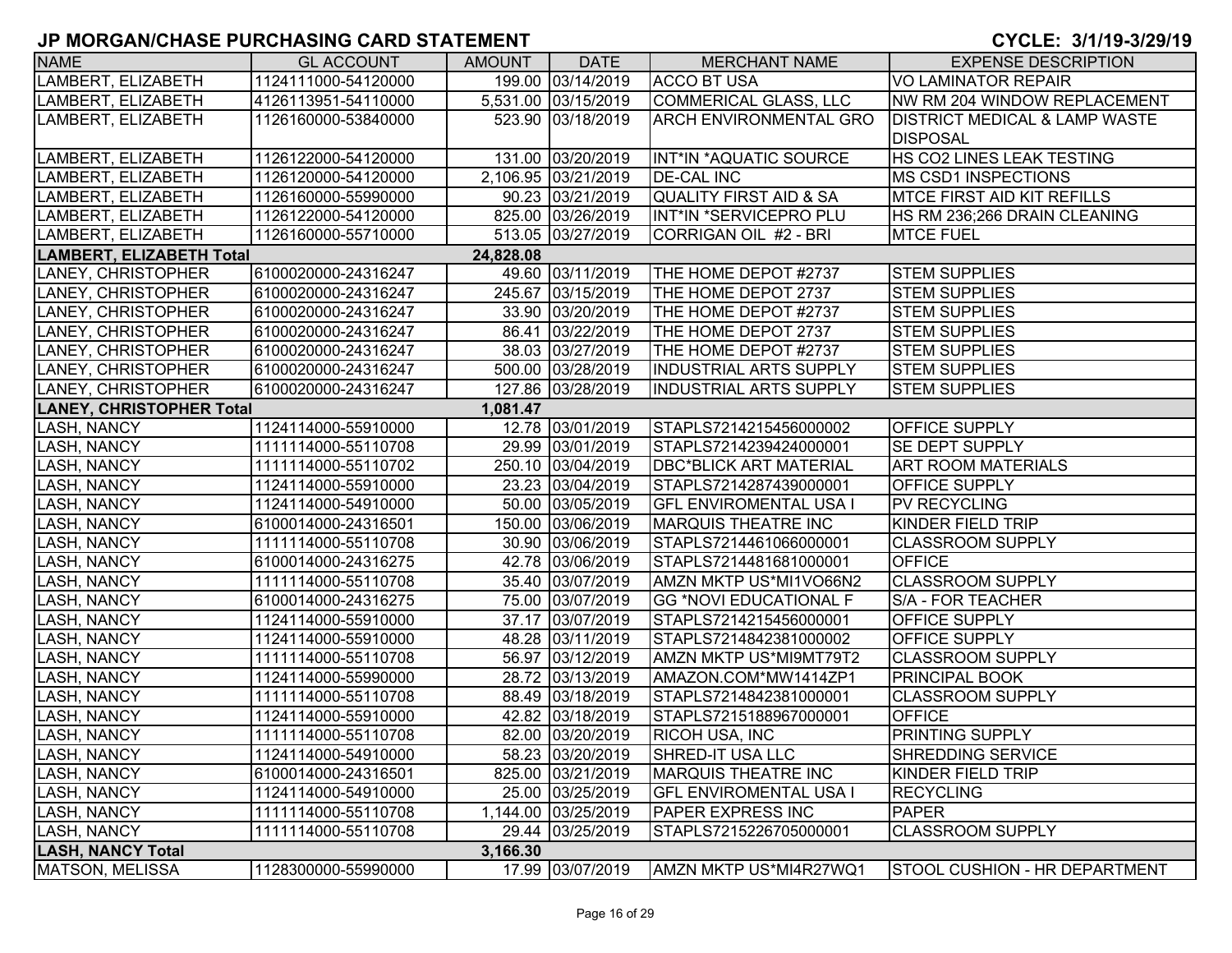# JP MORGAN/CHASE PURCHASING CARD STATEMENT

**CYCLE: 3/1/19-3/29/19**

| NAME | GL ACCOUNT | AMOUNT | DATE | MERCHANT NAME | EXPENSE DESCRIPTION |
|---|---|---|---|---|---|
| LAMBERT, ELIZABETH | 1124111000-54120000 | 199.00 | 03/14/2019 | ACCO BT USA | VO LAMINATOR REPAIR |
| LAMBERT, ELIZABETH | 4126113951-54110000 | 5,531.00 | 03/15/2019 | COMMERICAL GLASS, LLC | NW RM 204 WINDOW REPLACEMENT |
| LAMBERT, ELIZABETH | 1126160000-53840000 | 523.90 | 03/18/2019 | ARCH ENVIRONMENTAL GRO | DISTRICT MEDICAL & LAMP WASTE DISPOSAL |
| LAMBERT, ELIZABETH | 1126122000-54120000 | 131.00 | 03/20/2019 | INT*IN *AQUATIC SOURCE | HS CO2 LINES LEAK TESTING |
| LAMBERT, ELIZABETH | 1126120000-54120000 | 2,106.95 | 03/21/2019 | DE-CAL INC | MS CSD1 INSPECTIONS |
| LAMBERT, ELIZABETH | 1126160000-55990000 | 90.23 | 03/21/2019 | QUALITY FIRST AID & SA | MTCE FIRST AID KIT REFILLS |
| LAMBERT, ELIZABETH | 1126122000-54120000 | 825.00 | 03/26/2019 | INT*IN *SERVICEPRO PLU | HS RM 236;266 DRAIN CLEANING |
| LAMBERT, ELIZABETH | 1126160000-55710000 | 513.05 | 03/27/2019 | CORRIGAN OIL #2 - BRI | MTCE FUEL |
| **LAMBERT, ELIZABETH Total** | | **24,828.08** | | | |
| LANEY, CHRISTOPHER | 6100020000-24316247 | 49.60 | 03/11/2019 | THE HOME DEPOT #2737 | STEM SUPPLIES |
| LANEY, CHRISTOPHER | 6100020000-24316247 | 245.67 | 03/15/2019 | THE HOME DEPOT 2737 | STEM SUPPLIES |
| LANEY, CHRISTOPHER | 6100020000-24316247 | 33.90 | 03/20/2019 | THE HOME DEPOT #2737 | STEM SUPPLIES |
| LANEY, CHRISTOPHER | 6100020000-24316247 | 86.41 | 03/22/2019 | THE HOME DEPOT 2737 | STEM SUPPLIES |
| LANEY, CHRISTOPHER | 6100020000-24316247 | 38.03 | 03/27/2019 | THE HOME DEPOT #2737 | STEM SUPPLIES |
| LANEY, CHRISTOPHER | 6100020000-24316247 | 500.00 | 03/28/2019 | INDUSTRIAL ARTS SUPPLY | STEM SUPPLIES |
| LANEY, CHRISTOPHER | 6100020000-24316247 | 127.86 | 03/28/2019 | INDUSTRIAL ARTS SUPPLY | STEM SUPPLIES |
| **LANEY, CHRISTOPHER Total** | | **1,081.47** | | | |
| LASH, NANCY | 1124114000-55910000 | 12.78 | 03/01/2019 | STAPLS7214215456000002 | OFFICE SUPPLY |
| LASH, NANCY | 1111114000-55110708 | 29.99 | 03/01/2019 | STAPLS7214239424000001 | SE DEPT SUPPLY |
| LASH, NANCY | 1111114000-55110702 | 250.10 | 03/04/2019 | DBC*BLICK ART MATERIAL | ART ROOM MATERIALS |
| LASH, NANCY | 1124114000-55910000 | 23.23 | 03/04/2019 | STAPLS7214287439000001 | OFFICE SUPPLY |
| LASH, NANCY | 1124114000-54910000 | 50.00 | 03/05/2019 | GFL ENVIROMENTAL USA I | PV RECYCLING |
| LASH, NANCY | 6100014000-24316501 | 150.00 | 03/06/2019 | MARQUIS THEATRE INC | KINDER FIELD TRIP |
| LASH, NANCY | 1111114000-55110708 | 30.90 | 03/06/2019 | STAPLS7214461066000001 | CLASSROOM SUPPLY |
| LASH, NANCY | 6100014000-24316275 | 42.78 | 03/06/2019 | STAPLS7214481681000001 | OFFICE |
| LASH, NANCY | 1111114000-55110708 | 35.40 | 03/07/2019 | AMZN MKTP US*MI1VO66N2 | CLASSROOM SUPPLY |
| LASH, NANCY | 6100014000-24316275 | 75.00 | 03/07/2019 | GG *NOVI EDUCATIONAL F | S/A - FOR TEACHER |
| LASH, NANCY | 1124114000-55910000 | 37.17 | 03/07/2019 | STAPLS7214215456000001 | OFFICE SUPPLY |
| LASH, NANCY | 1124114000-55910000 | 48.28 | 03/11/2019 | STAPLS7214842381000002 | OFFICE SUPPLY |
| LASH, NANCY | 1111114000-55110708 | 56.97 | 03/12/2019 | AMZN MKTP US*MI9MT79T2 | CLASSROOM SUPPLY |
| LASH, NANCY | 1124114000-55990000 | 28.72 | 03/13/2019 | AMAZON.COM*MW1414ZP1 | PRINCIPAL BOOK |
| LASH, NANCY | 1111114000-55110708 | 88.49 | 03/18/2019 | STAPLS7214842381000001 | CLASSROOM SUPPLY |
| LASH, NANCY | 1124114000-55910000 | 42.82 | 03/18/2019 | STAPLS7215188967000001 | OFFICE |
| LASH, NANCY | 1111114000-55110708 | 82.00 | 03/20/2019 | RICOH USA, INC | PRINTING SUPPLY |
| LASH, NANCY | 1124114000-54910000 | 58.23 | 03/20/2019 | SHRED-IT USA LLC | SHREDDING SERVICE |
| LASH, NANCY | 6100014000-24316501 | 825.00 | 03/21/2019 | MARQUIS THEATRE INC | KINDER FIELD TRIP |
| LASH, NANCY | 1124114000-54910000 | 25.00 | 03/25/2019 | GFL ENVIROMENTAL USA I | RECYCLING |
| LASH, NANCY | 1111114000-55110708 | 1,144.00 | 03/25/2019 | PAPER EXPRESS INC | PAPER |
| LASH, NANCY | 1111114000-55110708 | 29.44 | 03/25/2019 | STAPLS7215226705000001 | CLASSROOM SUPPLY |
| **LASH, NANCY Total** | | **3,166.30** | | | |
| MATSON, MELISSA | 1128300000-55990000 | 17.99 | 03/07/2019 | AMZN MKTP US*MI4R27WQ1 | STOOL CUSHION - HR DEPARTMENT |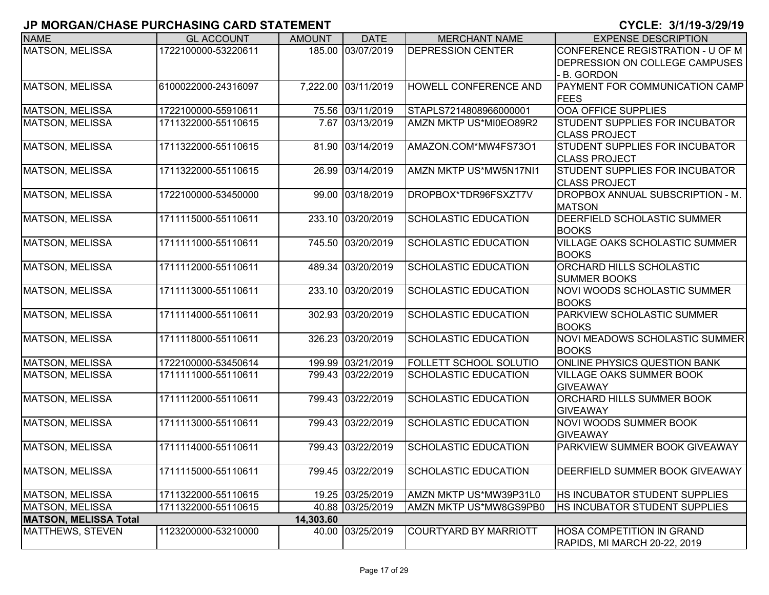# JP MORGAN/CHASE PURCHASING CARD STATEMENT

**CYCLE: 3/1/19-3/29/19**

| NAME | GL ACCOUNT | AMOUNT | DATE | MERCHANT NAME | EXPENSE DESCRIPTION |
|---|---|---|---|---|---|
| MATSON, MELISSA | 1722100000-53220611 | 185.00 | 03/07/2019 | DEPRESSION CENTER | CONFERENCE REGISTRATION - U OF M DEPRESSION ON COLLEGE CAMPUSES - B. GORDON |
| MATSON, MELISSA | 6100022000-24316097 | 7,222.00 | 03/11/2019 | HOWELL CONFERENCE AND | PAYMENT FOR COMMUNICATION CAMP FEES |
| MATSON, MELISSA | 1722100000-55910611 | 75.56 | 03/11/2019 | STAPLS7214808966000001 | OOA OFFICE SUPPLIES |
| MATSON, MELISSA | 1711322000-55110615 | 7.67 | 03/13/2019 | AMZN MKTP US*MI0EO89R2 | STUDENT SUPPLIES FOR INCUBATOR CLASS PROJECT |
| MATSON, MELISSA | 1711322000-55110615 | 81.90 | 03/14/2019 | AMAZON.COM*MW4FS73O1 | STUDENT SUPPLIES FOR INCUBATOR CLASS PROJECT |
| MATSON, MELISSA | 1711322000-55110615 | 26.99 | 03/14/2019 | AMZN MKTP US*MW5N17NI1 | STUDENT SUPPLIES FOR INCUBATOR CLASS PROJECT |
| MATSON, MELISSA | 1722100000-53450000 | 99.00 | 03/18/2019 | DROPBOX*TDR96FSXZT7V | DROPBOX ANNUAL SUBSCRIPTION - M. MATSON |
| MATSON, MELISSA | 1711115000-55110611 | 233.10 | 03/20/2019 | SCHOLASTIC EDUCATION | DEERFIELD SCHOLASTIC SUMMER BOOKS |
| MATSON, MELISSA | 1711111000-55110611 | 745.50 | 03/20/2019 | SCHOLASTIC EDUCATION | VILLAGE OAKS SCHOLASTIC SUMMER BOOKS |
| MATSON, MELISSA | 1711112000-55110611 | 489.34 | 03/20/2019 | SCHOLASTIC EDUCATION | ORCHARD HILLS SCHOLASTIC SUMMER BOOKS |
| MATSON, MELISSA | 1711113000-55110611 | 233.10 | 03/20/2019 | SCHOLASTIC EDUCATION | NOVI WOODS SCHOLASTIC SUMMER BOOKS |
| MATSON, MELISSA | 1711114000-55110611 | 302.93 | 03/20/2019 | SCHOLASTIC EDUCATION | PARKVIEW SCHOLASTIC SUMMER BOOKS |
| MATSON, MELISSA | 1711118000-55110611 | 326.23 | 03/20/2019 | SCHOLASTIC EDUCATION | NOVI MEADOWS SCHOLASTIC SUMMER BOOKS |
| MATSON, MELISSA | 1722100000-53450614 | 199.99 | 03/21/2019 | FOLLETT SCHOOL SOLUTIO | ONLINE PHYSICS QUESTION BANK |
| MATSON, MELISSA | 1711111000-55110611 | 799.43 | 03/22/2019 | SCHOLASTIC EDUCATION | VILLAGE OAKS SUMMER BOOK GIVEAWAY |
| MATSON, MELISSA | 1711112000-55110611 | 799.43 | 03/22/2019 | SCHOLASTIC EDUCATION | ORCHARD HILLS SUMMER BOOK GIVEAWAY |
| MATSON, MELISSA | 1711113000-55110611 | 799.43 | 03/22/2019 | SCHOLASTIC EDUCATION | NOVI WOODS SUMMER BOOK GIVEAWAY |
| MATSON, MELISSA | 1711114000-55110611 | 799.43 | 03/22/2019 | SCHOLASTIC EDUCATION | PARKVIEW SUMMER BOOK GIVEAWAY |
| MATSON, MELISSA | 1711115000-55110611 | 799.45 | 03/22/2019 | SCHOLASTIC EDUCATION | DEERFIELD SUMMER BOOK GIVEAWAY |
| MATSON, MELISSA | 1711322000-55110615 | 19.25 | 03/25/2019 | AMZN MKTP US*MW39P31L0 | HS INCUBATOR STUDENT SUPPLIES |
| MATSON, MELISSA | 1711322000-55110615 | 40.88 | 03/25/2019 | AMZN MKTP US*MW8GS9PB0 | HS INCUBATOR STUDENT SUPPLIES |
| **MATSON, MELISSA Total** | | **14,303.60** | | | |
| MATTHEWS, STEVEN | 1123200000-53210000 | 40.00 | 03/25/2019 | COURTYARD BY MARRIOTT | HOSA COMPETITION IN GRAND RAPIDS, MI MARCH 20-22, 2019 |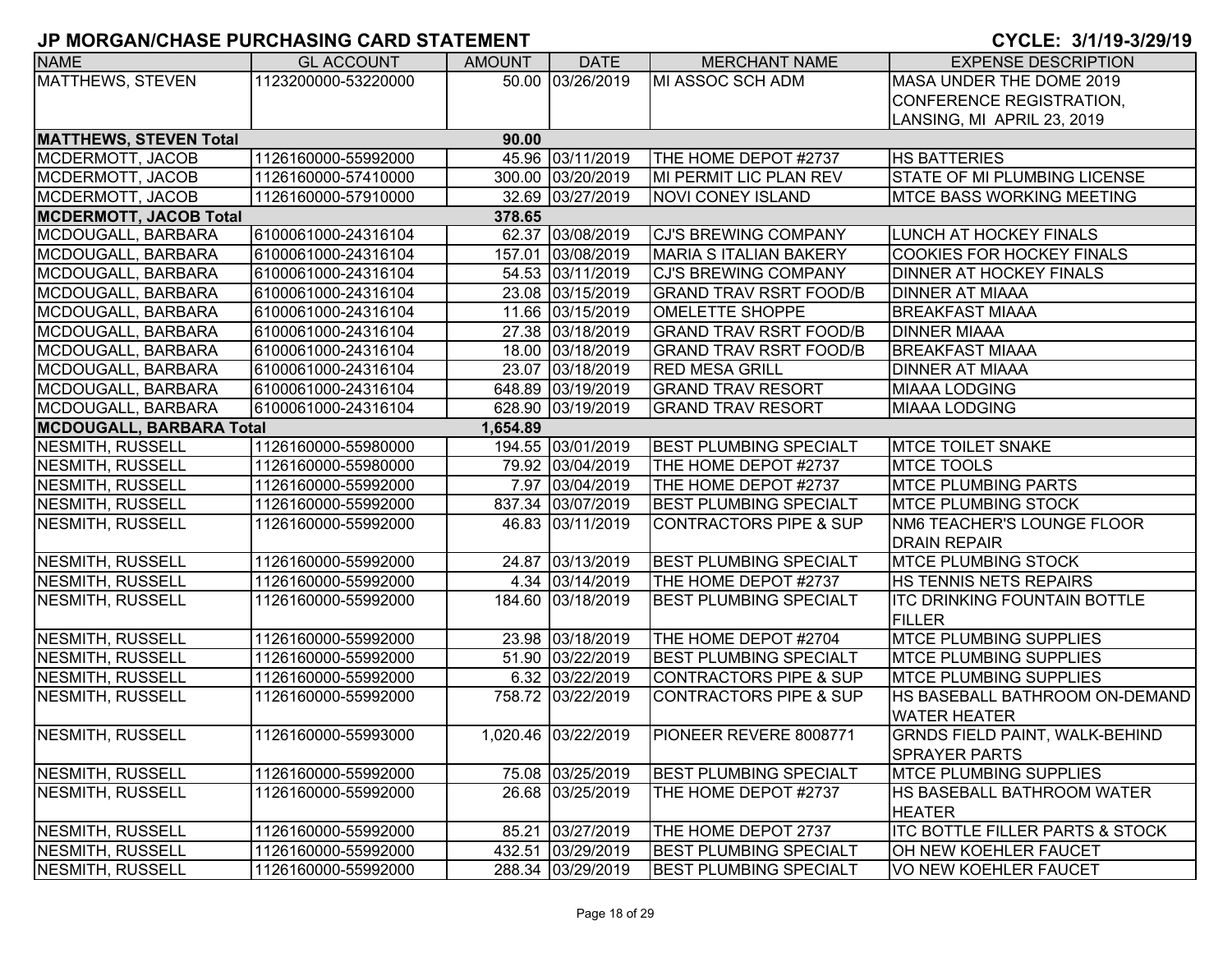# JP MORGAN/CHASE PURCHASING CARD STATEMENT

**CYCLE: 3/1/19-3/29/19**

| NAME | GL ACCOUNT | AMOUNT | DATE | MERCHANT NAME | EXPENSE DESCRIPTION |
|---|---|---|---|---|---|
| MATTHEWS, STEVEN | 1123200000-53220000 | 50.00 | 03/26/2019 | MI ASSOC SCH ADM | MASA UNDER THE DOME 2019 CONFERENCE REGISTRATION, LANSING, MI APRIL 23, 2019 |
| **MATTHEWS, STEVEN Total** | | **90.00** | | | |
| MCDERMOTT, JACOB | 1126160000-55992000 | 45.96 | 03/11/2019 | THE HOME DEPOT #2737 | HS BATTERIES |
| MCDERMOTT, JACOB | 1126160000-57410000 | 300.00 | 03/20/2019 | MI PERMIT LIC PLAN REV | STATE OF MI PLUMBING LICENSE |
| MCDERMOTT, JACOB | 1126160000-57910000 | 32.69 | 03/27/2019 | NOVI CONEY ISLAND | MTCE BASS WORKING MEETING |
| **MCDERMOTT, JACOB Total** | | **378.65** | | | |
| MCDOUGALL, BARBARA | 6100061000-24316104 | 62.37 | 03/08/2019 | CJ'S BREWING COMPANY | LUNCH AT HOCKEY FINALS |
| MCDOUGALL, BARBARA | 6100061000-24316104 | 157.01 | 03/08/2019 | MARIA S ITALIAN BAKERY | COOKIES FOR HOCKEY FINALS |
| MCDOUGALL, BARBARA | 6100061000-24316104 | 54.53 | 03/11/2019 | CJ'S BREWING COMPANY | DINNER AT HOCKEY FINALS |
| MCDOUGALL, BARBARA | 6100061000-24316104 | 23.08 | 03/15/2019 | GRAND TRAV RSRT FOOD/B | DINNER AT MIAAA |
| MCDOUGALL, BARBARA | 6100061000-24316104 | 11.66 | 03/15/2019 | OMELETTE SHOPPE | BREAKFAST MIAAA |
| MCDOUGALL, BARBARA | 6100061000-24316104 | 27.38 | 03/18/2019 | GRAND TRAV RSRT FOOD/B | DINNER MIAAA |
| MCDOUGALL, BARBARA | 6100061000-24316104 | 18.00 | 03/18/2019 | GRAND TRAV RSRT FOOD/B | BREAKFAST MIAAA |
| MCDOUGALL, BARBARA | 6100061000-24316104 | 23.07 | 03/18/2019 | RED MESA GRILL | DINNER AT MIAAA |
| MCDOUGALL, BARBARA | 6100061000-24316104 | 648.89 | 03/19/2019 | GRAND TRAV RESORT | MIAAA LODGING |
| MCDOUGALL, BARBARA | 6100061000-24316104 | 628.90 | 03/19/2019 | GRAND TRAV RESORT | MIAAA LODGING |
| **MCDOUGALL, BARBARA Total** | | **1,654.89** | | | |
| NESMITH, RUSSELL | 1126160000-55980000 | 194.55 | 03/01/2019 | BEST PLUMBING SPECIALT | MTCE TOILET SNAKE |
| NESMITH, RUSSELL | 1126160000-55980000 | 79.92 | 03/04/2019 | THE HOME DEPOT #2737 | MTCE TOOLS |
| NESMITH, RUSSELL | 1126160000-55992000 | 7.97 | 03/04/2019 | THE HOME DEPOT #2737 | MTCE PLUMBING PARTS |
| NESMITH, RUSSELL | 1126160000-55992000 | 837.34 | 03/07/2019 | BEST PLUMBING SPECIALT | MTCE PLUMBING STOCK |
| NESMITH, RUSSELL | 1126160000-55992000 | 46.83 | 03/11/2019 | CONTRACTORS PIPE & SUP | NM6 TEACHER'S LOUNGE FLOOR DRAIN REPAIR |
| NESMITH, RUSSELL | 1126160000-55992000 | 24.87 | 03/13/2019 | BEST PLUMBING SPECIALT | MTCE PLUMBING STOCK |
| NESMITH, RUSSELL | 1126160000-55992000 | 4.34 | 03/14/2019 | THE HOME DEPOT #2737 | HS TENNIS NETS REPAIRS |
| NESMITH, RUSSELL | 1126160000-55992000 | 184.60 | 03/18/2019 | BEST PLUMBING SPECIALT | ITC DRINKING FOUNTAIN BOTTLE FILLER |
| NESMITH, RUSSELL | 1126160000-55992000 | 23.98 | 03/18/2019 | THE HOME DEPOT #2704 | MTCE PLUMBING SUPPLIES |
| NESMITH, RUSSELL | 1126160000-55992000 | 51.90 | 03/22/2019 | BEST PLUMBING SPECIALT | MTCE PLUMBING SUPPLIES |
| NESMITH, RUSSELL | 1126160000-55992000 | 6.32 | 03/22/2019 | CONTRACTORS PIPE & SUP | MTCE PLUMBING SUPPLIES |
| NESMITH, RUSSELL | 1126160000-55992000 | 758.72 | 03/22/2019 | CONTRACTORS PIPE & SUP | HS BASEBALL BATHROOM ON-DEMAND WATER HEATER |
| NESMITH, RUSSELL | 1126160000-55993000 | 1,020.46 | 03/22/2019 | PIONEER REVERE 8008771 | GRNDS FIELD PAINT, WALK-BEHIND SPRAYER PARTS |
| NESMITH, RUSSELL | 1126160000-55992000 | 75.08 | 03/25/2019 | BEST PLUMBING SPECIALT | MTCE PLUMBING SUPPLIES |
| NESMITH, RUSSELL | 1126160000-55992000 | 26.68 | 03/25/2019 | THE HOME DEPOT #2737 | HS BASEBALL BATHROOM WATER HEATER |
| NESMITH, RUSSELL | 1126160000-55992000 | 85.21 | 03/27/2019 | THE HOME DEPOT 2737 | ITC BOTTLE FILLER PARTS & STOCK |
| NESMITH, RUSSELL | 1126160000-55992000 | 432.51 | 03/29/2019 | BEST PLUMBING SPECIALT | OH NEW KOEHLER FAUCET |
| NESMITH, RUSSELL | 1126160000-55992000 | 288.34 | 03/29/2019 | BEST PLUMBING SPECIALT | VO NEW KOEHLER FAUCET |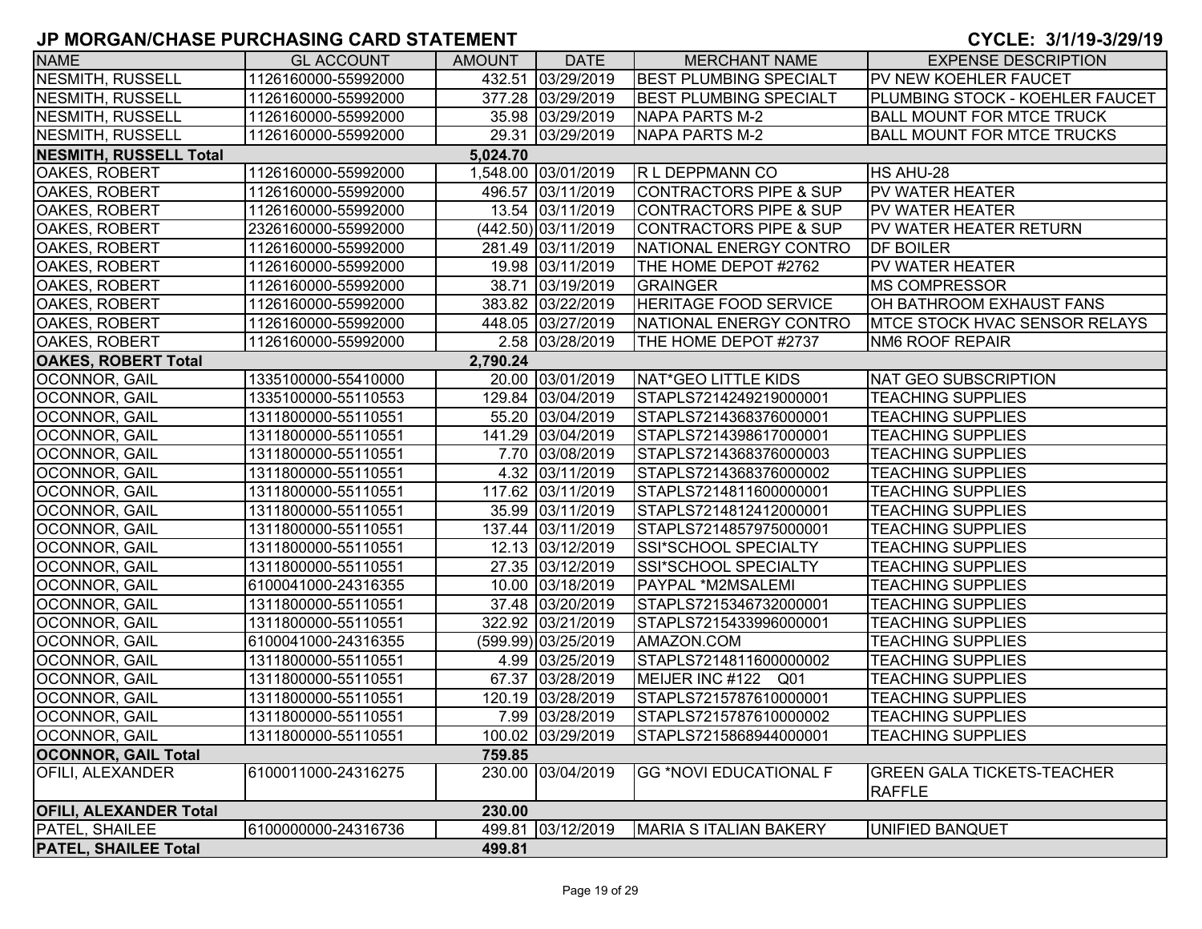# JP MORGAN/CHASE PURCHASING CARD STATEMENT

**CYCLE: 3/1/19-3/29/19**

| NAME | GL ACCOUNT | AMOUNT | DATE | MERCHANT NAME | EXPENSE DESCRIPTION |
|---|---|---|---|---|---|
| NESMITH, RUSSELL | 1126160000-55992000 | 432.51 | 03/29/2019 | BEST PLUMBING SPECIALT | PV NEW KOEHLER FAUCET |
| NESMITH, RUSSELL | 1126160000-55992000 | 377.28 | 03/29/2019 | BEST PLUMBING SPECIALT | PLUMBING STOCK - KOEHLER FAUCET |
| NESMITH, RUSSELL | 1126160000-55992000 | 35.98 | 03/29/2019 | NAPA PARTS M-2 | BALL MOUNT FOR MTCE TRUCK |
| NESMITH, RUSSELL | 1126160000-55992000 | 29.31 | 03/29/2019 | NAPA PARTS M-2 | BALL MOUNT FOR MTCE TRUCKS |
| **NESMITH, RUSSELL Total** | | **5,024.70** | | | |
| OAKES, ROBERT | 1126160000-55992000 | 1,548.00 | 03/01/2019 | R L DEPPMANN CO | HS AHU-28 |
| OAKES, ROBERT | 1126160000-55992000 | 496.57 | 03/11/2019 | CONTRACTORS PIPE & SUP | PV WATER HEATER |
| OAKES, ROBERT | 1126160000-55992000 | 13.54 | 03/11/2019 | CONTRACTORS PIPE & SUP | PV WATER HEATER |
| OAKES, ROBERT | 2326160000-55992000 | (442.50) | 03/11/2019 | CONTRACTORS PIPE & SUP | PV WATER HEATER RETURN |
| OAKES, ROBERT | 1126160000-55992000 | 281.49 | 03/11/2019 | NATIONAL ENERGY CONTRO | DF BOILER |
| OAKES, ROBERT | 1126160000-55992000 | 19.98 | 03/11/2019 | THE HOME DEPOT #2762 | PV WATER HEATER |
| OAKES, ROBERT | 1126160000-55992000 | 38.71 | 03/19/2019 | GRAINGER | MS COMPRESSOR |
| OAKES, ROBERT | 1126160000-55992000 | 383.82 | 03/22/2019 | HERITAGE FOOD SERVICE | OH BATHROOM EXHAUST FANS |
| OAKES, ROBERT | 1126160000-55992000 | 448.05 | 03/27/2019 | NATIONAL ENERGY CONTRO | MTCE STOCK HVAC SENSOR RELAYS |
| OAKES, ROBERT | 1126160000-55992000 | 2.58 | 03/28/2019 | THE HOME DEPOT #2737 | NM6 ROOF REPAIR |
| **OAKES, ROBERT Total** | | **2,790.24** | | | |
| OCONNOR, GAIL | 1335100000-55410000 | 20.00 | 03/01/2019 | NAT*GEO LITTLE KIDS | NAT GEO SUBSCRIPTION |
| OCONNOR, GAIL | 1335100000-55110553 | 129.84 | 03/04/2019 | STAPLS7214249219000001 | TEACHING SUPPLIES |
| OCONNOR, GAIL | 1311800000-55110551 | 55.20 | 03/04/2019 | STAPLS7214368376000001 | TEACHING SUPPLIES |
| OCONNOR, GAIL | 1311800000-55110551 | 141.29 | 03/04/2019 | STAPLS7214398617000001 | TEACHING SUPPLIES |
| OCONNOR, GAIL | 1311800000-55110551 | 7.70 | 03/08/2019 | STAPLS7214368376000003 | TEACHING SUPPLIES |
| OCONNOR, GAIL | 1311800000-55110551 | 4.32 | 03/11/2019 | STAPLS7214368376000002 | TEACHING SUPPLIES |
| OCONNOR, GAIL | 1311800000-55110551 | 117.62 | 03/11/2019 | STAPLS7214811600000001 | TEACHING SUPPLIES |
| OCONNOR, GAIL | 1311800000-55110551 | 35.99 | 03/11/2019 | STAPLS7214812412000001 | TEACHING SUPPLIES |
| OCONNOR, GAIL | 1311800000-55110551 | 137.44 | 03/11/2019 | STAPLS7214857975000001 | TEACHING SUPPLIES |
| OCONNOR, GAIL | 1311800000-55110551 | 12.13 | 03/12/2019 | SSI*SCHOOL SPECIALTY | TEACHING SUPPLIES |
| OCONNOR, GAIL | 1311800000-55110551 | 27.35 | 03/12/2019 | SSI*SCHOOL SPECIALTY | TEACHING SUPPLIES |
| OCONNOR, GAIL | 6100041000-24316355 | 10.00 | 03/18/2019 | PAYPAL *M2MSALEMI | TEACHING SUPPLIES |
| OCONNOR, GAIL | 1311800000-55110551 | 37.48 | 03/20/2019 | STAPLS7215346732000001 | TEACHING SUPPLIES |
| OCONNOR, GAIL | 1311800000-55110551 | 322.92 | 03/21/2019 | STAPLS7215433996000001 | TEACHING SUPPLIES |
| OCONNOR, GAIL | 6100041000-24316355 | (599.99) | 03/25/2019 | AMAZON.COM | TEACHING SUPPLIES |
| OCONNOR, GAIL | 1311800000-55110551 | 4.99 | 03/25/2019 | STAPLS7214811600000002 | TEACHING SUPPLIES |
| OCONNOR, GAIL | 1311800000-55110551 | 67.37 | 03/28/2019 | MEIJER INC #122 Q01 | TEACHING SUPPLIES |
| OCONNOR, GAIL | 1311800000-55110551 | 120.19 | 03/28/2019 | STAPLS7215787610000001 | TEACHING SUPPLIES |
| OCONNOR, GAIL | 1311800000-55110551 | 7.99 | 03/28/2019 | STAPLS7215787610000002 | TEACHING SUPPLIES |
| OCONNOR, GAIL | 1311800000-55110551 | 100.02 | 03/29/2019 | STAPLS7215868944000001 | TEACHING SUPPLIES |
| **OCONNOR, GAIL Total** | | **759.85** | | | |
| OFILI, ALEXANDER | 6100011000-24316275 | 230.00 | 03/04/2019 | GG *NOVI EDUCATIONAL F | GREEN GALA TICKETS-TEACHER RAFFLE |
| **OFILI, ALEXANDER Total** | | **230.00** | | | |
| PATEL, SHAILEE | 6100000000-24316736 | 499.81 | 03/12/2019 | MARIA S ITALIAN BAKERY | UNIFIED BANQUET |
| **PATEL, SHAILEE Total** | | **499.81** | | | |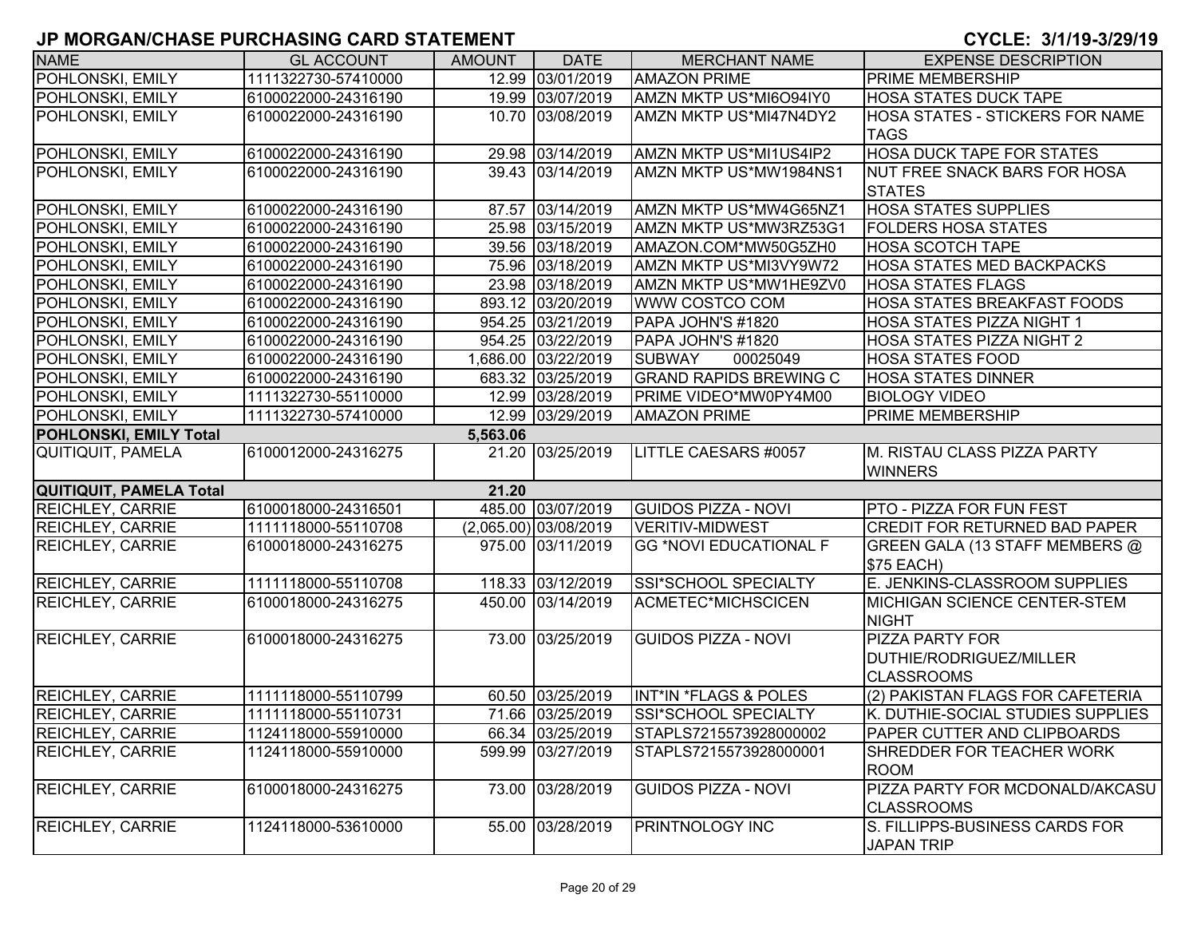# JP MORGAN/CHASE PURCHASING CARD STATEMENT

**CYCLE: 3/1/19-3/29/19**

| NAME | GL ACCOUNT | AMOUNT | DATE | MERCHANT NAME | EXPENSE DESCRIPTION |
|---|---|---|---|---|---|
| POHLONSKI, EMILY | 1111322730-57410000 | 12.99 | 03/01/2019 | AMAZON PRIME | PRIME MEMBERSHIP |
| POHLONSKI, EMILY | 6100022000-24316190 | 19.99 | 03/07/2019 | AMZN MKTP US*MI6O94IY0 | HOSA STATES DUCK TAPE |
| POHLONSKI, EMILY | 6100022000-24316190 | 10.70 | 03/08/2019 | AMZN MKTP US*MI47N4DY2 | HOSA STATES - STICKERS FOR NAME TAGS |
| POHLONSKI, EMILY | 6100022000-24316190 | 29.98 | 03/14/2019 | AMZN MKTP US*MI1US4IP2 | HOSA DUCK TAPE FOR STATES |
| POHLONSKI, EMILY | 6100022000-24316190 | 39.43 | 03/14/2019 | AMZN MKTP US*MW1984NS1 | NUT FREE SNACK BARS FOR HOSA STATES |
| POHLONSKI, EMILY | 6100022000-24316190 | 87.57 | 03/14/2019 | AMZN MKTP US*MW4G65NZ1 | HOSA STATES SUPPLIES |
| POHLONSKI, EMILY | 6100022000-24316190 | 25.98 | 03/15/2019 | AMZN MKTP US*MW3RZ53G1 | FOLDERS HOSA STATES |
| POHLONSKI, EMILY | 6100022000-24316190 | 39.56 | 03/18/2019 | AMAZON.COM*MW50G5ZH0 | HOSA SCOTCH TAPE |
| POHLONSKI, EMILY | 6100022000-24316190 | 75.96 | 03/18/2019 | AMZN MKTP US*MI3VY9W72 | HOSA STATES MED BACKPACKS |
| POHLONSKI, EMILY | 6100022000-24316190 | 23.98 | 03/18/2019 | AMZN MKTP US*MW1HE9ZV0 | HOSA STATES FLAGS |
| POHLONSKI, EMILY | 6100022000-24316190 | 893.12 | 03/20/2019 | WWW COSTCO COM | HOSA STATES BREAKFAST FOODS |
| POHLONSKI, EMILY | 6100022000-24316190 | 954.25 | 03/21/2019 | PAPA JOHN'S #1820 | HOSA STATES PIZZA NIGHT 1 |
| POHLONSKI, EMILY | 6100022000-24316190 | 954.25 | 03/22/2019 | PAPA JOHN'S #1820 | HOSA STATES PIZZA NIGHT 2 |
| POHLONSKI, EMILY | 6100022000-24316190 | 1,686.00 | 03/22/2019 | SUBWAY 00025049 | HOSA STATES FOOD |
| POHLONSKI, EMILY | 6100022000-24316190 | 683.32 | 03/25/2019 | GRAND RAPIDS BREWING C | HOSA STATES DINNER |
| POHLONSKI, EMILY | 1111322730-55110000 | 12.99 | 03/28/2019 | PRIME VIDEO*MW0PY4M00 | BIOLOGY VIDEO |
| POHLONSKI, EMILY | 1111322730-57410000 | 12.99 | 03/29/2019 | AMAZON PRIME | PRIME MEMBERSHIP |
| **POHLONSKI, EMILY Total** | | **5,563.06** | | | |
| QUITIQUIT, PAMELA | 6100012000-24316275 | 21.20 | 03/25/2019 | LITTLE CAESARS #0057 | M. RISTAU CLASS PIZZA PARTY WINNERS |
| **QUITIQUIT, PAMELA Total** | | **21.20** | | | |
| REICHLEY, CARRIE | 6100018000-24316501 | 485.00 | 03/07/2019 | GUIDOS PIZZA - NOVI | PTO - PIZZA FOR FUN FEST |
| REICHLEY, CARRIE | 1111118000-55110708 | (2,065.00) | 03/08/2019 | VERITIV-MIDWEST | CREDIT FOR RETURNED BAD PAPER |
| REICHLEY, CARRIE | 6100018000-24316275 | 975.00 | 03/11/2019 | GG *NOVI EDUCATIONAL F | GREEN GALA (13 STAFF MEMBERS @ $75 EACH) |
| REICHLEY, CARRIE | 1111118000-55110708 | 118.33 | 03/12/2019 | SSI*SCHOOL SPECIALTY | E. JENKINS-CLASSROOM SUPPLIES |
| REICHLEY, CARRIE | 6100018000-24316275 | 450.00 | 03/14/2019 | ACMETEC*MICHSCICEN | MICHIGAN SCIENCE CENTER-STEM NIGHT |
| REICHLEY, CARRIE | 6100018000-24316275 | 73.00 | 03/25/2019 | GUIDOS PIZZA - NOVI | PIZZA PARTY FOR DUTHIE/RODRIGUEZ/MILLER CLASSROOMS |
| REICHLEY, CARRIE | 1111118000-55110799 | 60.50 | 03/25/2019 | INT*IN *FLAGS & POLES | (2) PAKISTAN FLAGS FOR CAFETERIA |
| REICHLEY, CARRIE | 1111118000-55110731 | 71.66 | 03/25/2019 | SSI*SCHOOL SPECIALTY | K. DUTHIE-SOCIAL STUDIES SUPPLIES |
| REICHLEY, CARRIE | 1124118000-55910000 | 66.34 | 03/25/2019 | STAPLS7215573928000002 | PAPER CUTTER AND CLIPBOARDS |
| REICHLEY, CARRIE | 1124118000-55910000 | 599.99 | 03/27/2019 | STAPLS7215573928000001 | SHREDDER FOR TEACHER WORK ROOM |
| REICHLEY, CARRIE | 6100018000-24316275 | 73.00 | 03/28/2019 | GUIDOS PIZZA - NOVI | PIZZA PARTY FOR MCDONALD/AKCASU CLASSROOMS |
| REICHLEY, CARRIE | 1124118000-53610000 | 55.00 | 03/28/2019 | PRINTNOLOGY INC | S. FILLIPPS-BUSINESS CARDS FOR JAPAN TRIP |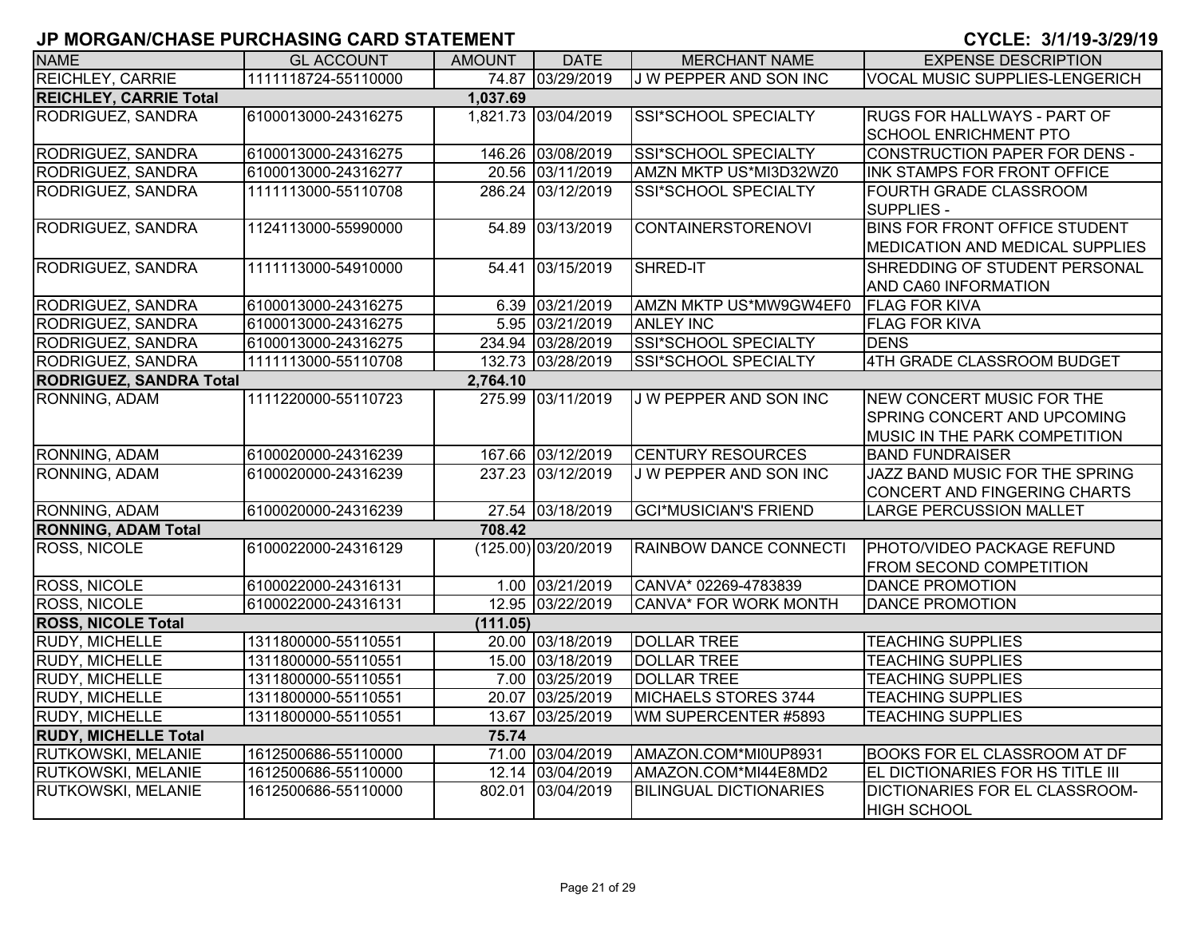# JP MORGAN/CHASE PURCHASING CARD STATEMENT

CYCLE: 3/1/19-3/29/19

| NAME | GL ACCOUNT | AMOUNT | DATE | MERCHANT NAME | EXPENSE DESCRIPTION |
|---|---|---|---|---|---|
| REICHLEY, CARRIE | 1111118724-55110000 | 74.87 | 03/29/2019 | J W PEPPER AND SON INC | VOCAL MUSIC SUPPLIES-LENGERICH |
| **REICHLEY, CARRIE Total** | | **1,037.69** | | | |
| RODRIGUEZ, SANDRA | 6100013000-24316275 | 1,821.73 | 03/04/2019 | SSI*SCHOOL SPECIALTY | RUGS FOR HALLWAYS - PART OF SCHOOL ENRICHMENT PTO |
| RODRIGUEZ, SANDRA | 6100013000-24316275 | 146.26 | 03/08/2019 | SSI*SCHOOL SPECIALTY | CONSTRUCTION PAPER FOR DENS - |
| RODRIGUEZ, SANDRA | 6100013000-24316277 | 20.56 | 03/11/2019 | AMZN MKTP US*MI3D32WZ0 | INK STAMPS FOR FRONT OFFICE |
| RODRIGUEZ, SANDRA | 1111113000-55110708 | 286.24 | 03/12/2019 | SSI*SCHOOL SPECIALTY | FOURTH GRADE CLASSROOM SUPPLIES - |
| RODRIGUEZ, SANDRA | 1124113000-55990000 | 54.89 | 03/13/2019 | CONTAINERSTORENOVI | BINS FOR FRONT OFFICE STUDENT MEDICATION AND MEDICAL SUPPLIES |
| RODRIGUEZ, SANDRA | 1111113000-54910000 | 54.41 | 03/15/2019 | SHRED-IT | SHREDDING OF STUDENT PERSONAL AND CA60 INFORMATION |
| RODRIGUEZ, SANDRA | 6100013000-24316275 | 6.39 | 03/21/2019 | AMZN MKTP US*MW9GW4EF0 | FLAG FOR KIVA |
| RODRIGUEZ, SANDRA | 6100013000-24316275 | 5.95 | 03/21/2019 | ANLEY INC | FLAG FOR KIVA |
| RODRIGUEZ, SANDRA | 6100013000-24316275 | 234.94 | 03/28/2019 | SSI*SCHOOL SPECIALTY | DENS |
| RODRIGUEZ, SANDRA | 1111113000-55110708 | 132.73 | 03/28/2019 | SSI*SCHOOL SPECIALTY | 4TH GRADE CLASSROOM BUDGET |
| **RODRIGUEZ, SANDRA Total** | | **2,764.10** | | | |
| RONNING, ADAM | 1111220000-55110723 | 275.99 | 03/11/2019 | J W PEPPER AND SON INC | NEW CONCERT MUSIC FOR THE SPRING CONCERT AND UPCOMING MUSIC IN THE PARK COMPETITION |
| RONNING, ADAM | 6100020000-24316239 | 167.66 | 03/12/2019 | CENTURY RESOURCES | BAND FUNDRAISER |
| RONNING, ADAM | 6100020000-24316239 | 237.23 | 03/12/2019 | J W PEPPER AND SON INC | JAZZ BAND MUSIC FOR THE SPRING CONCERT AND FINGERING CHARTS |
| RONNING, ADAM | 6100020000-24316239 | 27.54 | 03/18/2019 | GCI*MUSICIAN'S FRIEND | LARGE PERCUSSION MALLET |
| **RONNING, ADAM Total** | | **708.42** | | | |
| ROSS, NICOLE | 6100022000-24316129 | (125.00) | 03/20/2019 | RAINBOW DANCE CONNECTI | PHOTO/VIDEO PACKAGE REFUND FROM SECOND COMPETITION |
| ROSS, NICOLE | 6100022000-24316131 | 1.00 | 03/21/2019 | CANVA* 02269-4783839 | DANCE PROMOTION |
| ROSS, NICOLE | 6100022000-24316131 | 12.95 | 03/22/2019 | CANVA* FOR WORK MONTH | DANCE PROMOTION |
| **ROSS, NICOLE Total** | | **(111.05)** | | | |
| RUDY, MICHELLE | 1311800000-55110551 | 20.00 | 03/18/2019 | DOLLAR TREE | TEACHING SUPPLIES |
| RUDY, MICHELLE | 1311800000-55110551 | 15.00 | 03/18/2019 | DOLLAR TREE | TEACHING SUPPLIES |
| RUDY, MICHELLE | 1311800000-55110551 | 7.00 | 03/25/2019 | DOLLAR TREE | TEACHING SUPPLIES |
| RUDY, MICHELLE | 1311800000-55110551 | 20.07 | 03/25/2019 | MICHAELS STORES 3744 | TEACHING SUPPLIES |
| RUDY, MICHELLE | 1311800000-55110551 | 13.67 | 03/25/2019 | WM SUPERCENTER #5893 | TEACHING SUPPLIES |
| **RUDY, MICHELLE Total** | | **75.74** | | | |
| RUTKOWSKI, MELANIE | 1612500686-55110000 | 71.00 | 03/04/2019 | AMAZON.COM*MI0UP8931 | BOOKS FOR EL CLASSROOM AT DF |
| RUTKOWSKI, MELANIE | 1612500686-55110000 | 12.14 | 03/04/2019 | AMAZON.COM*MI44E8MD2 | EL DICTIONARIES FOR HS TITLE III |
| RUTKOWSKI, MELANIE | 1612500686-55110000 | 802.01 | 03/04/2019 | BILINGUAL DICTIONARIES | DICTIONARIES FOR EL CLASSROOM-HIGH SCHOOL |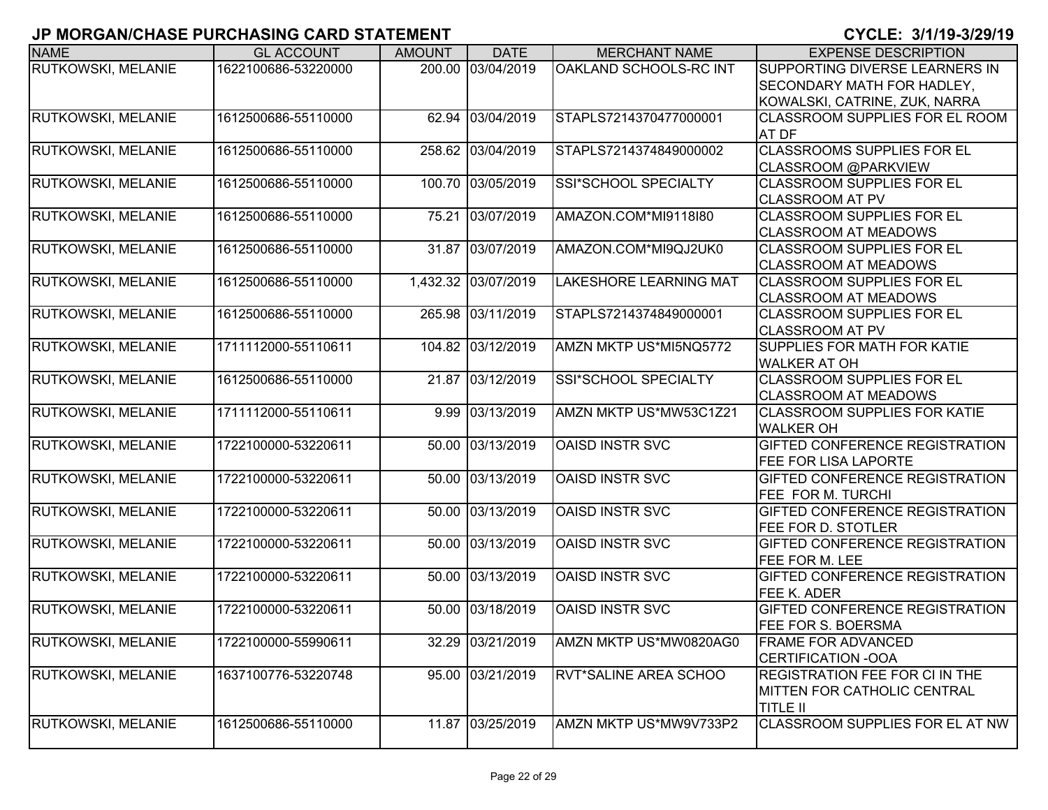# JP MORGAN/CHASE PURCHASING CARD STATEMENT

**CYCLE: 3/1/19-3/29/19**

| NAME | GL ACCOUNT | AMOUNT | DATE | MERCHANT NAME | EXPENSE DESCRIPTION |
|---|---|---|---|---|---|
| RUTKOWSKI, MELANIE | 1622100686-53220000 | 200.00 | 03/04/2019 | OAKLAND SCHOOLS-RC INT | SUPPORTING DIVERSE LEARNERS IN SECONDARY MATH FOR HADLEY, KOWALSKI, CATRINE, ZUK, NARRA |
| RUTKOWSKI, MELANIE | 1612500686-55110000 | 62.94 | 03/04/2019 | STAPLS7214370477000001 | CLASSROOM SUPPLIES FOR EL ROOM AT DF |
| RUTKOWSKI, MELANIE | 1612500686-55110000 | 258.62 | 03/04/2019 | STAPLS7214374849000002 | CLASSROOMS SUPPLIES FOR EL CLASSROOM @PARKVIEW |
| RUTKOWSKI, MELANIE | 1612500686-55110000 | 100.70 | 03/05/2019 | SSI*SCHOOL SPECIALTY | CLASSROOM SUPPLIES FOR EL CLASSROOM AT PV |
| RUTKOWSKI, MELANIE | 1612500686-55110000 | 75.21 | 03/07/2019 | AMAZON.COM*MI9118I80 | CLASSROOM SUPPLIES FOR EL CLASSROOM AT MEADOWS |
| RUTKOWSKI, MELANIE | 1612500686-55110000 | 31.87 | 03/07/2019 | AMAZON.COM*MI9QJ2UK0 | CLASSROOM SUPPLIES FOR EL CLASSROOM AT MEADOWS |
| RUTKOWSKI, MELANIE | 1612500686-55110000 | 1,432.32 | 03/07/2019 | LAKESHORE LEARNING MAT | CLASSROOM SUPPLIES FOR EL CLASSROOM AT MEADOWS |
| RUTKOWSKI, MELANIE | 1612500686-55110000 | 265.98 | 03/11/2019 | STAPLS7214374849000001 | CLASSROOM SUPPLIES FOR EL CLASSROOM AT PV |
| RUTKOWSKI, MELANIE | 1711112000-55110611 | 104.82 | 03/12/2019 | AMZN MKTP US*MI5NQ5772 | SUPPLIES FOR MATH FOR KATIE WALKER AT OH |
| RUTKOWSKI, MELANIE | 1612500686-55110000 | 21.87 | 03/12/2019 | SSI*SCHOOL SPECIALTY | CLASSROOM SUPPLIES FOR EL CLASSROOM AT MEADOWS |
| RUTKOWSKI, MELANIE | 1711112000-55110611 | 9.99 | 03/13/2019 | AMZN MKTP US*MW53C1Z21 | CLASSROOM SUPPLIES FOR KATIE WALKER OH |
| RUTKOWSKI, MELANIE | 1722100000-53220611 | 50.00 | 03/13/2019 | OAISD INSTR SVC | GIFTED CONFERENCE REGISTRATION FEE FOR LISA LAPORTE |
| RUTKOWSKI, MELANIE | 1722100000-53220611 | 50.00 | 03/13/2019 | OAISD INSTR SVC | GIFTED CONFERENCE REGISTRATION FEE FOR M. TURCHI |
| RUTKOWSKI, MELANIE | 1722100000-53220611 | 50.00 | 03/13/2019 | OAISD INSTR SVC | GIFTED CONFERENCE REGISTRATION FEE FOR D. STOTLER |
| RUTKOWSKI, MELANIE | 1722100000-53220611 | 50.00 | 03/13/2019 | OAISD INSTR SVC | GIFTED CONFERENCE REGISTRATION FEE FOR M. LEE |
| RUTKOWSKI, MELANIE | 1722100000-53220611 | 50.00 | 03/13/2019 | OAISD INSTR SVC | GIFTED CONFERENCE REGISTRATION FEE K. ADER |
| RUTKOWSKI, MELANIE | 1722100000-53220611 | 50.00 | 03/18/2019 | OAISD INSTR SVC | GIFTED CONFERENCE REGISTRATION FEE FOR S. BOERSMA |
| RUTKOWSKI, MELANIE | 1722100000-55990611 | 32.29 | 03/21/2019 | AMZN MKTP US*MW0820AG0 | FRAME FOR ADVANCED CERTIFICATION -OOA |
| RUTKOWSKI, MELANIE | 1637100776-53220748 | 95.00 | 03/21/2019 | RVT*SALINE AREA SCHOO | REGISTRATION FEE FOR CI IN THE MITTEN FOR CATHOLIC CENTRAL TITLE II |
| RUTKOWSKI, MELANIE | 1612500686-55110000 | 11.87 | 03/25/2019 | AMZN MKTP US*MW9V733P2 | CLASSROOM SUPPLIES FOR EL AT NW |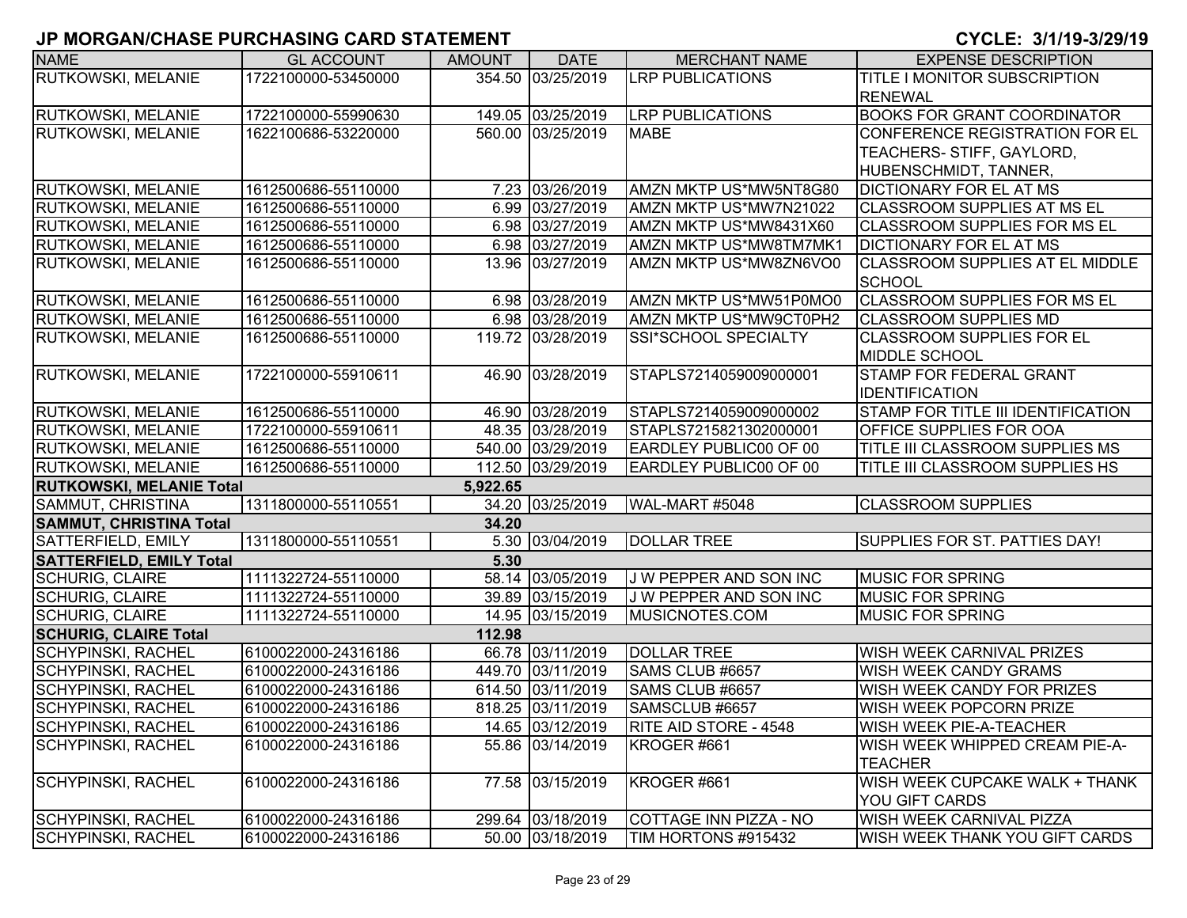# JP MORGAN/CHASE PURCHASING CARD STATEMENT

**CYCLE: 3/1/19-3/29/19**

| NAME | GL ACCOUNT | AMOUNT | DATE | MERCHANT NAME | EXPENSE DESCRIPTION |
|---|---|---|---|---|---|
| RUTKOWSKI, MELANIE | 1722100000-53450000 | 354.50 | 03/25/2019 | LRP PUBLICATIONS | TITLE I MONITOR SUBSCRIPTION RENEWAL |
| RUTKOWSKI, MELANIE | 1722100000-55990630 | 149.05 | 03/25/2019 | LRP PUBLICATIONS | BOOKS FOR GRANT COORDINATOR |
| RUTKOWSKI, MELANIE | 1622100686-53220000 | 560.00 | 03/25/2019 | MABE | CONFERENCE REGISTRATION FOR EL TEACHERS- STIFF, GAYLORD, HUBENSCHMIDT, TANNER, |
| RUTKOWSKI, MELANIE | 1612500686-55110000 | 7.23 | 03/26/2019 | AMZN MKTP US*MW5NT8G80 | DICTIONARY FOR EL AT MS |
| RUTKOWSKI, MELANIE | 1612500686-55110000 | 6.99 | 03/27/2019 | AMZN MKTP US*MW7N21022 | CLASSROOM SUPPLIES AT MS EL |
| RUTKOWSKI, MELANIE | 1612500686-55110000 | 6.98 | 03/27/2019 | AMZN MKTP US*MW8431X60 | CLASSROOM SUPPLIES FOR MS EL |
| RUTKOWSKI, MELANIE | 1612500686-55110000 | 6.98 | 03/27/2019 | AMZN MKTP US*MW8TM7MK1 | DICTIONARY FOR EL AT MS |
| RUTKOWSKI, MELANIE | 1612500686-55110000 | 13.96 | 03/27/2019 | AMZN MKTP US*MW8ZN6VO0 | CLASSROOM SUPPLIES AT EL MIDDLE SCHOOL |
| RUTKOWSKI, MELANIE | 1612500686-55110000 | 6.98 | 03/28/2019 | AMZN MKTP US*MW51P0MO0 | CLASSROOM SUPPLIES FOR MS EL |
| RUTKOWSKI, MELANIE | 1612500686-55110000 | 6.98 | 03/28/2019 | AMZN MKTP US*MW9CT0PH2 | CLASSROOM SUPPLIES MD |
| RUTKOWSKI, MELANIE | 1612500686-55110000 | 119.72 | 03/28/2019 | SSI*SCHOOL SPECIALTY | CLASSROOM SUPPLIES FOR EL MIDDLE SCHOOL |
| RUTKOWSKI, MELANIE | 1722100000-55910611 | 46.90 | 03/28/2019 | STAPLS7214059009000001 | STAMP FOR FEDERAL GRANT IDENTIFICATION |
| RUTKOWSKI, MELANIE | 1612500686-55110000 | 46.90 | 03/28/2019 | STAPLS7214059009000002 | STAMP FOR TITLE III IDENTIFICATION |
| RUTKOWSKI, MELANIE | 1722100000-55910611 | 48.35 | 03/28/2019 | STAPLS7215821302000001 | OFFICE SUPPLIES FOR OOA |
| RUTKOWSKI, MELANIE | 1612500686-55110000 | 540.00 | 03/29/2019 | EARDLEY PUBLIC00 OF 00 | TITLE III CLASSROOM SUPPLIES MS |
| RUTKOWSKI, MELANIE | 1612500686-55110000 | 112.50 | 03/29/2019 | EARDLEY PUBLIC00 OF 00 | TITLE III CLASSROOM SUPPLIES HS |
| **RUTKOWSKI, MELANIE Total** | | **5,922.65** | | | |
| SAMMUT, CHRISTINA | 1311800000-55110551 | 34.20 | 03/25/2019 | WAL-MART #5048 | CLASSROOM SUPPLIES |
| **SAMMUT, CHRISTINA Total** | | **34.20** | | | |
| SATTERFIELD, EMILY | 1311800000-55110551 | 5.30 | 03/04/2019 | DOLLAR TREE | SUPPLIES FOR ST. PATTIES DAY! |
| **SATTERFIELD, EMILY Total** | | **5.30** | | | |
| SCHURIG, CLAIRE | 1111322724-55110000 | 58.14 | 03/05/2019 | J W PEPPER AND SON INC | MUSIC FOR SPRING |
| SCHURIG, CLAIRE | 1111322724-55110000 | 39.89 | 03/15/2019 | J W PEPPER AND SON INC | MUSIC FOR SPRING |
| SCHURIG, CLAIRE | 1111322724-55110000 | 14.95 | 03/15/2019 | MUSICNOTES.COM | MUSIC FOR SPRING |
| **SCHURIG, CLAIRE Total** | | **112.98** | | | |
| SCHYPINSKI, RACHEL | 6100022000-24316186 | 66.78 | 03/11/2019 | DOLLAR TREE | WISH WEEK CARNIVAL PRIZES |
| SCHYPINSKI, RACHEL | 6100022000-24316186 | 449.70 | 03/11/2019 | SAMS CLUB #6657 | WISH WEEK CANDY GRAMS |
| SCHYPINSKI, RACHEL | 6100022000-24316186 | 614.50 | 03/11/2019 | SAMS CLUB #6657 | WISH WEEK CANDY FOR PRIZES |
| SCHYPINSKI, RACHEL | 6100022000-24316186 | 818.25 | 03/11/2019 | SAMSCLUB #6657 | WISH WEEK POPCORN PRIZE |
| SCHYPINSKI, RACHEL | 6100022000-24316186 | 14.65 | 03/12/2019 | RITE AID STORE - 4548 | WISH WEEK PIE-A-TEACHER |
| SCHYPINSKI, RACHEL | 6100022000-24316186 | 55.86 | 03/14/2019 | KROGER #661 | WISH WEEK WHIPPED CREAM PIE-A-TEACHER |
| SCHYPINSKI, RACHEL | 6100022000-24316186 | 77.58 | 03/15/2019 | KROGER #661 | WISH WEEK CUPCAKE WALK + THANK YOU GIFT CARDS |
| SCHYPINSKI, RACHEL | 6100022000-24316186 | 299.64 | 03/18/2019 | COTTAGE INN PIZZA - NO | WISH WEEK CARNIVAL PIZZA |
| SCHYPINSKI, RACHEL | 6100022000-24316186 | 50.00 | 03/18/2019 | TIM HORTONS #915432 | WISH WEEK THANK YOU GIFT CARDS |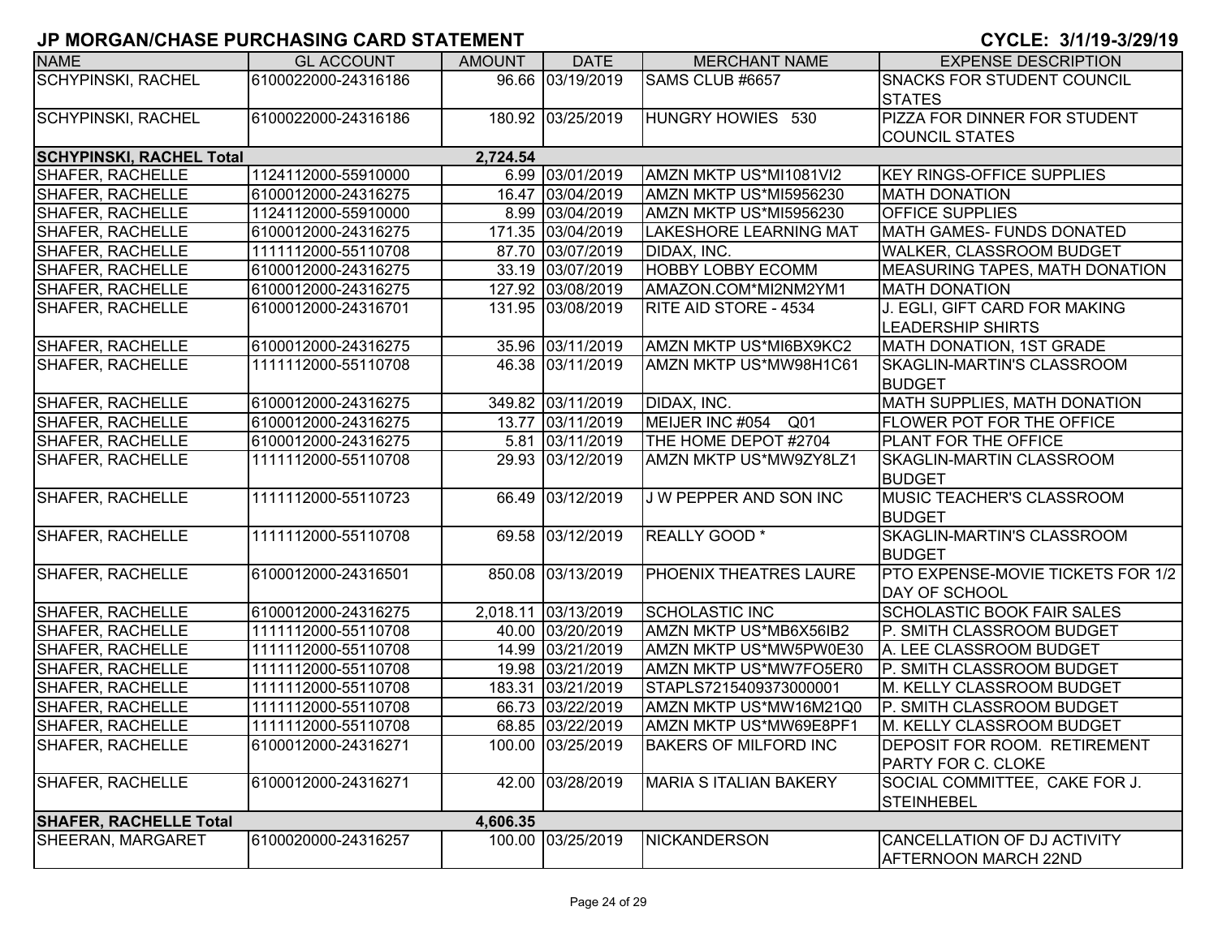# JP MORGAN/CHASE PURCHASING CARD STATEMENT

**CYCLE: 3/1/19-3/29/19**

| NAME | GL ACCOUNT | AMOUNT | DATE | MERCHANT NAME | EXPENSE DESCRIPTION |
|---|---|---|---|---|---|
| SCHYPINSKI, RACHEL | 6100022000-24316186 | 96.66 | 03/19/2019 | SAMS CLUB #6657 | SNACKS FOR STUDENT COUNCIL STATES |
| SCHYPINSKI, RACHEL | 6100022000-24316186 | 180.92 | 03/25/2019 | HUNGRY HOWIES 530 | PIZZA FOR DINNER FOR STUDENT COUNCIL STATES |
| **SCHYPINSKI, RACHEL Total** | | **2,724.54** | | | |
| SHAFER, RACHELLE | 1124112000-55910000 | 6.99 | 03/01/2019 | AMZN MKTP US*MI1081VI2 | KEY RINGS-OFFICE SUPPLIES |
| SHAFER, RACHELLE | 6100012000-24316275 | 16.47 | 03/04/2019 | AMZN MKTP US*MI5956230 | MATH DONATION |
| SHAFER, RACHELLE | 1124112000-55910000 | 8.99 | 03/04/2019 | AMZN MKTP US*MI5956230 | OFFICE SUPPLIES |
| SHAFER, RACHELLE | 6100012000-24316275 | 171.35 | 03/04/2019 | LAKESHORE LEARNING MAT | MATH GAMES- FUNDS DONATED |
| SHAFER, RACHELLE | 1111112000-55110708 | 87.70 | 03/07/2019 | DIDAX, INC. | WALKER, CLASSROOM BUDGET |
| SHAFER, RACHELLE | 6100012000-24316275 | 33.19 | 03/07/2019 | HOBBY LOBBY ECOMM | MEASURING TAPES, MATH DONATION |
| SHAFER, RACHELLE | 6100012000-24316275 | 127.92 | 03/08/2019 | AMAZON.COM*MI2NM2YM1 | MATH DONATION |
| SHAFER, RACHELLE | 6100012000-24316701 | 131.95 | 03/08/2019 | RITE AID STORE - 4534 | J. EGLI, GIFT CARD FOR MAKING LEADERSHIP SHIRTS |
| SHAFER, RACHELLE | 6100012000-24316275 | 35.96 | 03/11/2019 | AMZN MKTP US*MI6BX9KC2 | MATH DONATION, 1ST GRADE |
| SHAFER, RACHELLE | 1111112000-55110708 | 46.38 | 03/11/2019 | AMZN MKTP US*MW98H1C61 | SKAGLIN-MARTIN'S CLASSROOM BUDGET |
| SHAFER, RACHELLE | 6100012000-24316275 | 349.82 | 03/11/2019 | DIDAX, INC. | MATH SUPPLIES, MATH DONATION |
| SHAFER, RACHELLE | 6100012000-24316275 | 13.77 | 03/11/2019 | MEIJER INC #054 Q01 | FLOWER POT FOR THE OFFICE |
| SHAFER, RACHELLE | 6100012000-24316275 | 5.81 | 03/11/2019 | THE HOME DEPOT #2704 | PLANT FOR THE OFFICE |
| SHAFER, RACHELLE | 1111112000-55110708 | 29.93 | 03/12/2019 | AMZN MKTP US*MW9ZY8LZ1 | SKAGLIN-MARTIN CLASSROOM BUDGET |
| SHAFER, RACHELLE | 1111112000-55110723 | 66.49 | 03/12/2019 | J W PEPPER AND SON INC | MUSIC TEACHER'S CLASSROOM BUDGET |
| SHAFER, RACHELLE | 1111112000-55110708 | 69.58 | 03/12/2019 | REALLY GOOD * | SKAGLIN-MARTIN'S CLASSROOM BUDGET |
| SHAFER, RACHELLE | 6100012000-24316501 | 850.08 | 03/13/2019 | PHOENIX THEATRES LAURE | PTO EXPENSE-MOVIE TICKETS FOR 1/2 DAY OF SCHOOL |
| SHAFER, RACHELLE | 6100012000-24316275 | 2,018.11 | 03/13/2019 | SCHOLASTIC INC | SCHOLASTIC BOOK FAIR SALES |
| SHAFER, RACHELLE | 1111112000-55110708 | 40.00 | 03/20/2019 | AMZN MKTP US*MB6X56IB2 | P. SMITH CLASSROOM BUDGET |
| SHAFER, RACHELLE | 1111112000-55110708 | 14.99 | 03/21/2019 | AMZN MKTP US*MW5PW0E30 | A. LEE CLASSROOM BUDGET |
| SHAFER, RACHELLE | 1111112000-55110708 | 19.98 | 03/21/2019 | AMZN MKTP US*MW7FO5ER0 | P. SMITH CLASSROOM BUDGET |
| SHAFER, RACHELLE | 1111112000-55110708 | 183.31 | 03/21/2019 | STAPLS7215409373000001 | M. KELLY CLASSROOM BUDGET |
| SHAFER, RACHELLE | 1111112000-55110708 | 66.73 | 03/22/2019 | AMZN MKTP US*MW16M21Q0 | P. SMITH CLASSROOM BUDGET |
| SHAFER, RACHELLE | 1111112000-55110708 | 68.85 | 03/22/2019 | AMZN MKTP US*MW69E8PF1 | M. KELLY CLASSROOM BUDGET |
| SHAFER, RACHELLE | 6100012000-24316271 | 100.00 | 03/25/2019 | BAKERS OF MILFORD INC | DEPOSIT FOR ROOM. RETIREMENT PARTY FOR C. CLOKE |
| SHAFER, RACHELLE | 6100012000-24316271 | 42.00 | 03/28/2019 | MARIA S ITALIAN BAKERY | SOCIAL COMMITTEE, CAKE FOR J. STEINHEBEL |
| **SHAFER, RACHELLE Total** | | **4,606.35** | | | |
| SHEERAN, MARGARET | 6100020000-24316257 | 100.00 | 03/25/2019 | NICKANDERSON | CANCELLATION OF DJ ACTIVITY AFTERNOON MARCH 22ND |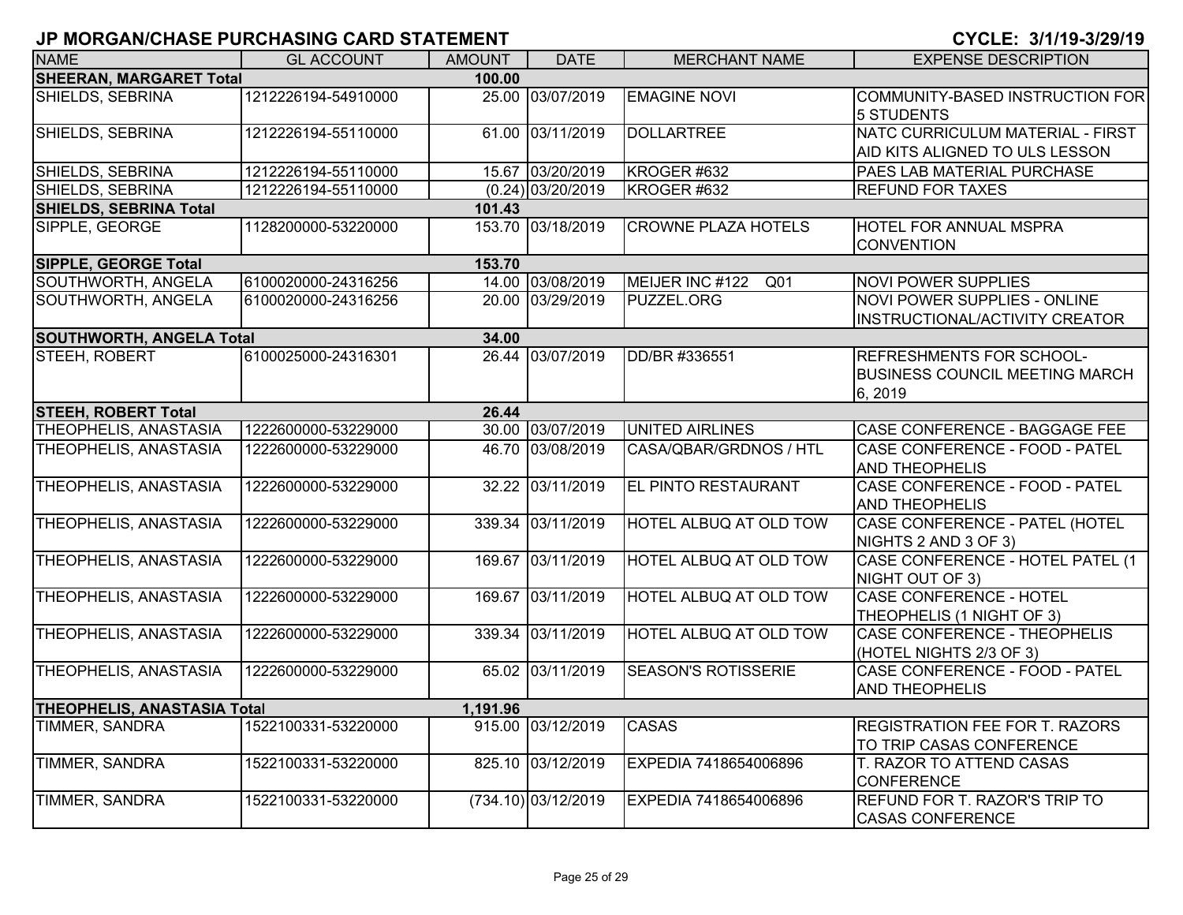# JP MORGAN/CHASE PURCHASING CARD STATEMENT

CYCLE: 3/1/19-3/29/19

| NAME | GL ACCOUNT | AMOUNT | DATE | MERCHANT NAME | EXPENSE DESCRIPTION |
|---|---|---|---|---|---|
| **SHEERAN, MARGARET Total** | | **100.00** | | | |
| SHIELDS, SEBRINA | 1212226194-54910000 | 25.00 | 03/07/2019 | EMAGINE NOVI | COMMUNITY-BASED INSTRUCTION FOR 5 STUDENTS |
| SHIELDS, SEBRINA | 1212226194-55110000 | 61.00 | 03/11/2019 | DOLLARTREE | NATC CURRICULUM MATERIAL - FIRST AID KITS ALIGNED TO ULS LESSON |
| SHIELDS, SEBRINA | 1212226194-55110000 | 15.67 | 03/20/2019 | KROGER #632 | PAES LAB MATERIAL PURCHASE |
| SHIELDS, SEBRINA | 1212226194-55110000 | (0.24) | 03/20/2019 | KROGER #632 | REFUND FOR TAXES |
| **SHIELDS, SEBRINA Total** | | **101.43** | | | |
| SIPPLE, GEORGE | 1128200000-53220000 | 153.70 | 03/18/2019 | CROWNE PLAZA HOTELS | HOTEL FOR ANNUAL MSPRA CONVENTION |
| **SIPPLE, GEORGE Total** | | **153.70** | | | |
| SOUTHWORTH, ANGELA | 6100020000-24316256 | 14.00 | 03/08/2019 | MEIJER INC #122 Q01 | NOVI POWER SUPPLIES |
| SOUTHWORTH, ANGELA | 6100020000-24316256 | 20.00 | 03/29/2019 | PUZZEL.ORG | NOVI POWER SUPPLIES - ONLINE INSTRUCTIONAL/ACTIVITY CREATOR |
| **SOUTHWORTH, ANGELA Total** | | **34.00** | | | |
| STEEH, ROBERT | 6100025000-24316301 | 26.44 | 03/07/2019 | DD/BR #336551 | REFRESHMENTS FOR SCHOOL-BUSINESS COUNCIL MEETING MARCH 6, 2019 |
| **STEEH, ROBERT Total** | | **26.44** | | | |
| THEOPHELIS, ANASTASIA | 1222600000-53229000 | 30.00 | 03/07/2019 | UNITED AIRLINES | CASE CONFERENCE - BAGGAGE FEE |
| THEOPHELIS, ANASTASIA | 1222600000-53229000 | 46.70 | 03/08/2019 | CASA/QBAR/GRDNOS / HTL | CASE CONFERENCE - FOOD - PATEL AND THEOPHELIS |
| THEOPHELIS, ANASTASIA | 1222600000-53229000 | 32.22 | 03/11/2019 | EL PINTO RESTAURANT | CASE CONFERENCE - FOOD - PATEL AND THEOPHELIS |
| THEOPHELIS, ANASTASIA | 1222600000-53229000 | 339.34 | 03/11/2019 | HOTEL ALBUQ AT OLD TOW | CASE CONFERENCE - PATEL (HOTEL NIGHTS 2 AND 3 OF 3) |
| THEOPHELIS, ANASTASIA | 1222600000-53229000 | 169.67 | 03/11/2019 | HOTEL ALBUQ AT OLD TOW | CASE CONFERENCE - HOTEL PATEL (1 NIGHT OUT OF 3) |
| THEOPHELIS, ANASTASIA | 1222600000-53229000 | 169.67 | 03/11/2019 | HOTEL ALBUQ AT OLD TOW | CASE CONFERENCE - HOTEL THEOPHELIS (1 NIGHT OF 3) |
| THEOPHELIS, ANASTASIA | 1222600000-53229000 | 339.34 | 03/11/2019 | HOTEL ALBUQ AT OLD TOW | CASE CONFERENCE - THEOPHELIS (HOTEL NIGHTS 2/3 OF 3) |
| THEOPHELIS, ANASTASIA | 1222600000-53229000 | 65.02 | 03/11/2019 | SEASON'S ROTISSERIE | CASE CONFERENCE - FOOD - PATEL AND THEOPHELIS |
| **THEOPHELIS, ANASTASIA Total** | | **1,191.96** | | | |
| TIMMER, SANDRA | 1522100331-53220000 | 915.00 | 03/12/2019 | CASAS | REGISTRATION FEE FOR T. RAZORS TO TRIP CASAS CONFERENCE |
| TIMMER, SANDRA | 1522100331-53220000 | 825.10 | 03/12/2019 | EXPEDIA 7418654006896 | T. RAZOR TO ATTEND CASAS CONFERENCE |
| TIMMER, SANDRA | 1522100331-53220000 | (734.10) | 03/12/2019 | EXPEDIA 7418654006896 | REFUND FOR T. RAZOR'S TRIP TO CASAS CONFERENCE |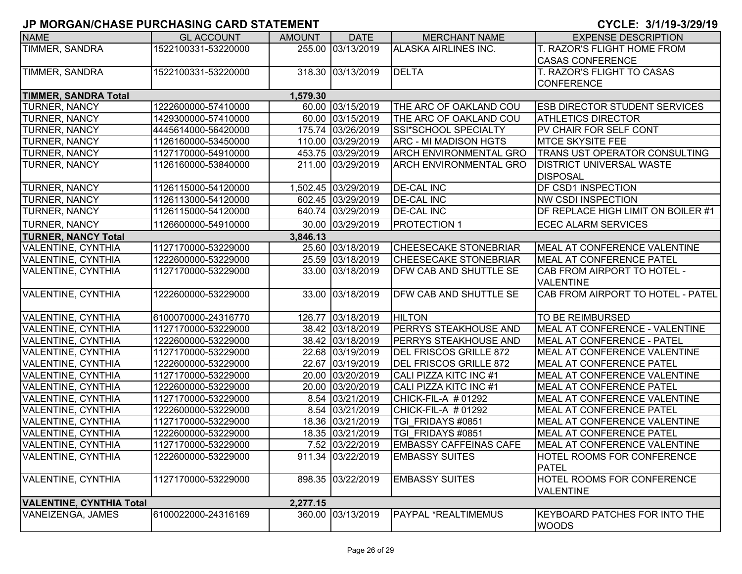# JP MORGAN/CHASE PURCHASING CARD STATEMENT

**CYCLE: 3/1/19-3/29/19**

| NAME | GL ACCOUNT | AMOUNT | DATE | MERCHANT NAME | EXPENSE DESCRIPTION |
|---|---|---|---|---|---|
| TIMMER, SANDRA | 1522100331-53220000 | 255.00 | 03/13/2019 | ALASKA AIRLINES INC. | T. RAZOR'S FLIGHT HOME FROM CASAS CONFERENCE |
| TIMMER, SANDRA | 1522100331-53220000 | 318.30 | 03/13/2019 | DELTA | T. RAZOR'S FLIGHT TO CASAS CONFERENCE |
| **TIMMER, SANDRA Total** | | **1,579.30** | | | |
| TURNER, NANCY | 1222600000-57410000 | 60.00 | 03/15/2019 | THE ARC OF OAKLAND COU | ESB DIRECTOR STUDENT SERVICES |
| TURNER, NANCY | 1429300000-57410000 | 60.00 | 03/15/2019 | THE ARC OF OAKLAND COU | ATHLETICS DIRECTOR |
| TURNER, NANCY | 4445614000-56420000 | 175.74 | 03/26/2019 | SSI*SCHOOL SPECIALTY | PV CHAIR FOR SELF CONT |
| TURNER, NANCY | 1126160000-53450000 | 110.00 | 03/29/2019 | ARC - MI MADISON HGTS | MTCE SKYSITE FEE |
| TURNER, NANCY | 1127170000-54910000 | 453.75 | 03/29/2019 | ARCH ENVIRONMENTAL GRO | TRANS UST OPERATOR CONSULTING |
| TURNER, NANCY | 1126160000-53840000 | 211.00 | 03/29/2019 | ARCH ENVIRONMENTAL GRO | DISTRICT UNIVERSAL WASTE DISPOSAL |
| TURNER, NANCY | 1126115000-54120000 | 1,502.45 | 03/29/2019 | DE-CAL INC | DF CSD1 INSPECTION |
| TURNER, NANCY | 1126113000-54120000 | 602.45 | 03/29/2019 | DE-CAL INC | NW CSDI INSPECTION |
| TURNER, NANCY | 1126115000-54120000 | 640.74 | 03/29/2019 | DE-CAL INC | DF REPLACE HIGH LIMIT ON BOILER #1 |
| TURNER, NANCY | 1126600000-54910000 | 30.00 | 03/29/2019 | PROTECTION 1 | ECEC ALARM SERVICES |
| **TURNER, NANCY Total** | | **3,846.13** | | | |
| VALENTINE, CYNTHIA | 1127170000-53229000 | 25.60 | 03/18/2019 | CHEESECAKE STONEBRIAR | MEAL AT CONFERENCE VALENTINE |
| VALENTINE, CYNTHIA | 1222600000-53229000 | 25.59 | 03/18/2019 | CHEESECAKE STONEBRIAR | MEAL AT CONFERENCE PATEL |
| VALENTINE, CYNTHIA | 1127170000-53229000 | 33.00 | 03/18/2019 | DFW CAB AND SHUTTLE SE | CAB FROM AIRPORT TO HOTEL - VALENTINE |
| VALENTINE, CYNTHIA | 1222600000-53229000 | 33.00 | 03/18/2019 | DFW CAB AND SHUTTLE SE | CAB FROM AIRPORT TO HOTEL - PATEL |
| VALENTINE, CYNTHIA | 6100070000-24316770 | 126.77 | 03/18/2019 | HILTON | TO BE REIMBURSED |
| VALENTINE, CYNTHIA | 1127170000-53229000 | 38.42 | 03/18/2019 | PERRYS STEAKHOUSE AND | MEAL AT CONFERENCE - VALENTINE |
| VALENTINE, CYNTHIA | 1222600000-53229000 | 38.42 | 03/18/2019 | PERRYS STEAKHOUSE AND | MEAL AT CONFERENCE - PATEL |
| VALENTINE, CYNTHIA | 1127170000-53229000 | 22.68 | 03/19/2019 | DEL FRISCOS GRILLE 872 | MEAL AT CONFERENCE VALENTINE |
| VALENTINE, CYNTHIA | 1222600000-53229000 | 22.67 | 03/19/2019 | DEL FRISCOS GRILLE 872 | MEAL AT CONFERENCE PATEL |
| VALENTINE, CYNTHIA | 1127170000-53229000 | 20.00 | 03/20/2019 | CALI PIZZA KITC INC #1 | MEAL AT CONFERENCE VALENTINE |
| VALENTINE, CYNTHIA | 1222600000-53229000 | 20.00 | 03/20/2019 | CALI PIZZA KITC INC #1 | MEAL AT CONFERENCE PATEL |
| VALENTINE, CYNTHIA | 1127170000-53229000 | 8.54 | 03/21/2019 | CHICK-FIL-A # 01292 | MEAL AT CONFERENCE VALENTINE |
| VALENTINE, CYNTHIA | 1222600000-53229000 | 8.54 | 03/21/2019 | CHICK-FIL-A # 01292 | MEAL AT CONFERENCE PATEL |
| VALENTINE, CYNTHIA | 1127170000-53229000 | 18.36 | 03/21/2019 | TGI_FRIDAYS #0851 | MEAL AT CONFERENCE VALENTINE |
| VALENTINE, CYNTHIA | 1222600000-53229000 | 18.35 | 03/21/2019 | TGI_FRIDAYS #0851 | MEAL AT CONFERENCE PATEL |
| VALENTINE, CYNTHIA | 1127170000-53229000 | 7.52 | 03/22/2019 | EMBASSY CAFFEINAS CAFE | MEAL AT CONFERENCE VALENTINE |
| VALENTINE, CYNTHIA | 1222600000-53229000 | 911.34 | 03/22/2019 | EMBASSY SUITES | HOTEL ROOMS FOR CONFERENCE PATEL |
| VALENTINE, CYNTHIA | 1127170000-53229000 | 898.35 | 03/22/2019 | EMBASSY SUITES | HOTEL ROOMS FOR CONFERENCE VALENTINE |
| **VALENTINE, CYNTHIA Total** | | **2,277.15** | | | |
| VANEIZENGA, JAMES | 6100022000-24316169 | 360.00 | 03/13/2019 | PAYPAL *REALTIMEMUS | KEYBOARD PATCHES FOR INTO THE WOODS |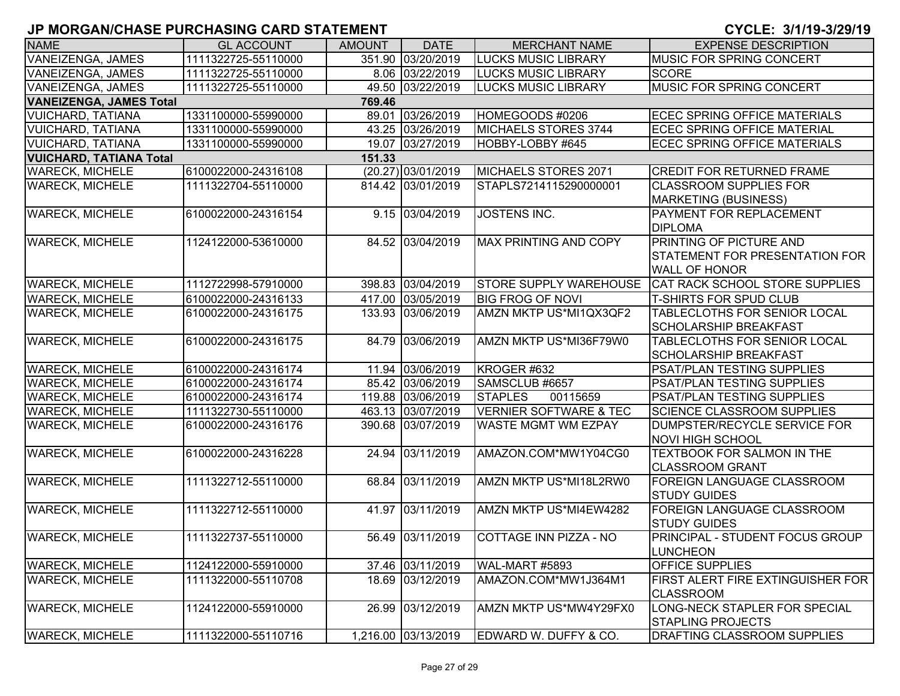## JP MORGAN/CHASE PURCHASING CARD STATEMENT

**CYCLE: 3/1/19-3/29/19**

| NAME | GL ACCOUNT | AMOUNT | DATE | MERCHANT NAME | EXPENSE DESCRIPTION |
|---|---|---|---|---|---|
| VANEIZENGA, JAMES | 1111322725-55110000 | 351.90 | 03/20/2019 | LUCKS MUSIC LIBRARY | MUSIC FOR SPRING CONCERT |
| VANEIZENGA, JAMES | 1111322725-55110000 | 8.06 | 03/22/2019 | LUCKS MUSIC LIBRARY | SCORE |
| VANEIZENGA, JAMES | 1111322725-55110000 | 49.50 | 03/22/2019 | LUCKS MUSIC LIBRARY | MUSIC FOR SPRING CONCERT |
| **VANEIZENGA, JAMES Total** | | **769.46** | | | |
| VUICHARD, TATIANA | 1331100000-55990000 | 89.01 | 03/26/2019 | HOMEGOODS #0206 | ECEC SPRING OFFICE MATERIALS |
| VUICHARD, TATIANA | 1331100000-55990000 | 43.25 | 03/26/2019 | MICHAELS STORES 3744 | ECEC SPRING OFFICE MATERIAL |
| VUICHARD, TATIANA | 1331100000-55990000 | 19.07 | 03/27/2019 | HOBBY-LOBBY #645 | ECEC SPRING OFFICE MATERIALS |
| **VUICHARD, TATIANA Total** | | **151.33** | | | |
| WARECK, MICHELE | 6100022000-24316108 | (20.27) | 03/01/2019 | MICHAELS STORES 2071 | CREDIT FOR RETURNED FRAME |
| WARECK, MICHELE | 1111322704-55110000 | 814.42 | 03/01/2019 | STAPLS7214115290000001 | CLASSROOM SUPPLIES FOR MARKETING (BUSINESS) |
| WARECK, MICHELE | 6100022000-24316154 | 9.15 | 03/04/2019 | JOSTENS INC. | PAYMENT FOR REPLACEMENT DIPLOMA |
| WARECK, MICHELE | 1124122000-53610000 | 84.52 | 03/04/2019 | MAX PRINTING AND COPY | PRINTING OF PICTURE AND STATEMENT FOR PRESENTATION FOR WALL OF HONOR |
| WARECK, MICHELE | 1112722998-57910000 | 398.83 | 03/04/2019 | STORE SUPPLY WAREHOUSE | CAT RACK SCHOOL STORE SUPPLIES |
| WARECK, MICHELE | 6100022000-24316133 | 417.00 | 03/05/2019 | BIG FROG OF NOVI | T-SHIRTS FOR SPUD CLUB |
| WARECK, MICHELE | 6100022000-24316175 | 133.93 | 03/06/2019 | AMZN MKTP US*MI1QX3QF2 | TABLECLOTHS FOR SENIOR LOCAL SCHOLARSHIP BREAKFAST |
| WARECK, MICHELE | 6100022000-24316175 | 84.79 | 03/06/2019 | AMZN MKTP US*MI36F79W0 | TABLECLOTHS FOR SENIOR LOCAL SCHOLARSHIP BREAKFAST |
| WARECK, MICHELE | 6100022000-24316174 | 11.94 | 03/06/2019 | KROGER #632 | PSAT/PLAN TESTING SUPPLIES |
| WARECK, MICHELE | 6100022000-24316174 | 85.42 | 03/06/2019 | SAMSCLUB #6657 | PSAT/PLAN TESTING SUPPLIES |
| WARECK, MICHELE | 6100022000-24316174 | 119.88 | 03/06/2019 | STAPLES 00115659 | PSAT/PLAN TESTING SUPPLIES |
| WARECK, MICHELE | 1111322730-55110000 | 463.13 | 03/07/2019 | VERNIER SOFTWARE & TEC | SCIENCE CLASSROOM SUPPLIES |
| WARECK, MICHELE | 6100022000-24316176 | 390.68 | 03/07/2019 | WASTE MGMT WM EZPAY | DUMPSTER/RECYCLE SERVICE FOR NOVI HIGH SCHOOL |
| WARECK, MICHELE | 6100022000-24316228 | 24.94 | 03/11/2019 | AMAZON.COM*MW1Y04CG0 | TEXTBOOK FOR SALMON IN THE CLASSROOM GRANT |
| WARECK, MICHELE | 1111322712-55110000 | 68.84 | 03/11/2019 | AMZN MKTP US*MI18L2RW0 | FOREIGN LANGUAGE CLASSROOM STUDY GUIDES |
| WARECK, MICHELE | 1111322712-55110000 | 41.97 | 03/11/2019 | AMZN MKTP US*MI4EW4282 | FOREIGN LANGUAGE CLASSROOM STUDY GUIDES |
| WARECK, MICHELE | 1111322737-55110000 | 56.49 | 03/11/2019 | COTTAGE INN PIZZA - NO | PRINCIPAL - STUDENT FOCUS GROUP LUNCHEON |
| WARECK, MICHELE | 1124122000-55910000 | 37.46 | 03/11/2019 | WAL-MART #5893 | OFFICE SUPPLIES |
| WARECK, MICHELE | 1111322000-55110708 | 18.69 | 03/12/2019 | AMAZON.COM*MW1J364M1 | FIRST ALERT FIRE EXTINGUISHER FOR CLASSROOM |
| WARECK, MICHELE | 1124122000-55910000 | 26.99 | 03/12/2019 | AMZN MKTP US*MW4Y29FX0 | LONG-NECK STAPLER FOR SPECIAL STAPLING PROJECTS |
| WARECK, MICHELE | 1111322000-55110716 | 1,216.00 | 03/13/2019 | EDWARD W. DUFFY & CO. | DRAFTING CLASSROOM SUPPLIES |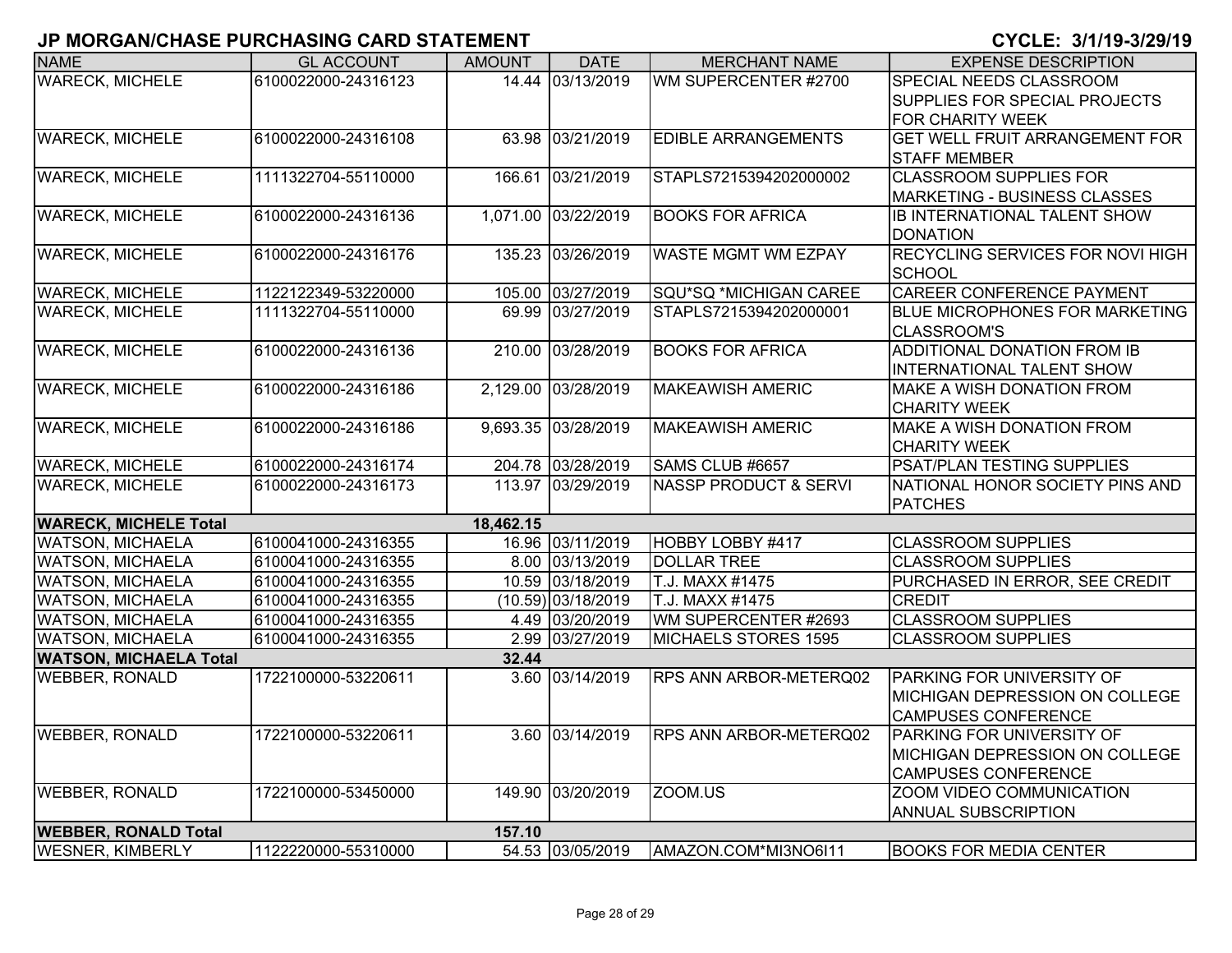## JP MORGAN/CHASE PURCHASING CARD STATEMENT

**CYCLE: 3/1/19-3/29/19**

| NAME | GL ACCOUNT | AMOUNT | DATE | MERCHANT NAME | EXPENSE DESCRIPTION |
|---|---|---|---|---|---|
| WARECK, MICHELE | 6100022000-24316123 | 14.44 | 03/13/2019 | WM SUPERCENTER #2700 | SPECIAL NEEDS CLASSROOM SUPPLIES FOR SPECIAL PROJECTS FOR CHARITY WEEK |
| WARECK, MICHELE | 6100022000-24316108 | 63.98 | 03/21/2019 | EDIBLE ARRANGEMENTS | GET WELL FRUIT ARRANGEMENT FOR STAFF MEMBER |
| WARECK, MICHELE | 1111322704-55110000 | 166.61 | 03/21/2019 | STAPLS7215394202000002 | CLASSROOM SUPPLIES FOR MARKETING - BUSINESS CLASSES |
| WARECK, MICHELE | 6100022000-24316136 | 1,071.00 | 03/22/2019 | BOOKS FOR AFRICA | IB INTERNATIONAL TALENT SHOW DONATION |
| WARECK, MICHELE | 6100022000-24316176 | 135.23 | 03/26/2019 | WASTE MGMT WM EZPAY | RECYCLING SERVICES FOR NOVI HIGH SCHOOL |
| WARECK, MICHELE | 1122122349-53220000 | 105.00 | 03/27/2019 | SQU*SQ *MICHIGAN CAREE | CAREER CONFERENCE PAYMENT |
| WARECK, MICHELE | 1111322704-55110000 | 69.99 | 03/27/2019 | STAPLS7215394202000001 | BLUE MICROPHONES FOR MARKETING CLASSROOM'S |
| WARECK, MICHELE | 6100022000-24316136 | 210.00 | 03/28/2019 | BOOKS FOR AFRICA | ADDITIONAL DONATION FROM IB INTERNATIONAL TALENT SHOW |
| WARECK, MICHELE | 6100022000-24316186 | 2,129.00 | 03/28/2019 | MAKEAWISH AMERIC | MAKE A WISH DONATION FROM CHARITY WEEK |
| WARECK, MICHELE | 6100022000-24316186 | 9,693.35 | 03/28/2019 | MAKEAWISH AMERIC | MAKE A WISH DONATION FROM CHARITY WEEK |
| WARECK, MICHELE | 6100022000-24316174 | 204.78 | 03/28/2019 | SAMS CLUB #6657 | PSAT/PLAN TESTING SUPPLIES |
| WARECK, MICHELE | 6100022000-24316173 | 113.97 | 03/29/2019 | NASSP PRODUCT & SERVI | NATIONAL HONOR SOCIETY PINS AND PATCHES |
| **WARECK, MICHELE Total** | | **18,462.15** | | | |
| WATSON, MICHAELA | 6100041000-24316355 | 16.96 | 03/11/2019 | HOBBY LOBBY #417 | CLASSROOM SUPPLIES |
| WATSON, MICHAELA | 6100041000-24316355 | 8.00 | 03/13/2019 | DOLLAR TREE | CLASSROOM SUPPLIES |
| WATSON, MICHAELA | 6100041000-24316355 | 10.59 | 03/18/2019 | T.J. MAXX #1475 | PURCHASED IN ERROR, SEE CREDIT |
| WATSON, MICHAELA | 6100041000-24316355 | (10.59) | 03/18/2019 | T.J. MAXX #1475 | CREDIT |
| WATSON, MICHAELA | 6100041000-24316355 | 4.49 | 03/20/2019 | WM SUPERCENTER #2693 | CLASSROOM SUPPLIES |
| WATSON, MICHAELA | 6100041000-24316355 | 2.99 | 03/27/2019 | MICHAELS STORES 1595 | CLASSROOM SUPPLIES |
| **WATSON, MICHAELA Total** | | **32.44** | | | |
| WEBBER, RONALD | 1722100000-53220611 | 3.60 | 03/14/2019 | RPS ANN ARBOR-METERQ02 | PARKING FOR UNIVERSITY OF MICHIGAN DEPRESSION ON COLLEGE CAMPUSES CONFERENCE |
| WEBBER, RONALD | 1722100000-53220611 | 3.60 | 03/14/2019 | RPS ANN ARBOR-METERQ02 | PARKING FOR UNIVERSITY OF MICHIGAN DEPRESSION ON COLLEGE CAMPUSES CONFERENCE |
| WEBBER, RONALD | 1722100000-53450000 | 149.90 | 03/20/2019 | ZOOM.US | ZOOM VIDEO COMMUNICATION ANNUAL SUBSCRIPTION |
| **WEBBER, RONALD Total** | | **157.10** | | | |
| WESNER, KIMBERLY | 1122220000-55310000 | 54.53 | 03/05/2019 | AMAZON.COM*MI3NO6I11 | BOOKS FOR MEDIA CENTER |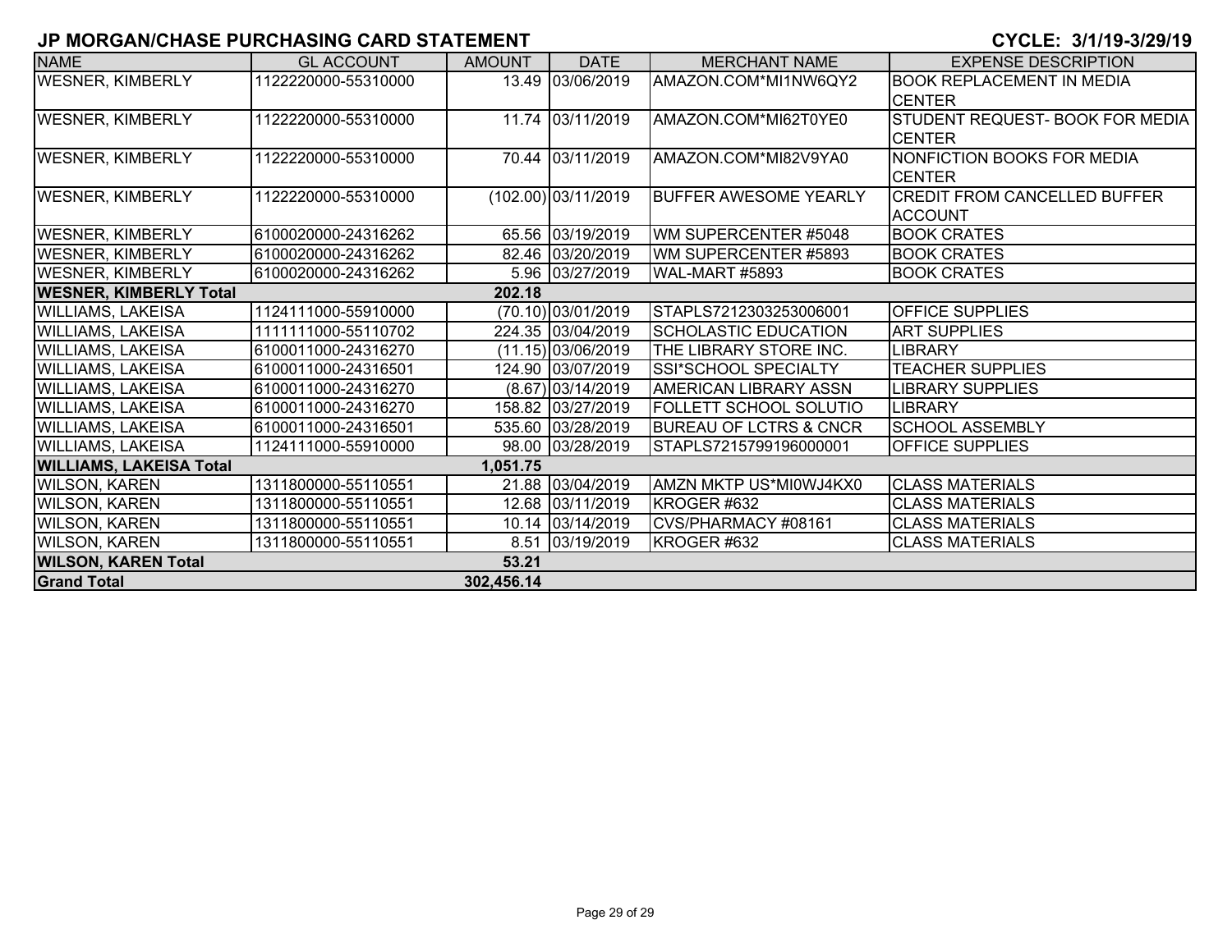## JP MORGAN/CHASE PURCHASING CARD STATEMENT

**CYCLE: 3/1/19-3/29/19**

| NAME | GL ACCOUNT | AMOUNT | DATE | MERCHANT NAME | EXPENSE DESCRIPTION |
|---|---|---|---|---|---|
| WESNER, KIMBERLY | 1122220000-55310000 | 13.49 | 03/06/2019 | AMAZON.COM*MI1NW6QY2 | BOOK REPLACEMENT IN MEDIA CENTER |
| WESNER, KIMBERLY | 1122220000-55310000 | 11.74 | 03/11/2019 | AMAZON.COM*MI62T0YE0 | STUDENT REQUEST- BOOK FOR MEDIA CENTER |
| WESNER, KIMBERLY | 1122220000-55310000 | 70.44 | 03/11/2019 | AMAZON.COM*MI82V9YA0 | NONFICTION BOOKS FOR MEDIA CENTER |
| WESNER, KIMBERLY | 1122220000-55310000 | (102.00) | 03/11/2019 | BUFFER AWESOME YEARLY | CREDIT FROM CANCELLED BUFFER ACCOUNT |
| WESNER, KIMBERLY | 6100020000-24316262 | 65.56 | 03/19/2019 | WM SUPERCENTER #5048 | BOOK CRATES |
| WESNER, KIMBERLY | 6100020000-24316262 | 82.46 | 03/20/2019 | WM SUPERCENTER #5893 | BOOK CRATES |
| WESNER, KIMBERLY | 6100020000-24316262 | 5.96 | 03/27/2019 | WAL-MART #5893 | BOOK CRATES |
| **WESNER, KIMBERLY Total** | | **202.18** | | | |
| WILLIAMS, LAKEISA | 1124111000-55910000 | (70.10) | 03/01/2019 | STAPLS7212303253006001 | OFFICE SUPPLIES |
| WILLIAMS, LAKEISA | 1111111000-55110702 | 224.35 | 03/04/2019 | SCHOLASTIC EDUCATION | ART SUPPLIES |
| WILLIAMS, LAKEISA | 6100011000-24316270 | (11.15) | 03/06/2019 | THE LIBRARY STORE INC. | LIBRARY |
| WILLIAMS, LAKEISA | 6100011000-24316501 | 124.90 | 03/07/2019 | SSI*SCHOOL SPECIALTY | TEACHER SUPPLIES |
| WILLIAMS, LAKEISA | 6100011000-24316270 | (8.67) | 03/14/2019 | AMERICAN LIBRARY ASSN | LIBRARY SUPPLIES |
| WILLIAMS, LAKEISA | 6100011000-24316270 | 158.82 | 03/27/2019 | FOLLETT SCHOOL SOLUTIO | LIBRARY |
| WILLIAMS, LAKEISA | 6100011000-24316501 | 535.60 | 03/28/2019 | BUREAU OF LCTRS & CNCR | SCHOOL ASSEMBLY |
| WILLIAMS, LAKEISA | 1124111000-55910000 | 98.00 | 03/28/2019 | STAPLS7215799196000001 | OFFICE SUPPLIES |
| **WILLIAMS, LAKEISA Total** | | **1,051.75** | | | |
| WILSON, KAREN | 1311800000-55110551 | 21.88 | 03/04/2019 | AMZN MKTP US*MI0WJ4KX0 | CLASS MATERIALS |
| WILSON, KAREN | 1311800000-55110551 | 12.68 | 03/11/2019 | KROGER #632 | CLASS MATERIALS |
| WILSON, KAREN | 1311800000-55110551 | 10.14 | 03/14/2019 | CVS/PHARMACY #08161 | CLASS MATERIALS |
| WILSON, KAREN | 1311800000-55110551 | 8.51 | 03/19/2019 | KROGER #632 | CLASS MATERIALS |
| **WILSON, KAREN Total** | | **53.21** | | | |
| **Grand Total** | | **302,456.14** | | | |